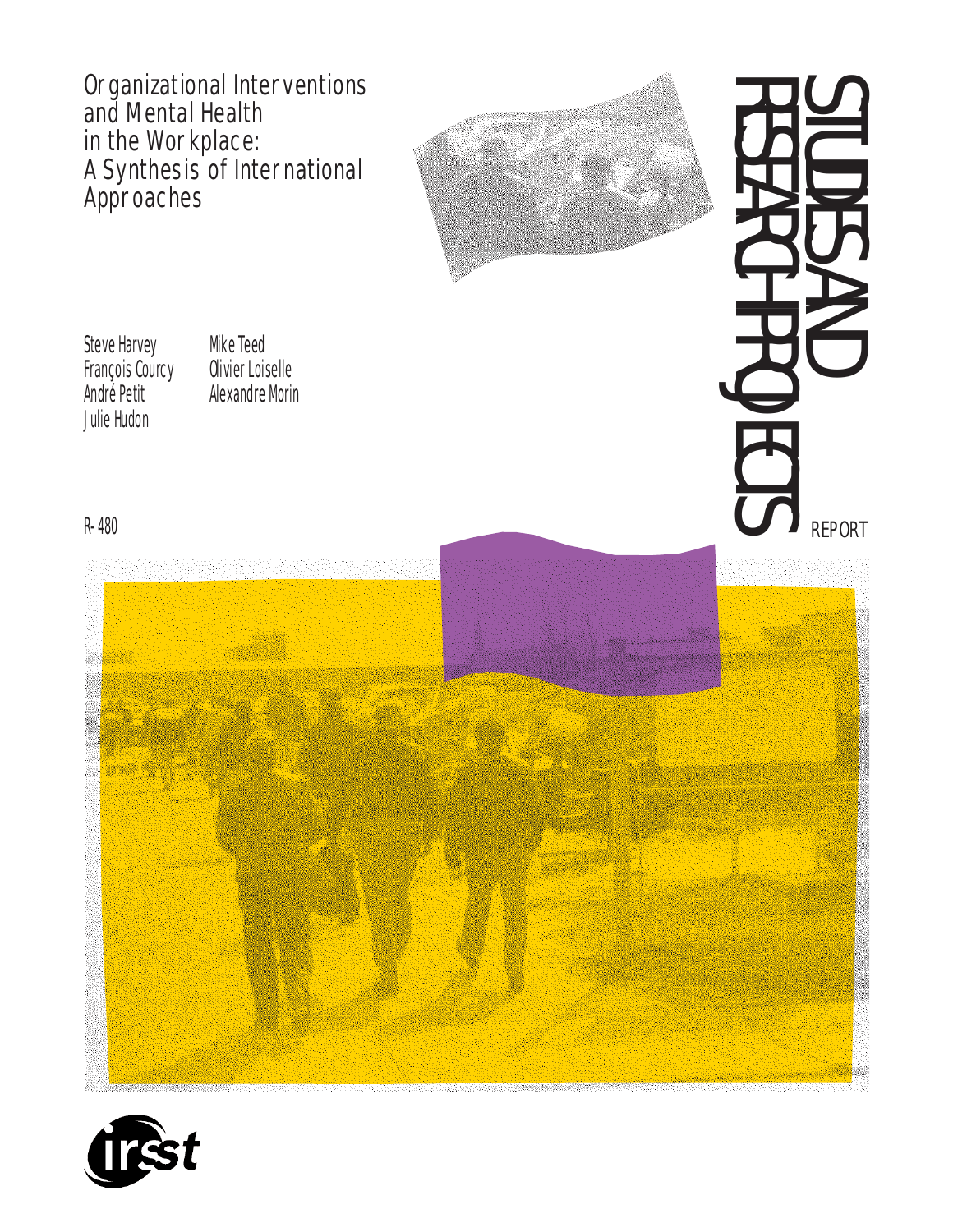# Organizational Interventions and Mental Health in the Workplace: A Synthesis of International Approaches

Steve Harvey
François Courcy
André Petit
Julie Hudon
Mike Teed
Olivier Loiselle
Alexandre Morin

R-480

STUDIES AND RESEARCH PROJECTS

REPORT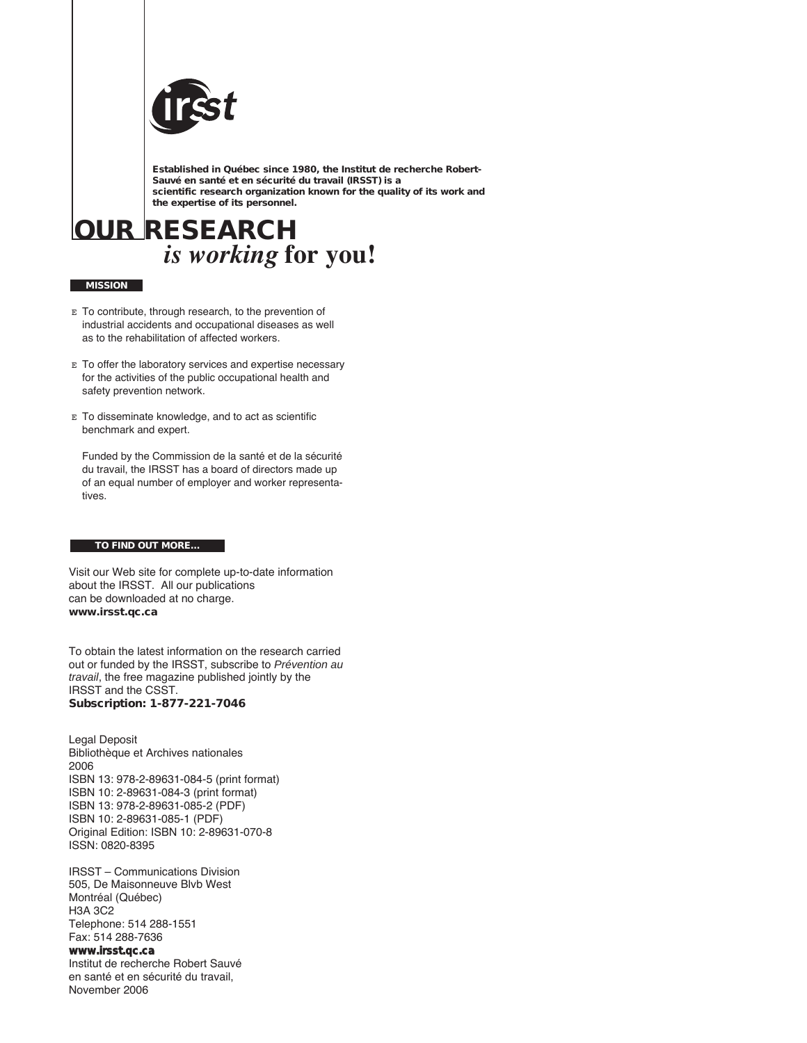**Established in Québec since 1980, the Institut de recherche Robert-Sauvé en santé et en sécurité du travail (IRSST) is a scientific research organization known for the quality of its work and the expertise of its personnel.**

# OUR RESEARCH *is working* for you!

## MISSION

- To contribute, through research, to the prevention of industrial accidents and occupational diseases as well as to the rehabilitation of affected workers.
- To offer the laboratory services and expertise necessary for the activities of the public occupational health and safety prevention network.
- To disseminate knowledge, and to act as scientific benchmark and expert.

Funded by the Commission de la santé et de la sécurité du travail, the IRSST has a board of directors made up of an equal number of employer and worker representatives.

## TO FIND OUT MORE...

Visit our Web site for complete up-to-date information about the IRSST. All our publications can be downloaded at no charge.
**www.irsst.qc.ca**

To obtain the latest information on the research carried out or funded by the IRSST, subscribe to *Prévention au travail*, the free magazine published jointly by the IRSST and the CSST.
**Subscription: 1-877-221-7046**

Legal Deposit
Bibliothèque et Archives nationales
2006
ISBN 13: 978-2-89631-084-5 (print format)
ISBN 10: 2-89631-084-3 (print format)
ISBN 13: 978-2-89631-085-2 (PDF)
ISBN 10: 2-89631-085-1 (PDF)
Original Edition: ISBN 10: 2-89631-070-8
ISSN: 0820-8395

IRSST – Communications Division
505, De Maisonneuve Blvb West
Montréal (Québec)
H3A 3C2
Telephone: 514 288-1551
Fax: 514 288-7636
**www.irsst.qc.ca**
Institut de recherche Robert Sauvé
en santé et en sécurité du travail,
November 2006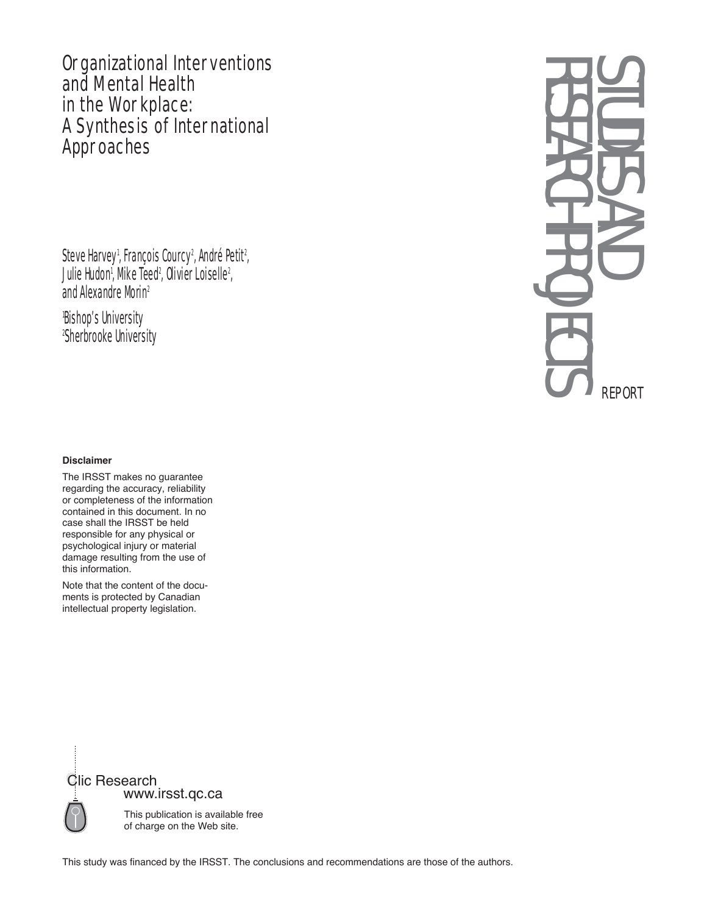# Organizational Interventions and Mental Health in the Workplace: A Synthesis of International Approaches

Steve Harvey[1], François Courcy[2], André Petit[2], Julie Hudon[1], Mike Teed[2], Olivier Loiselle[2], and Alexandre Morin[2]

[1]Bishop's University
[2]Sherbrooke University

STUDIES AND RESEARCH PROJECTS

REPORT

**Disclaimer**

The IRSST makes no guarantee regarding the accuracy, reliability or completeness of the information contained in this document. In no case shall the IRSST be held responsible for any physical or psychological injury or material damage resulting from the use of this information.

Note that the content of the documents is protected by Canadian intellectual property legislation.

Clic Research
www.irsst.qc.ca

This publication is available free of charge on the Web site.

This study was financed by the IRSST. The conclusions and recommendations are those of the authors.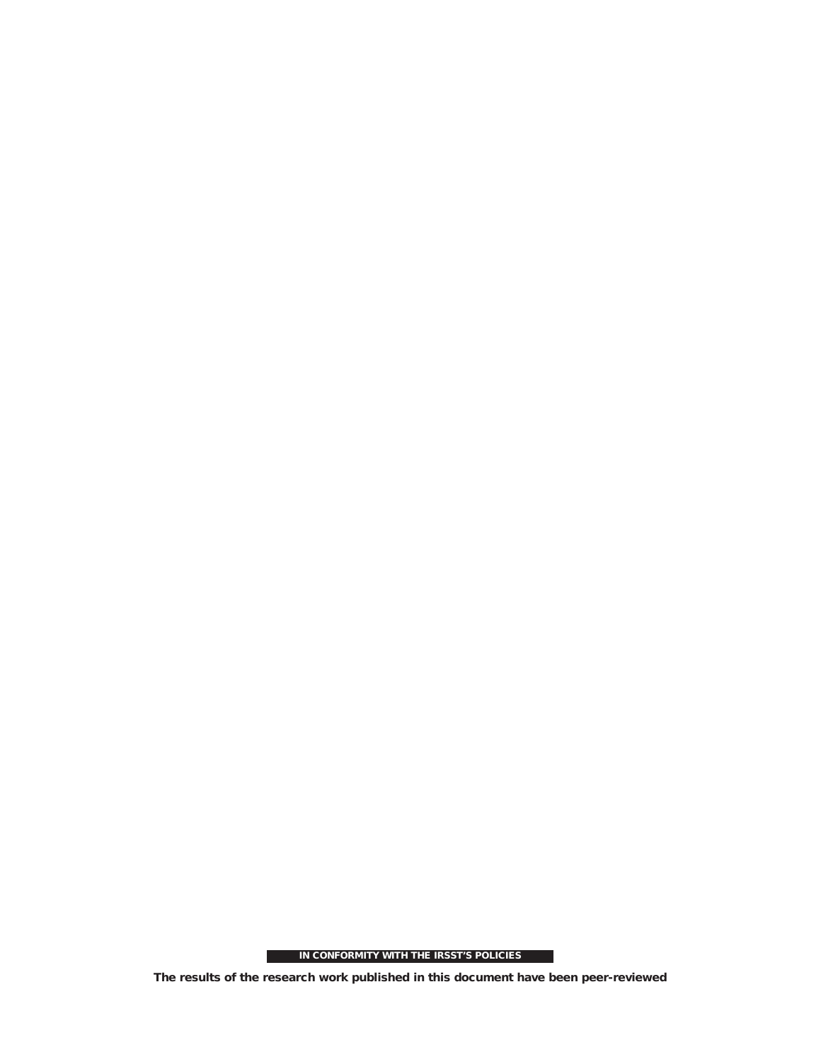**IN CONFORMITY WITH THE IRSST'S POLICIES**

**The results of the research work published in this document have been peer-reviewed**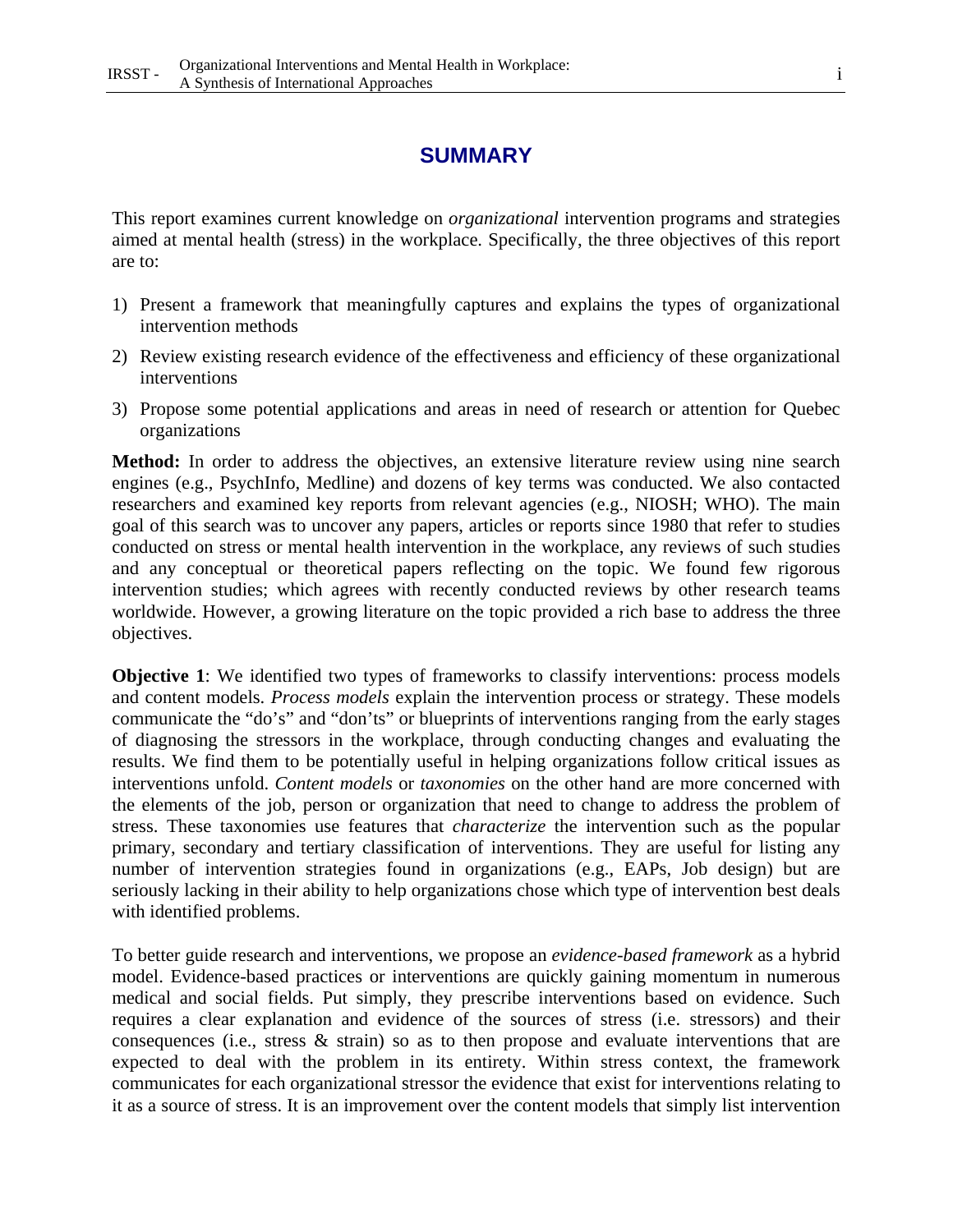# SUMMARY

This report examines current knowledge on *organizational* intervention programs and strategies aimed at mental health (stress) in the workplace. Specifically, the three objectives of this report are to:

1) Present a framework that meaningfully captures and explains the types of organizational intervention methods
2) Review existing research evidence of the effectiveness and efficiency of these organizational interventions
3) Propose some potential applications and areas in need of research or attention for Quebec organizations

**Method:** In order to address the objectives, an extensive literature review using nine search engines (e.g., PsychInfo, Medline) and dozens of key terms was conducted. We also contacted researchers and examined key reports from relevant agencies (e.g., NIOSH; WHO). The main goal of this search was to uncover any papers, articles or reports since 1980 that refer to studies conducted on stress or mental health intervention in the workplace, any reviews of such studies and any conceptual or theoretical papers reflecting on the topic. We found few rigorous intervention studies; which agrees with recently conducted reviews by other research teams worldwide. However, a growing literature on the topic provided a rich base to address the three objectives.

**Objective 1**: We identified two types of frameworks to classify interventions: process models and content models. *Process models* explain the intervention process or strategy. These models communicate the "do's" and "don'ts" or blueprints of interventions ranging from the early stages of diagnosing the stressors in the workplace, through conducting changes and evaluating the results. We find them to be potentially useful in helping organizations follow critical issues as interventions unfold. *Content models* or *taxonomies* on the other hand are more concerned with the elements of the job, person or organization that need to change to address the problem of stress. These taxonomies use features that *characterize* the intervention such as the popular primary, secondary and tertiary classification of interventions. They are useful for listing any number of intervention strategies found in organizations (e.g., EAPs, Job design) but are seriously lacking in their ability to help organizations chose which type of intervention best deals with identified problems.

To better guide research and interventions, we propose an *evidence-based framework* as a hybrid model. Evidence-based practices or interventions are quickly gaining momentum in numerous medical and social fields. Put simply, they prescribe interventions based on evidence. Such requires a clear explanation and evidence of the sources of stress (i.e. stressors) and their consequences (i.e., stress & strain) so as to then propose and evaluate interventions that are expected to deal with the problem in its entirety. Within stress context, the framework communicates for each organizational stressor the evidence that exist for interventions relating to it as a source of stress. It is an improvement over the content models that simply list intervention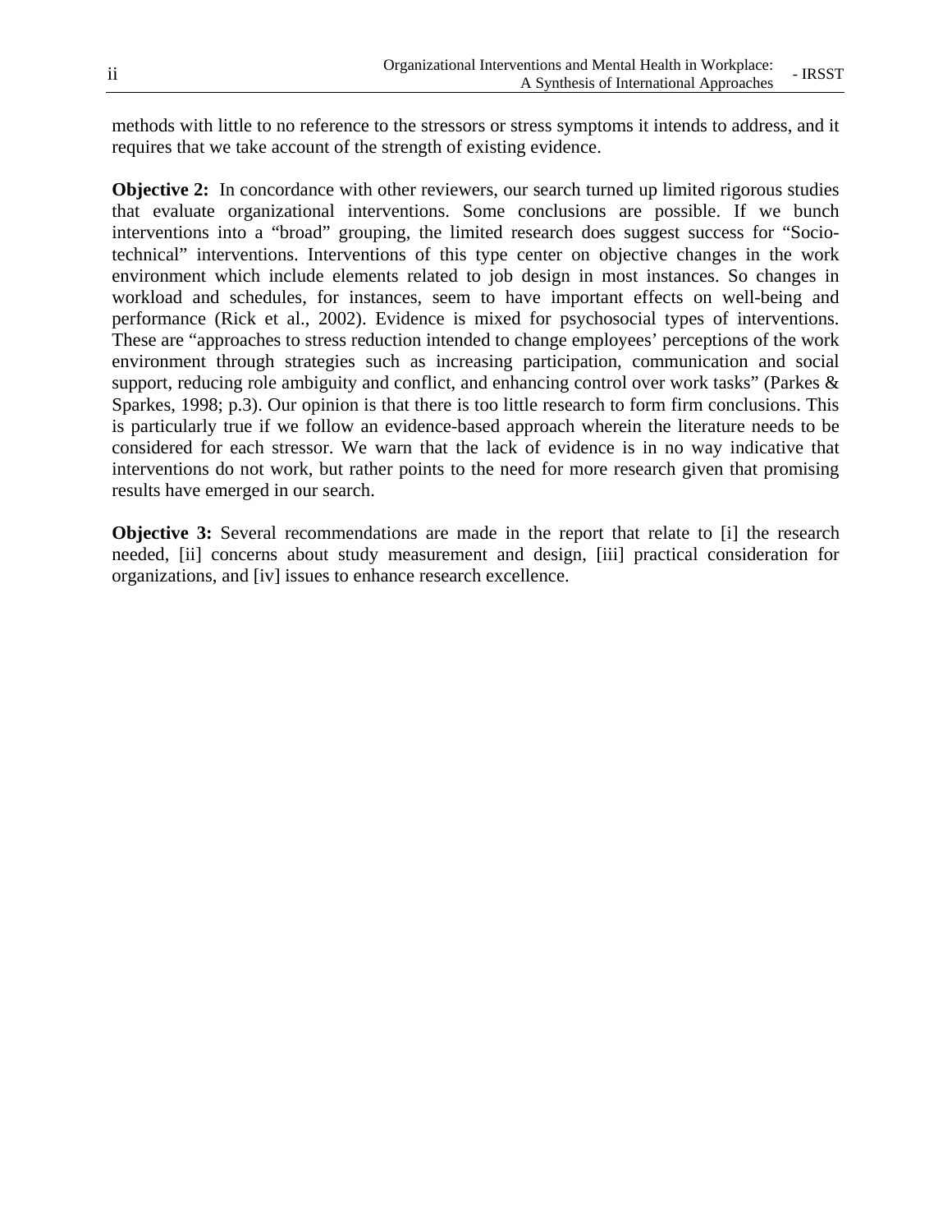methods with little to no reference to the stressors or stress symptoms it intends to address, and it requires that we take account of the strength of existing evidence.

**Objective 2:** In concordance with other reviewers, our search turned up limited rigorous studies that evaluate organizational interventions. Some conclusions are possible. If we bunch interventions into a "broad" grouping, the limited research does suggest success for "Socio-technical" interventions. Interventions of this type center on objective changes in the work environment which include elements related to job design in most instances. So changes in workload and schedules, for instances, seem to have important effects on well-being and performance (Rick et al., 2002). Evidence is mixed for psychosocial types of interventions. These are "approaches to stress reduction intended to change employees' perceptions of the work environment through strategies such as increasing participation, communication and social support, reducing role ambiguity and conflict, and enhancing control over work tasks" (Parkes & Sparkes, 1998; p.3). Our opinion is that there is too little research to form firm conclusions. This is particularly true if we follow an evidence-based approach wherein the literature needs to be considered for each stressor. We warn that the lack of evidence is in no way indicative that interventions do not work, but rather points to the need for more research given that promising results have emerged in our search.

**Objective 3:** Several recommendations are made in the report that relate to [i] the research needed, [ii] concerns about study measurement and design, [iii] practical consideration for organizations, and [iv] issues to enhance research excellence.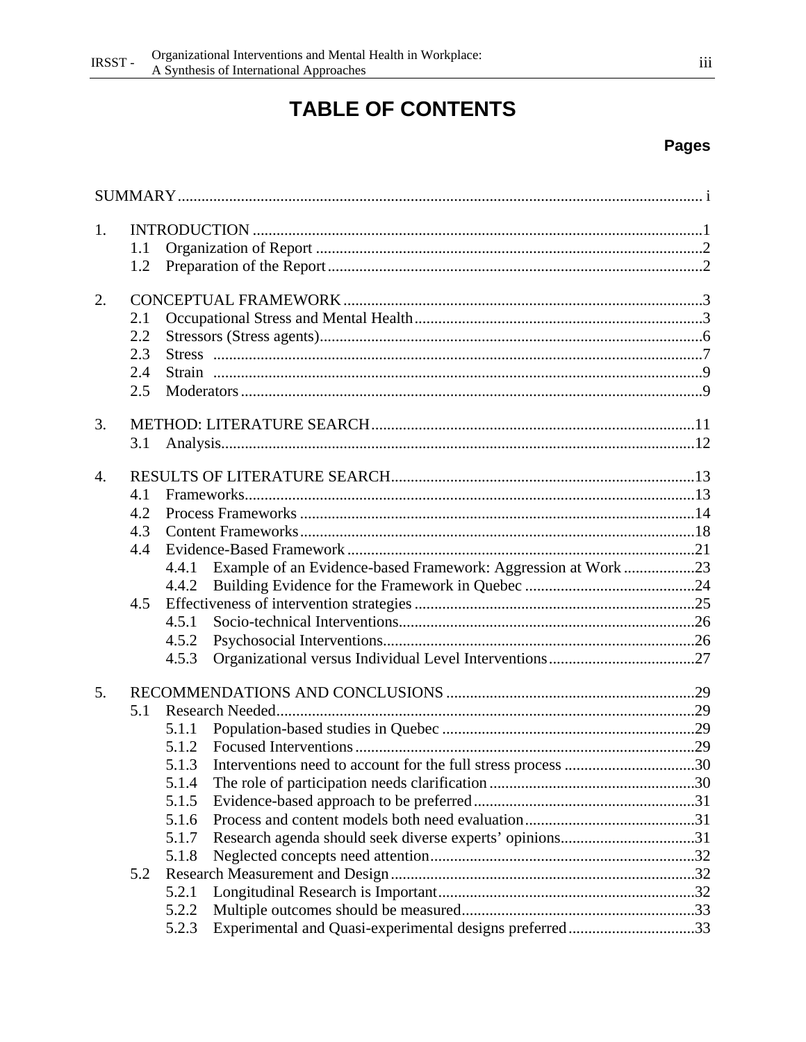# TABLE OF CONTENTS

**Pages**

SUMMARY ........................................................................................................................ i

1. INTRODUCTION .................................................................................................................1
   - 1.1 Organization of Report ..................................................................................................2
   - 1.2 Preparation of the Report...............................................................................................2

2. CONCEPTUAL FRAMEWORK ..........................................................................................3
   - 2.1 Occupational Stress and Mental Health.........................................................................3
   - 2.2 Stressors (Stress agents).................................................................................................6
   - 2.3 Stress ............................................................................................................................7
   - 2.4 Strain ............................................................................................................................9
   - 2.5 Moderators....................................................................................................................9

3. METHOD: LITERATURE SEARCH.................................................................................11
   - 3.1 Analysis.......................................................................................................................12

4. RESULTS OF LITERATURE SEARCH............................................................................13
   - 4.1 Frameworks.................................................................................................................13
   - 4.2 Process Frameworks ...................................................................................................14
   - 4.3 Content Frameworks...................................................................................................18
   - 4.4 Evidence-Based Framework ........................................................................................21
     - 4.4.1 Example of an Evidence-based Framework: Aggression at Work ..................23
     - 4.4.2 Building Evidence for the Framework in Quebec ...........................................24
   - 4.5 Effectiveness of intervention strategies .......................................................................25
     - 4.5.1 Socio-technical Interventions...........................................................................26
     - 4.5.2 Psychosocial Interventions...............................................................................26
     - 4.5.3 Organizational versus Individual Level Interventions.....................................27

5. RECOMMENDATIONS AND CONCLUSIONS ...............................................................29
   - 5.1 Research Needed..........................................................................................................29
     - 5.1.1 Population-based studies in Quebec ................................................................29
     - 5.1.2 Focused Interventions......................................................................................29
     - 5.1.3 Interventions need to account for the full stress process .................................30
     - 5.1.4 The role of participation needs clarification....................................................30
     - 5.1.5 Evidence-based approach to be preferred........................................................31
     - 5.1.6 Process and content models both need evaluation...........................................31
     - 5.1.7 Research agenda should seek diverse experts' opinions..................................31
     - 5.1.8 Neglected concepts need attention...................................................................32
   - 5.2 Research Measurement and Design.............................................................................32
     - 5.2.1 Longitudinal Research is Important.................................................................32
     - 5.2.2 Multiple outcomes should be measured...........................................................33
     - 5.2.3 Experimental and Quasi-experimental designs preferred................................33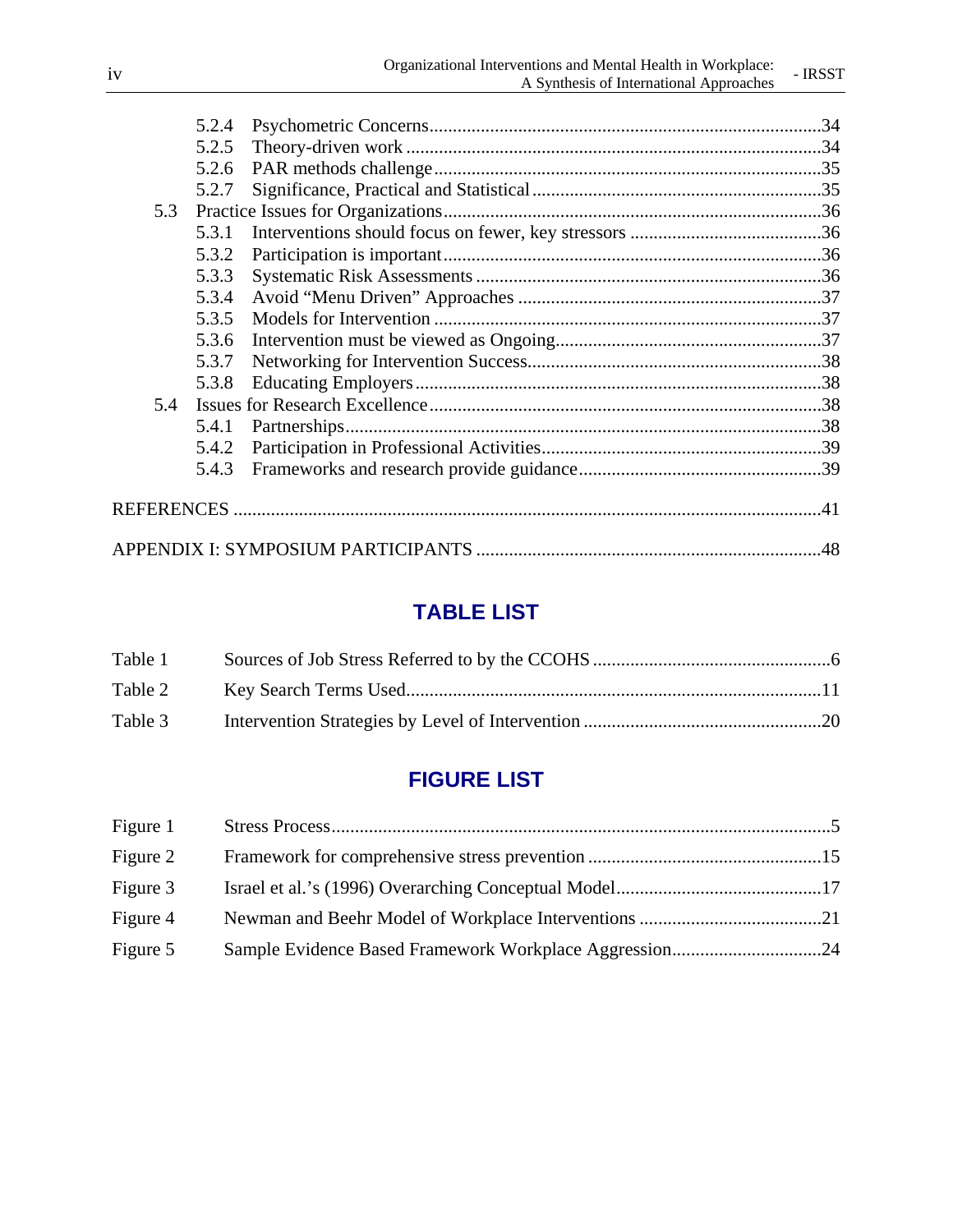5.2.4 Psychometric Concerns ........................................................ 34
5.2.5 Theory-driven work ........................................................ 34
5.2.6 PAR methods challenge ........................................................ 35
5.2.7 Significance, Practical and Statistical ........................................................ 35
5.3 Practice Issues for Organizations ........................................................ 36
5.3.1 Interventions should focus on fewer, key stressors ........................................................ 36
5.3.2 Participation is important ........................................................ 36
5.3.3 Systematic Risk Assessments ........................................................ 36
5.3.4 Avoid “Menu Driven” Approaches ........................................................ 37
5.3.5 Models for Intervention ........................................................ 37
5.3.6 Intervention must be viewed as Ongoing ........................................................ 37
5.3.7 Networking for Intervention Success ........................................................ 38
5.3.8 Educating Employers ........................................................ 38
5.4 Issues for Research Excellence ........................................................ 38
5.4.1 Partnerships ........................................................ 38
5.4.2 Participation in Professional Activities ........................................................ 39
5.4.3 Frameworks and research provide guidance ........................................................ 39

REFERENCES ........................................................ 41

APPENDIX I: SYMPOSIUM PARTICIPANTS ........................................................ 48

## TABLE LIST

Table 1 Sources of Job Stress Referred to by the CCOHS ........................................................ 6
Table 2 Key Search Terms Used ........................................................ 11
Table 3 Intervention Strategies by Level of Intervention ........................................................ 20

## FIGURE LIST

Figure 1 Stress Process ........................................................ 5
Figure 2 Framework for comprehensive stress prevention ........................................................ 15
Figure 3 Israel et al.’s (1996) Overarching Conceptual Model ........................................................ 17
Figure 4 Newman and Beehr Model of Workplace Interventions ........................................................ 21
Figure 5 Sample Evidence Based Framework Workplace Aggression ........................................................ 24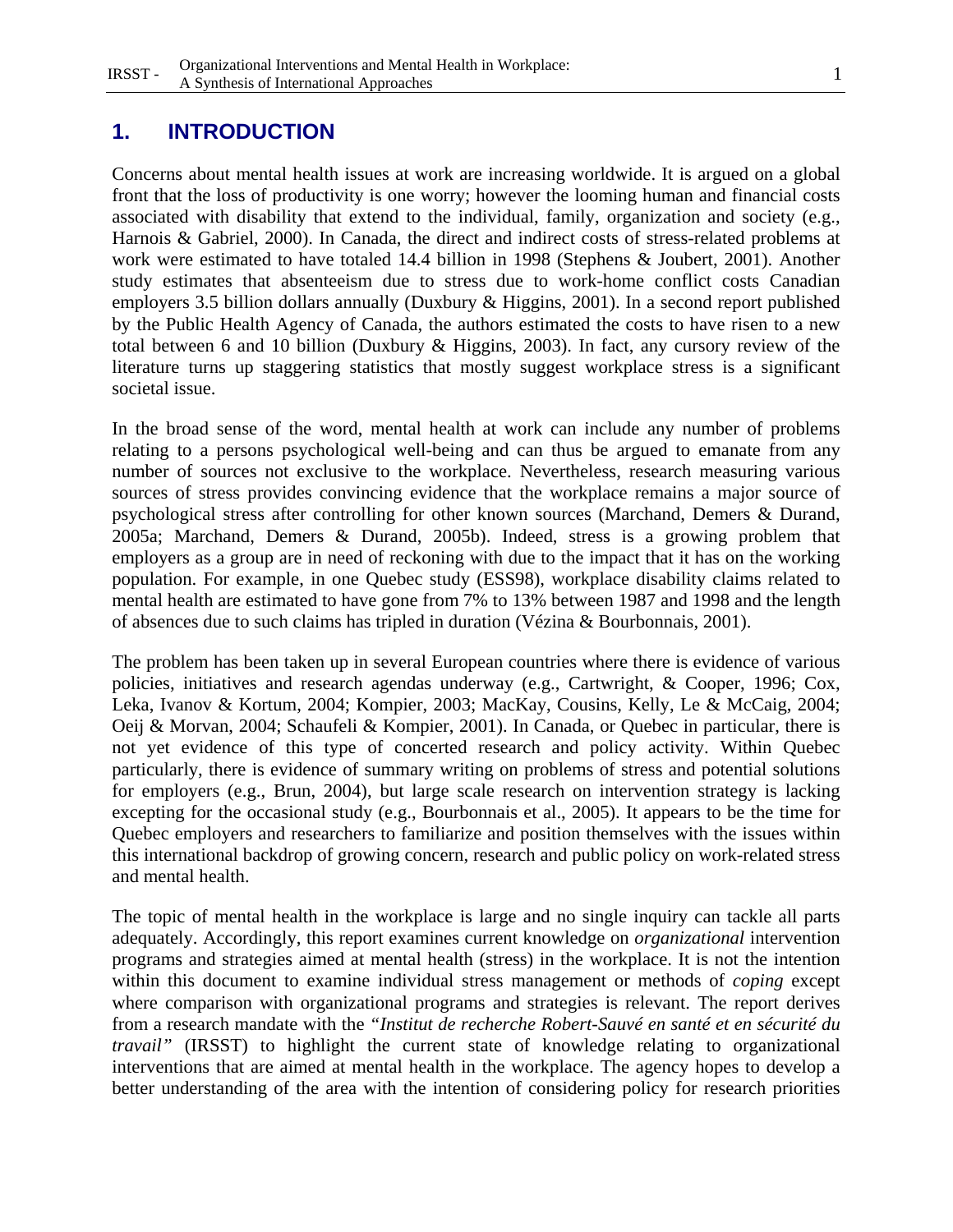# 1. INTRODUCTION

Concerns about mental health issues at work are increasing worldwide. It is argued on a global front that the loss of productivity is one worry; however the looming human and financial costs associated with disability that extend to the individual, family, organization and society (e.g., Harnois & Gabriel, 2000). In Canada, the direct and indirect costs of stress-related problems at work were estimated to have totaled 14.4 billion in 1998 (Stephens & Joubert, 2001). Another study estimates that absenteeism due to stress due to work-home conflict costs Canadian employers 3.5 billion dollars annually (Duxbury & Higgins, 2001). In a second report published by the Public Health Agency of Canada, the authors estimated the costs to have risen to a new total between 6 and 10 billion (Duxbury & Higgins, 2003). In fact, any cursory review of the literature turns up staggering statistics that mostly suggest workplace stress is a significant societal issue.

In the broad sense of the word, mental health at work can include any number of problems relating to a persons psychological well-being and can thus be argued to emanate from any number of sources not exclusive to the workplace. Nevertheless, research measuring various sources of stress provides convincing evidence that the workplace remains a major source of psychological stress after controlling for other known sources (Marchand, Demers & Durand, 2005a; Marchand, Demers & Durand, 2005b). Indeed, stress is a growing problem that employers as a group are in need of reckoning with due to the impact that it has on the working population. For example, in one Quebec study (ESS98), workplace disability claims related to mental health are estimated to have gone from 7% to 13% between 1987 and 1998 and the length of absences due to such claims has tripled in duration (Vézina & Bourbonnais, 2001).

The problem has been taken up in several European countries where there is evidence of various policies, initiatives and research agendas underway (e.g., Cartwright, & Cooper, 1996; Cox, Leka, Ivanov & Kortum, 2004; Kompier, 2003; MacKay, Cousins, Kelly, Le & McCaig, 2004; Oeij & Morvan, 2004; Schaufeli & Kompier, 2001). In Canada, or Quebec in particular, there is not yet evidence of this type of concerted research and policy activity. Within Quebec particularly, there is evidence of summary writing on problems of stress and potential solutions for employers (e.g., Brun, 2004), but large scale research on intervention strategy is lacking excepting for the occasional study (e.g., Bourbonnais et al., 2005). It appears to be the time for Quebec employers and researchers to familiarize and position themselves with the issues within this international backdrop of growing concern, research and public policy on work-related stress and mental health.

The topic of mental health in the workplace is large and no single inquiry can tackle all parts adequately. Accordingly, this report examines current knowledge on *organizational* intervention programs and strategies aimed at mental health (stress) in the workplace. It is not the intention within this document to examine individual stress management or methods of *coping* except where comparison with organizational programs and strategies is relevant. The report derives from a research mandate with the *"Institut de recherche Robert-Sauvé en santé et en sécurité du travail"* (IRSST) to highlight the current state of knowledge relating to organizational interventions that are aimed at mental health in the workplace. The agency hopes to develop a better understanding of the area with the intention of considering policy for research priorities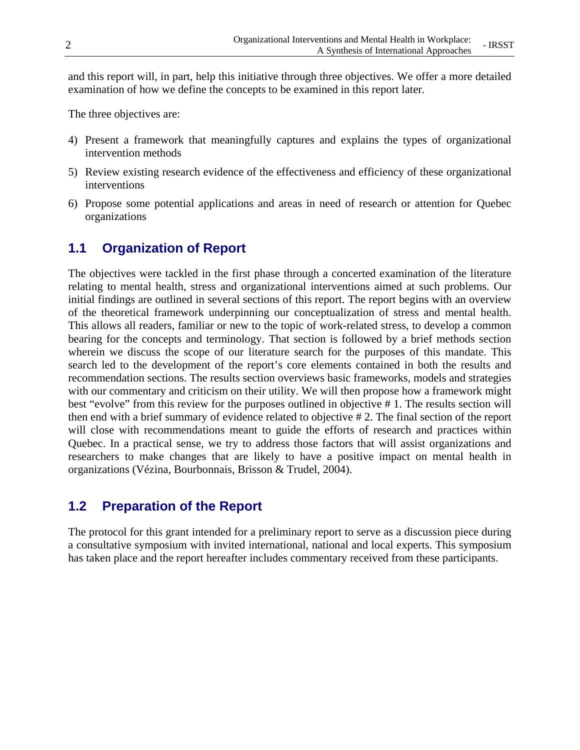and this report will, in part, help this initiative through three objectives. We offer a more detailed examination of how we define the concepts to be examined in this report later.

The three objectives are:

4) Present a framework that meaningfully captures and explains the types of organizational intervention methods
5) Review existing research evidence of the effectiveness and efficiency of these organizational interventions
6) Propose some potential applications and areas in need of research or attention for Quebec organizations

## 1.1 Organization of Report

The objectives were tackled in the first phase through a concerted examination of the literature relating to mental health, stress and organizational interventions aimed at such problems. Our initial findings are outlined in several sections of this report. The report begins with an overview of the theoretical framework underpinning our conceptualization of stress and mental health. This allows all readers, familiar or new to the topic of work-related stress, to develop a common bearing for the concepts and terminology. That section is followed by a brief methods section wherein we discuss the scope of our literature search for the purposes of this mandate. This search led to the development of the report's core elements contained in both the results and recommendation sections. The results section overviews basic frameworks, models and strategies with our commentary and criticism on their utility. We will then propose how a framework might best "evolve" from this review for the purposes outlined in objective # 1. The results section will then end with a brief summary of evidence related to objective # 2. The final section of the report will close with recommendations meant to guide the efforts of research and practices within Quebec. In a practical sense, we try to address those factors that will assist organizations and researchers to make changes that are likely to have a positive impact on mental health in organizations (Vézina, Bourbonnais, Brisson & Trudel, 2004).

## 1.2 Preparation of the Report

The protocol for this grant intended for a preliminary report to serve as a discussion piece during a consultative symposium with invited international, national and local experts. This symposium has taken place and the report hereafter includes commentary received from these participants.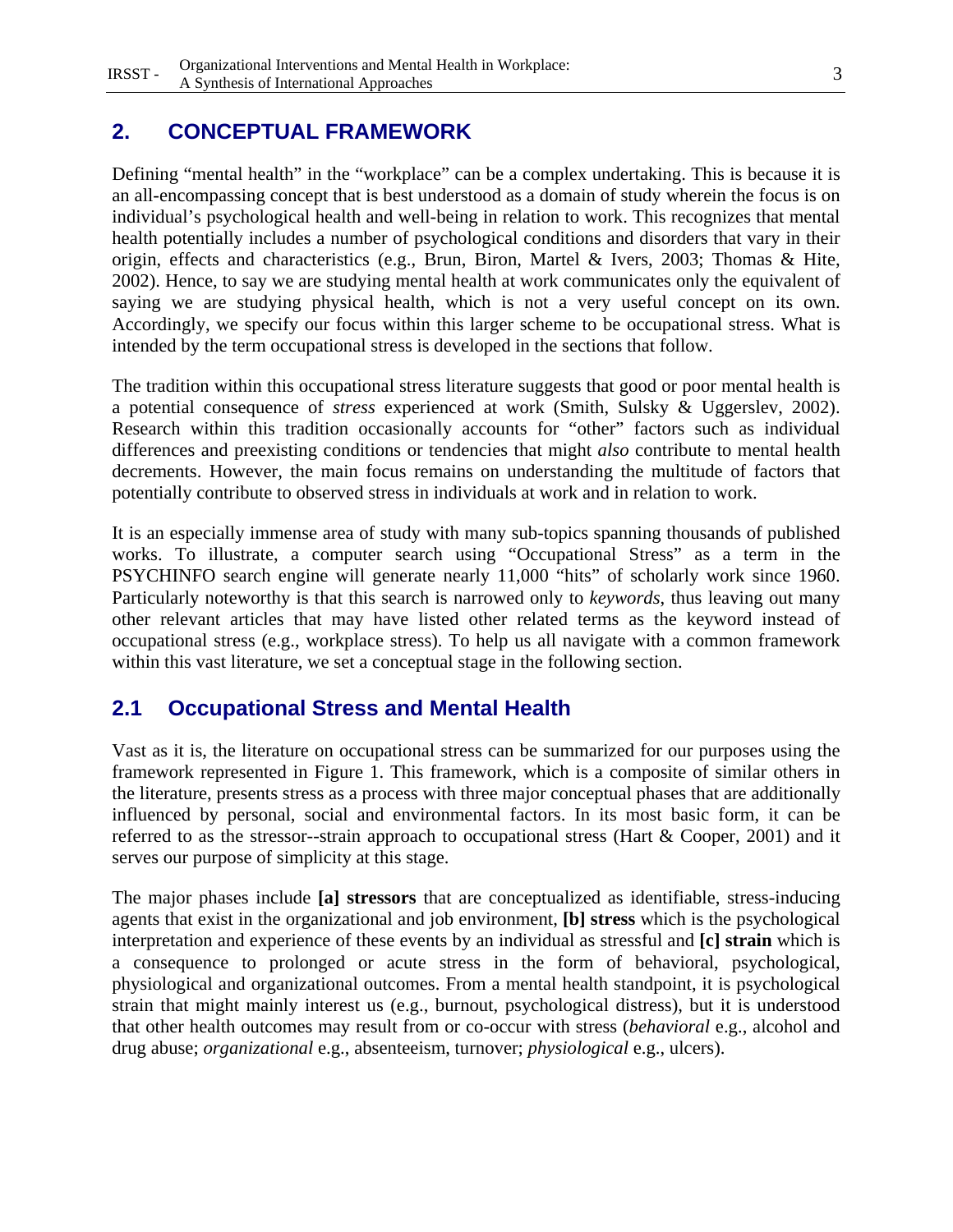## 2. CONCEPTUAL FRAMEWORK

Defining "mental health" in the "workplace" can be a complex undertaking. This is because it is an all-encompassing concept that is best understood as a domain of study wherein the focus is on individual's psychological health and well-being in relation to work. This recognizes that mental health potentially includes a number of psychological conditions and disorders that vary in their origin, effects and characteristics (e.g., Brun, Biron, Martel & Ivers, 2003; Thomas & Hite, 2002). Hence, to say we are studying mental health at work communicates only the equivalent of saying we are studying physical health, which is not a very useful concept on its own. Accordingly, we specify our focus within this larger scheme to be occupational stress. What is intended by the term occupational stress is developed in the sections that follow.

The tradition within this occupational stress literature suggests that good or poor mental health is a potential consequence of *stress* experienced at work (Smith, Sulsky & Uggerslev, 2002). Research within this tradition occasionally accounts for "other" factors such as individual differences and preexisting conditions or tendencies that might *also* contribute to mental health decrements. However, the main focus remains on understanding the multitude of factors that potentially contribute to observed stress in individuals at work and in relation to work.

It is an especially immense area of study with many sub-topics spanning thousands of published works. To illustrate, a computer search using "Occupational Stress" as a term in the PSYCHINFO search engine will generate nearly 11,000 "hits" of scholarly work since 1960. Particularly noteworthy is that this search is narrowed only to *keywords*, thus leaving out many other relevant articles that may have listed other related terms as the keyword instead of occupational stress (e.g., workplace stress). To help us all navigate with a common framework within this vast literature, we set a conceptual stage in the following section.

### 2.1 Occupational Stress and Mental Health

Vast as it is, the literature on occupational stress can be summarized for our purposes using the framework represented in Figure 1. This framework, which is a composite of similar others in the literature, presents stress as a process with three major conceptual phases that are additionally influenced by personal, social and environmental factors. In its most basic form, it can be referred to as the stressor--strain approach to occupational stress (Hart & Cooper, 2001) and it serves our purpose of simplicity at this stage.

The major phases include **[a] stressors** that are conceptualized as identifiable, stress-inducing agents that exist in the organizational and job environment, **[b] stress** which is the psychological interpretation and experience of these events by an individual as stressful and **[c] strain** which is a consequence to prolonged or acute stress in the form of behavioral, psychological, physiological and organizational outcomes. From a mental health standpoint, it is psychological strain that might mainly interest us (e.g., burnout, psychological distress), but it is understood that other health outcomes may result from or co-occur with stress (*behavioral* e.g., alcohol and drug abuse; *organizational* e.g., absenteeism, turnover; *physiological* e.g., ulcers).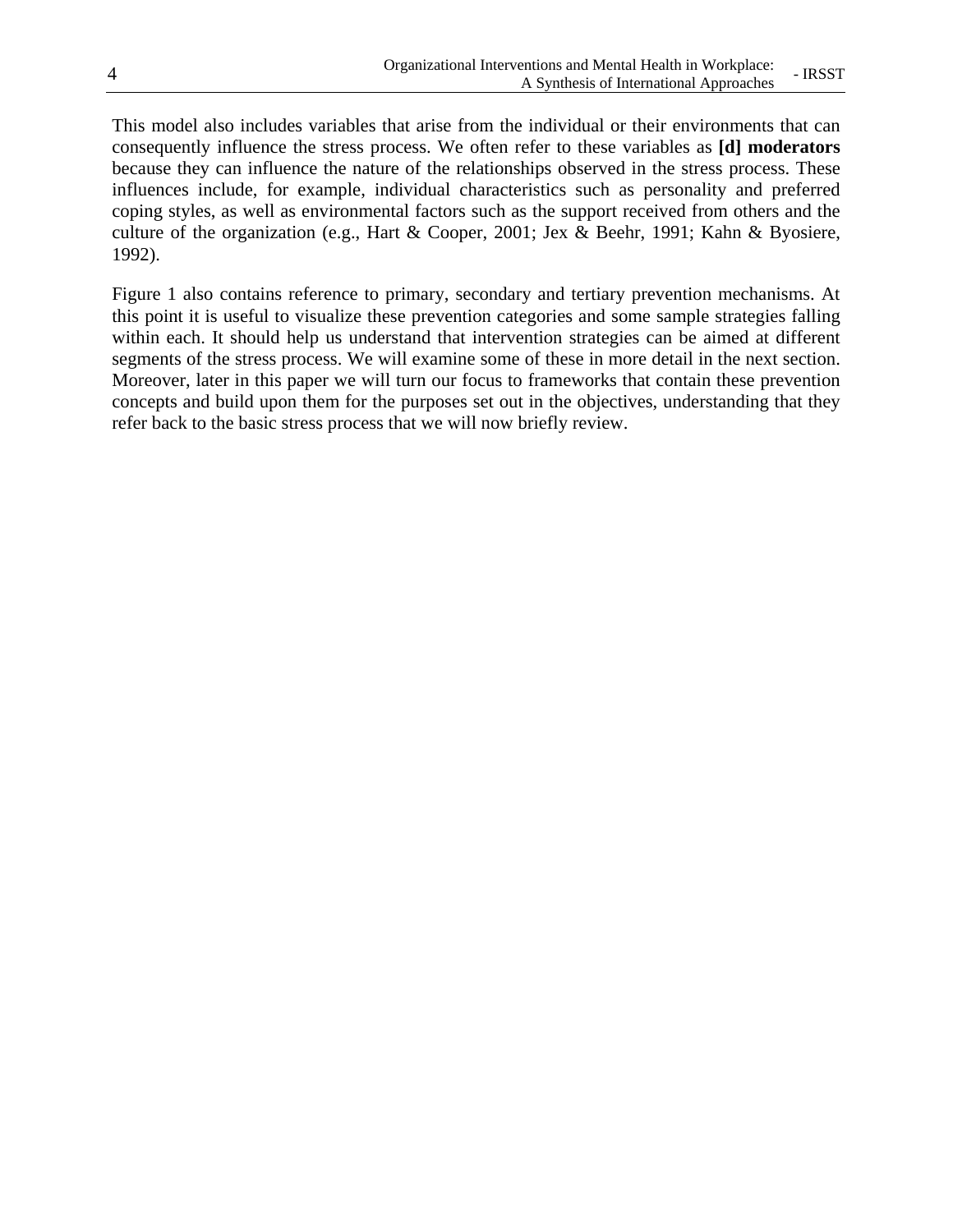This model also includes variables that arise from the individual or their environments that can consequently influence the stress process. We often refer to these variables as **[d] moderators** because they can influence the nature of the relationships observed in the stress process. These influences include, for example, individual characteristics such as personality and preferred coping styles, as well as environmental factors such as the support received from others and the culture of the organization (e.g., Hart & Cooper, 2001; Jex & Beehr, 1991; Kahn & Byosiere, 1992).

Figure 1 also contains reference to primary, secondary and tertiary prevention mechanisms. At this point it is useful to visualize these prevention categories and some sample strategies falling within each. It should help us understand that intervention strategies can be aimed at different segments of the stress process. We will examine some of these in more detail in the next section. Moreover, later in this paper we will turn our focus to frameworks that contain these prevention concepts and build upon them for the purposes set out in the objectives, understanding that they refer back to the basic stress process that we will now briefly review.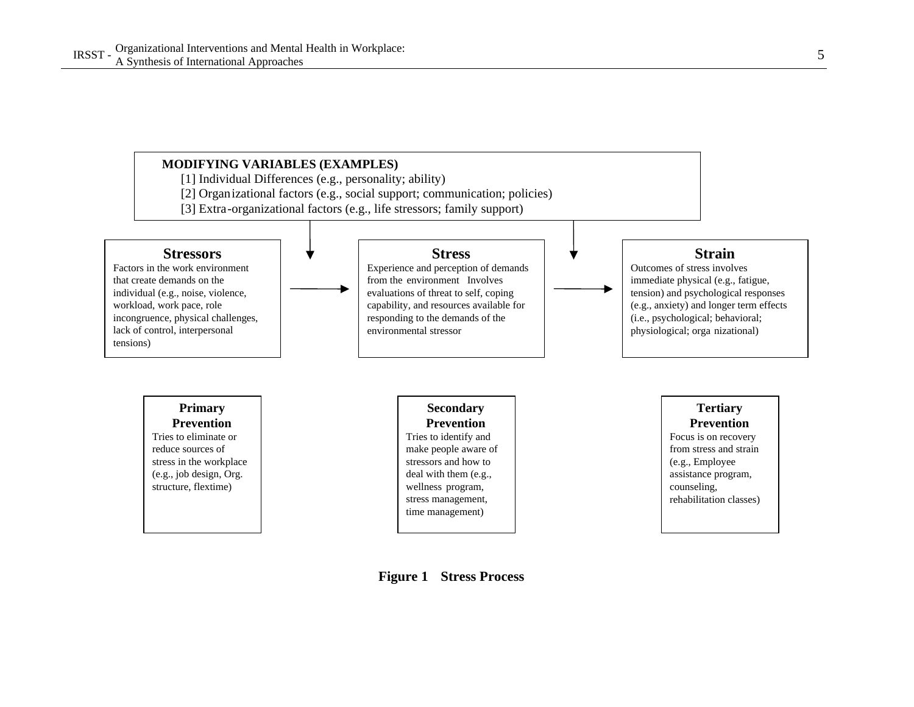**MODIFYING VARIABLES (EXAMPLES)**

[1] Individual Differences (e.g., personality; ability)

[2] Organizational factors (e.g., social support; communication; policies)

[3] Extra-organizational factors (e.g., life stressors; family support)

**Stressors**

Factors in the work environment that create demands on the individual (e.g., noise, violence, workload, work pace, role incongruence, physical challenges, lack of control, interpersonal tensions)

**Stress**

Experience and perception of demands from the environment Involves evaluations of threat to self, coping capability, and resources available for responding to the demands of the environmental stressor

**Strain**

Outcomes of stress involves immediate physical (e.g., fatigue, tension) and psychological responses (e.g., anxiety) and longer term effects (i.e., psychological; behavioral; physiological; organizational)

**Primary Prevention**

Tries to eliminate or reduce sources of stress in the workplace (e.g., job design, Org. structure, flextime)

**Secondary Prevention**

Tries to identify and make people aware of stressors and how to deal with them (e.g., wellness program, stress management, time management)

**Tertiary Prevention**

Focus is on recovery from stress and strain (e.g., Employee assistance program, counseling, rehabilitation classes)

**Figure 1 Stress Process**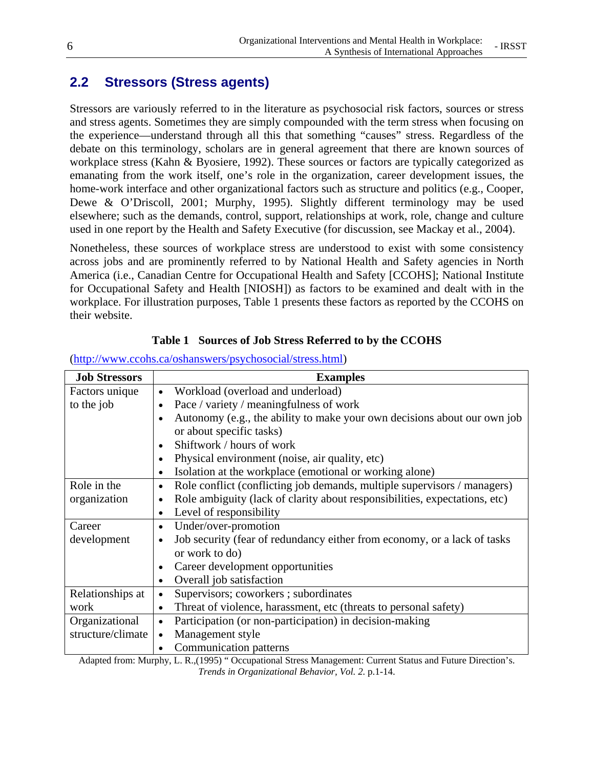## 2.2 Stressors (Stress agents)

Stressors are variously referred to in the literature as psychosocial risk factors, sources or stress and stress agents. Sometimes they are simply compounded with the term stress when focusing on the experience—understand through all this that something "causes" stress. Regardless of the debate on this terminology, scholars are in general agreement that there are known sources of workplace stress (Kahn & Byosiere, 1992). These sources or factors are typically categorized as emanating from the work itself, one's role in the organization, career development issues, the home-work interface and other organizational factors such as structure and politics (e.g., Cooper, Dewe & O'Driscoll, 2001; Murphy, 1995). Slightly different terminology may be used elsewhere; such as the demands, control, support, relationships at work, role, change and culture used in one report by the Health and Safety Executive (for discussion, see Mackay et al., 2004).

Nonetheless, these sources of workplace stress are understood to exist with some consistency across jobs and are prominently referred to by National Health and Safety agencies in North America (i.e., Canadian Centre for Occupational Health and Safety [CCOHS]; National Institute for Occupational Safety and Health [NIOSH]) as factors to be examined and dealt with in the workplace. For illustration purposes, Table 1 presents these factors as reported by the CCOHS on their website.

**Table 1 Sources of Job Stress Referred to by the CCOHS**

(http://www.ccohs.ca/oshanswers/psychosocial/stress.html)

| Job Stressors | Examples |
|---|---|
| Factors unique to the job | • Workload (overload and underload)<br>• Pace / variety / meaningfulness of work<br>• Autonomy (e.g., the ability to make your own decisions about our own job or about specific tasks)<br>• Shiftwork / hours of work<br>• Physical environment (noise, air quality, etc)<br>• Isolation at the workplace (emotional or working alone) |
| Role in the organization | • Role conflict (conflicting job demands, multiple supervisors / managers)<br>• Role ambiguity (lack of clarity about responsibilities, expectations, etc)<br>• Level of responsibility |
| Career development | • Under/over-promotion<br>• Job security (fear of redundancy either from economy, or a lack of tasks or work to do)<br>• Career development opportunities<br>• Overall job satisfaction |
| Relationships at work | • Supervisors; coworkers ; subordinates<br>• Threat of violence, harassment, etc (threats to personal safety) |
| Organizational structure/climate | • Participation (or non-participation) in decision-making<br>• Management style<br>• Communication patterns |

Adapted from: Murphy, L. R.,(1995) " Occupational Stress Management: Current Status and Future Direction's. *Trends in Organizational Behavior, Vol. 2.* p.1-14.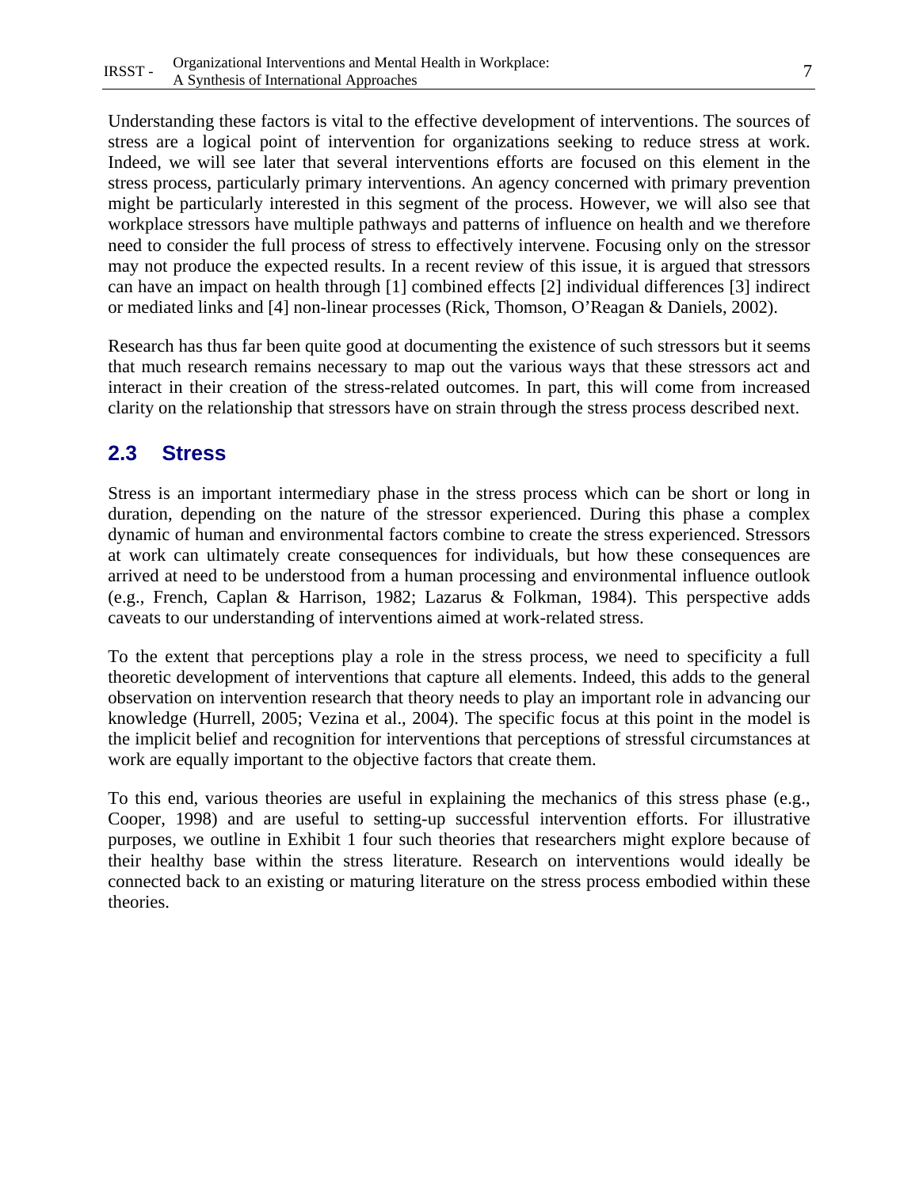Understanding these factors is vital to the effective development of interventions. The sources of stress are a logical point of intervention for organizations seeking to reduce stress at work. Indeed, we will see later that several interventions efforts are focused on this element in the stress process, particularly primary interventions. An agency concerned with primary prevention might be particularly interested in this segment of the process. However, we will also see that workplace stressors have multiple pathways and patterns of influence on health and we therefore need to consider the full process of stress to effectively intervene. Focusing only on the stressor may not produce the expected results. In a recent review of this issue, it is argued that stressors can have an impact on health through [1] combined effects [2] individual differences [3] indirect or mediated links and [4] non-linear processes (Rick, Thomson, O'Reagan & Daniels, 2002).

Research has thus far been quite good at documenting the existence of such stressors but it seems that much research remains necessary to map out the various ways that these stressors act and interact in their creation of the stress-related outcomes. In part, this will come from increased clarity on the relationship that stressors have on strain through the stress process described next.

## 2.3 Stress

Stress is an important intermediary phase in the stress process which can be short or long in duration, depending on the nature of the stressor experienced. During this phase a complex dynamic of human and environmental factors combine to create the stress experienced. Stressors at work can ultimately create consequences for individuals, but how these consequences are arrived at need to be understood from a human processing and environmental influence outlook (e.g., French, Caplan & Harrison, 1982; Lazarus & Folkman, 1984). This perspective adds caveats to our understanding of interventions aimed at work-related stress.

To the extent that perceptions play a role in the stress process, we need to specificity a full theoretic development of interventions that capture all elements. Indeed, this adds to the general observation on intervention research that theory needs to play an important role in advancing our knowledge (Hurrell, 2005; Vezina et al., 2004). The specific focus at this point in the model is the implicit belief and recognition for interventions that perceptions of stressful circumstances at work are equally important to the objective factors that create them.

To this end, various theories are useful in explaining the mechanics of this stress phase (e.g., Cooper, 1998) and are useful to setting-up successful intervention efforts. For illustrative purposes, we outline in Exhibit 1 four such theories that researchers might explore because of their healthy base within the stress literature. Research on interventions would ideally be connected back to an existing or maturing literature on the stress process embodied within these theories.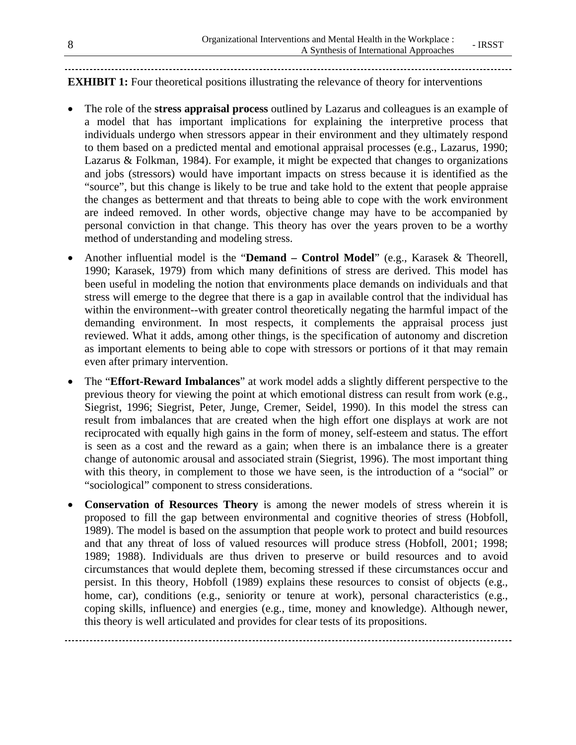**EXHIBIT 1:** Four theoretical positions illustrating the relevance of theory for interventions

- The role of the **stress appraisal process** outlined by Lazarus and colleagues is an example of a model that has important implications for explaining the interpretive process that individuals undergo when stressors appear in their environment and they ultimately respond to them based on a predicted mental and emotional appraisal processes (e.g., Lazarus, 1990; Lazarus & Folkman, 1984). For example, it might be expected that changes to organizations and jobs (stressors) would have important impacts on stress because it is identified as the "source", but this change is likely to be true and take hold to the extent that people appraise the changes as betterment and that threats to being able to cope with the work environment are indeed removed. In other words, objective change may have to be accompanied by personal conviction in that change. This theory has over the years proven to be a worthy method of understanding and modeling stress.

- Another influential model is the "**Demand – Control Model**" (e.g., Karasek & Theorell, 1990; Karasek, 1979) from which many definitions of stress are derived. This model has been useful in modeling the notion that environments place demands on individuals and that stress will emerge to the degree that there is a gap in available control that the individual has within the environment--with greater control theoretically negating the harmful impact of the demanding environment. In most respects, it complements the appraisal process just reviewed. What it adds, among other things, is the specification of autonomy and discretion as important elements to being able to cope with stressors or portions of it that may remain even after primary intervention.

- The "**Effort-Reward Imbalances**" at work model adds a slightly different perspective to the previous theory for viewing the point at which emotional distress can result from work (e.g., Siegrist, 1996; Siegrist, Peter, Junge, Cremer, Seidel, 1990). In this model the stress can result from imbalances that are created when the high effort one displays at work are not reciprocated with equally high gains in the form of money, self-esteem and status. The effort is seen as a cost and the reward as a gain; when there is an imbalance there is a greater change of autonomic arousal and associated strain (Siegrist, 1996). The most important thing with this theory, in complement to those we have seen, is the introduction of a "social" or "sociological" component to stress considerations.

- **Conservation of Resources Theory** is among the newer models of stress wherein it is proposed to fill the gap between environmental and cognitive theories of stress (Hobfoll, 1989). The model is based on the assumption that people work to protect and build resources and that any threat of loss of valued resources will produce stress (Hobfoll, 2001; 1998; 1989; 1988). Individuals are thus driven to preserve or build resources and to avoid circumstances that would deplete them, becoming stressed if these circumstances occur and persist. In this theory, Hobfoll (1989) explains these resources to consist of objects (e.g., home, car), conditions (e.g., seniority or tenure at work), personal characteristics (e.g., coping skills, influence) and energies (e.g., time, money and knowledge). Although newer, this theory is well articulated and provides for clear tests of its propositions.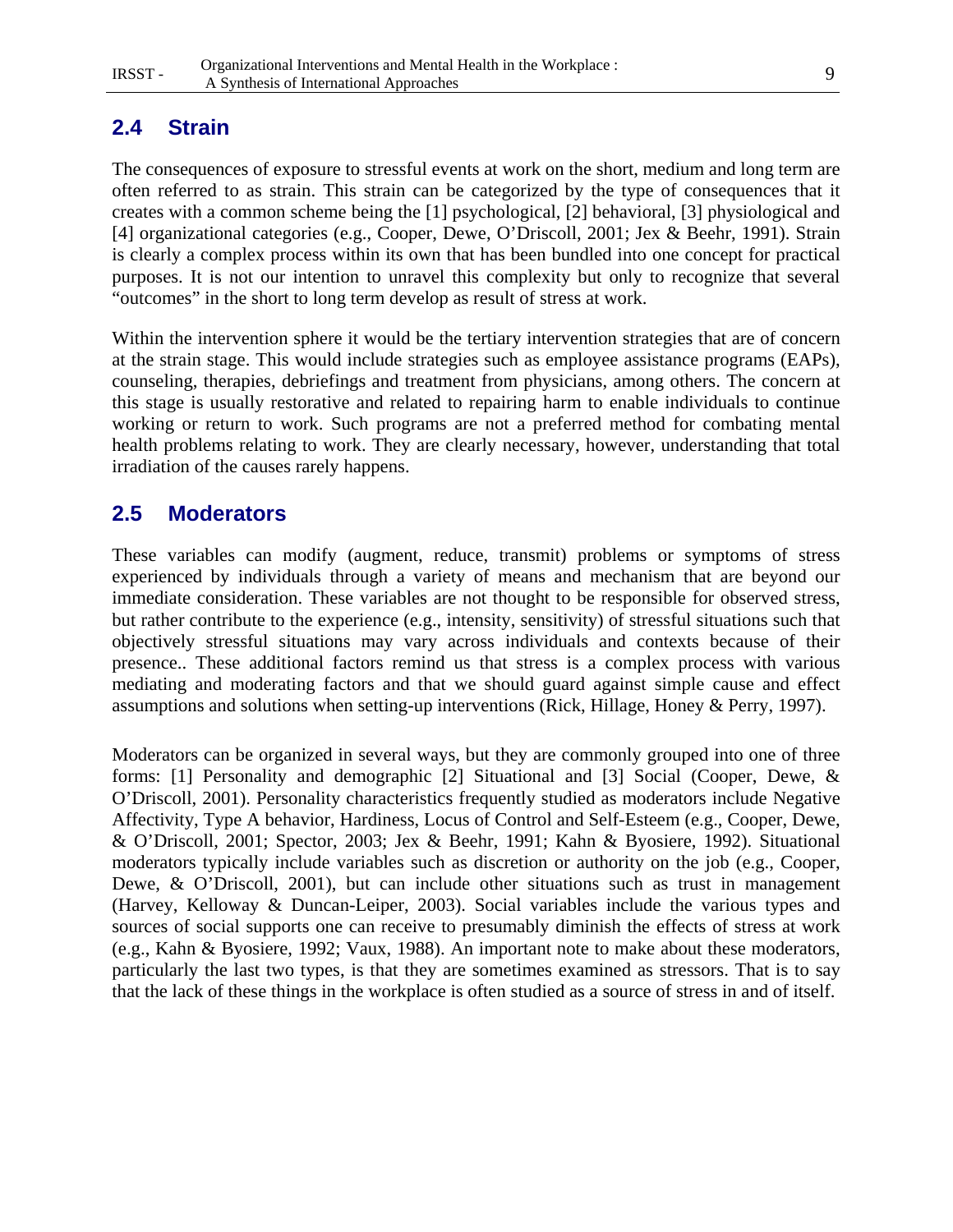## 2.4 Strain

The consequences of exposure to stressful events at work on the short, medium and long term are often referred to as strain. This strain can be categorized by the type of consequences that it creates with a common scheme being the [1] psychological, [2] behavioral, [3] physiological and [4] organizational categories (e.g., Cooper, Dewe, O'Driscoll, 2001; Jex & Beehr, 1991). Strain is clearly a complex process within its own that has been bundled into one concept for practical purposes. It is not our intention to unravel this complexity but only to recognize that several "outcomes" in the short to long term develop as result of stress at work.

Within the intervention sphere it would be the tertiary intervention strategies that are of concern at the strain stage. This would include strategies such as employee assistance programs (EAPs), counseling, therapies, debriefings and treatment from physicians, among others. The concern at this stage is usually restorative and related to repairing harm to enable individuals to continue working or return to work. Such programs are not a preferred method for combating mental health problems relating to work. They are clearly necessary, however, understanding that total irradiation of the causes rarely happens.

## 2.5 Moderators

These variables can modify (augment, reduce, transmit) problems or symptoms of stress experienced by individuals through a variety of means and mechanism that are beyond our immediate consideration. These variables are not thought to be responsible for observed stress, but rather contribute to the experience (e.g., intensity, sensitivity) of stressful situations such that objectively stressful situations may vary across individuals and contexts because of their presence.. These additional factors remind us that stress is a complex process with various mediating and moderating factors and that we should guard against simple cause and effect assumptions and solutions when setting-up interventions (Rick, Hillage, Honey & Perry, 1997).

Moderators can be organized in several ways, but they are commonly grouped into one of three forms: [1] Personality and demographic [2] Situational and [3] Social (Cooper, Dewe, & O'Driscoll, 2001). Personality characteristics frequently studied as moderators include Negative Affectivity, Type A behavior, Hardiness, Locus of Control and Self-Esteem (e.g., Cooper, Dewe, & O'Driscoll, 2001; Spector, 2003; Jex & Beehr, 1991; Kahn & Byosiere, 1992). Situational moderators typically include variables such as discretion or authority on the job (e.g., Cooper, Dewe, & O'Driscoll, 2001), but can include other situations such as trust in management (Harvey, Kelloway & Duncan-Leiper, 2003). Social variables include the various types and sources of social supports one can receive to presumably diminish the effects of stress at work (e.g., Kahn & Byosiere, 1992; Vaux, 1988). An important note to make about these moderators, particularly the last two types, is that they are sometimes examined as stressors. That is to say that the lack of these things in the workplace is often studied as a source of stress in and of itself.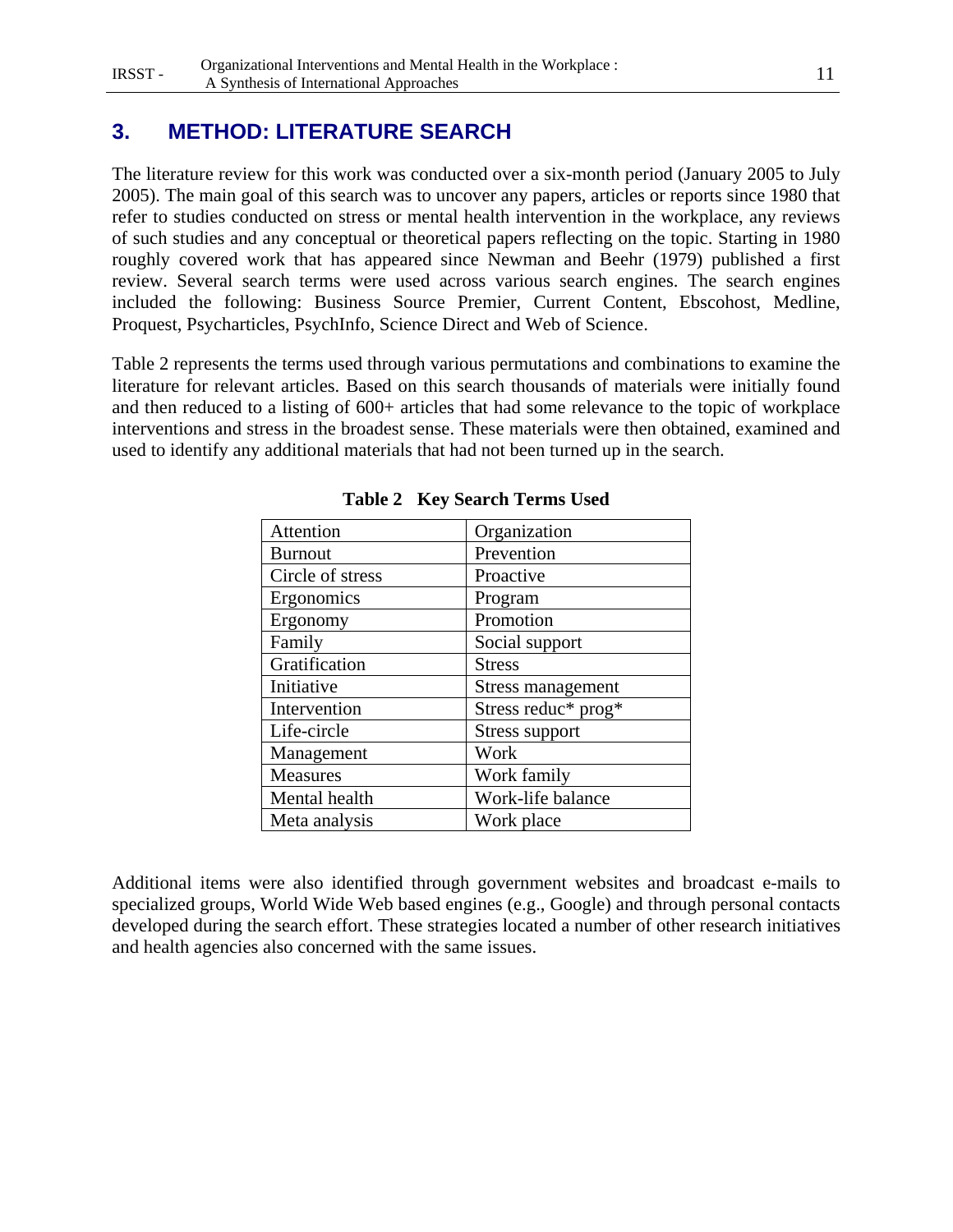# 3. METHOD: LITERATURE SEARCH

The literature review for this work was conducted over a six-month period (January 2005 to July 2005). The main goal of this search was to uncover any papers, articles or reports since 1980 that refer to studies conducted on stress or mental health intervention in the workplace, any reviews of such studies and any conceptual or theoretical papers reflecting on the topic. Starting in 1980 roughly covered work that has appeared since Newman and Beehr (1979) published a first review. Several search terms were used across various search engines. The search engines included the following: Business Source Premier, Current Content, Ebscohost, Medline, Proquest, Psycharticles, PsychInfo, Science Direct and Web of Science.

Table 2 represents the terms used through various permutations and combinations to examine the literature for relevant articles. Based on this search thousands of materials were initially found and then reduced to a listing of 600+ articles that had some relevance to the topic of workplace interventions and stress in the broadest sense. These materials were then obtained, examined and used to identify any additional materials that had not been turned up in the search.

**Table 2 Key Search Terms Used**

| | |
|---|---|
| Attention | Organization |
| Burnout | Prevention |
| Circle of stress | Proactive |
| Ergonomics | Program |
| Ergonomy | Promotion |
| Family | Social support |
| Gratification | Stress |
| Initiative | Stress management |
| Intervention | Stress reduc* prog* |
| Life-circle | Stress support |
| Management | Work |
| Measures | Work family |
| Mental health | Work-life balance |
| Meta analysis | Work place |

Additional items were also identified through government websites and broadcast e-mails to specialized groups, World Wide Web based engines (e.g., Google) and through personal contacts developed during the search effort. These strategies located a number of other research initiatives and health agencies also concerned with the same issues.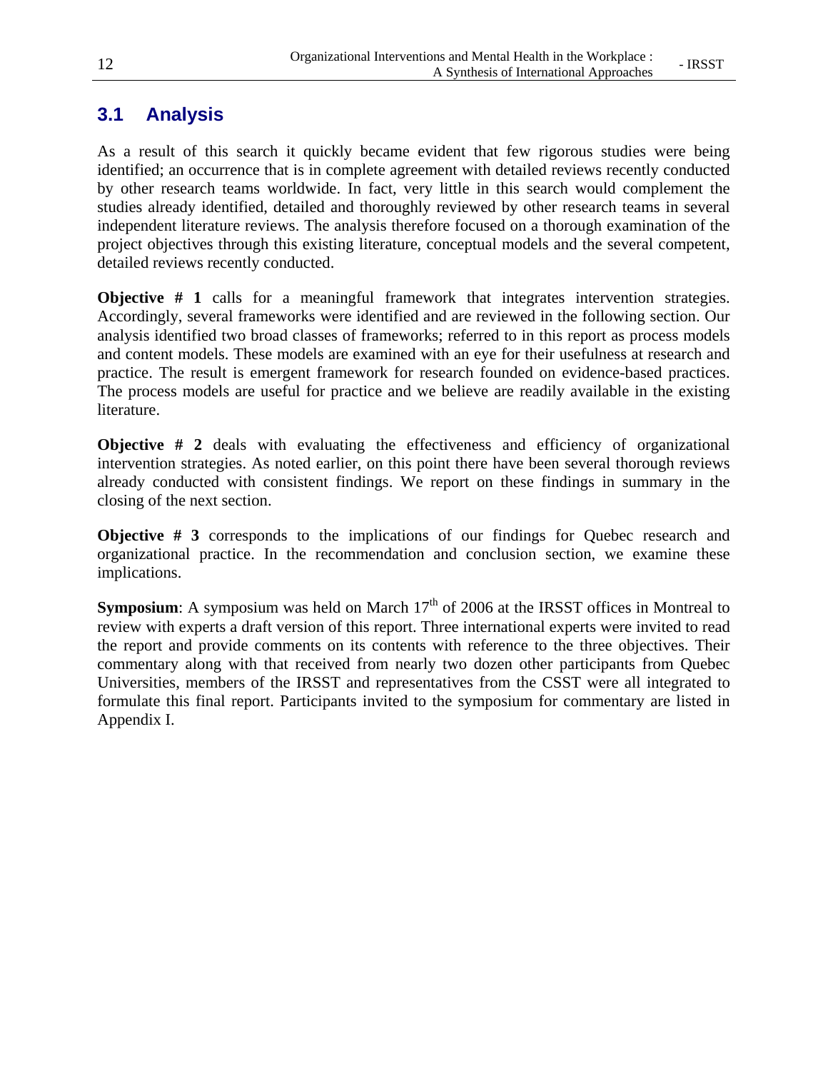## 3.1 Analysis

As a result of this search it quickly became evident that few rigorous studies were being identified; an occurrence that is in complete agreement with detailed reviews recently conducted by other research teams worldwide. In fact, very little in this search would complement the studies already identified, detailed and thoroughly reviewed by other research teams in several independent literature reviews. The analysis therefore focused on a thorough examination of the project objectives through this existing literature, conceptual models and the several competent, detailed reviews recently conducted.

**Objective # 1** calls for a meaningful framework that integrates intervention strategies. Accordingly, several frameworks were identified and are reviewed in the following section. Our analysis identified two broad classes of frameworks; referred to in this report as process models and content models. These models are examined with an eye for their usefulness at research and practice. The result is emergent framework for research founded on evidence-based practices. The process models are useful for practice and we believe are readily available in the existing literature.

**Objective # 2** deals with evaluating the effectiveness and efficiency of organizational intervention strategies. As noted earlier, on this point there have been several thorough reviews already conducted with consistent findings. We report on these findings in summary in the closing of the next section.

**Objective # 3** corresponds to the implications of our findings for Quebec research and organizational practice. In the recommendation and conclusion section, we examine these implications.

**Symposium**: A symposium was held on March 17th of 2006 at the IRSST offices in Montreal to review with experts a draft version of this report. Three international experts were invited to read the report and provide comments on its contents with reference to the three objectives. Their commentary along with that received from nearly two dozen other participants from Quebec Universities, members of the IRSST and representatives from the CSST were all integrated to formulate this final report. Participants invited to the symposium for commentary are listed in Appendix I.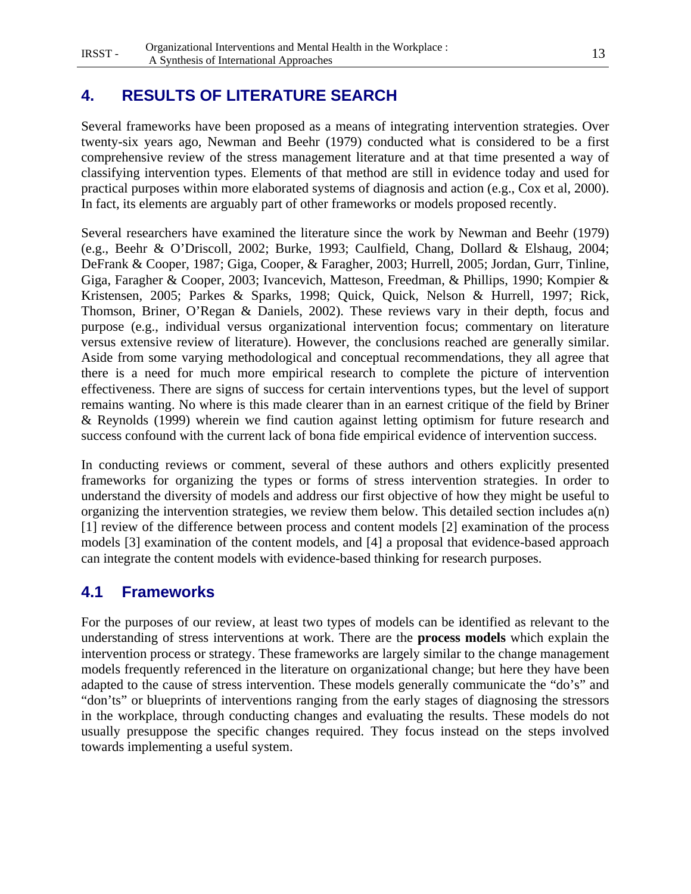# 4. RESULTS OF LITERATURE SEARCH

Several frameworks have been proposed as a means of integrating intervention strategies. Over twenty-six years ago, Newman and Beehr (1979) conducted what is considered to be a first comprehensive review of the stress management literature and at that time presented a way of classifying intervention types. Elements of that method are still in evidence today and used for practical purposes within more elaborated systems of diagnosis and action (e.g., Cox et al, 2000). In fact, its elements are arguably part of other frameworks or models proposed recently.

Several researchers have examined the literature since the work by Newman and Beehr (1979) (e.g., Beehr & O'Driscoll, 2002; Burke, 1993; Caulfield, Chang, Dollard & Elshaug, 2004; DeFrank & Cooper, 1987; Giga, Cooper, & Faragher, 2003; Hurrell, 2005; Jordan, Gurr, Tinline, Giga, Faragher & Cooper, 2003; Ivancevich, Matteson, Freedman, & Phillips, 1990; Kompier & Kristensen, 2005; Parkes & Sparks, 1998; Quick, Quick, Nelson & Hurrell, 1997; Rick, Thomson, Briner, O'Regan & Daniels, 2002). These reviews vary in their depth, focus and purpose (e.g., individual versus organizational intervention focus; commentary on literature versus extensive review of literature). However, the conclusions reached are generally similar. Aside from some varying methodological and conceptual recommendations, they all agree that there is a need for much more empirical research to complete the picture of intervention effectiveness. There are signs of success for certain interventions types, but the level of support remains wanting. No where is this made clearer than in an earnest critique of the field by Briner & Reynolds (1999) wherein we find caution against letting optimism for future research and success confound with the current lack of bona fide empirical evidence of intervention success.

In conducting reviews or comment, several of these authors and others explicitly presented frameworks for organizing the types or forms of stress intervention strategies. In order to understand the diversity of models and address our first objective of how they might be useful to organizing the intervention strategies, we review them below. This detailed section includes a(n) [1] review of the difference between process and content models [2] examination of the process models [3] examination of the content models, and [4] a proposal that evidence-based approach can integrate the content models with evidence-based thinking for research purposes.

## 4.1 Frameworks

For the purposes of our review, at least two types of models can be identified as relevant to the understanding of stress interventions at work. There are the **process models** which explain the intervention process or strategy. These frameworks are largely similar to the change management models frequently referenced in the literature on organizational change; but here they have been adapted to the cause of stress intervention. These models generally communicate the "do's" and "don'ts" or blueprints of interventions ranging from the early stages of diagnosing the stressors in the workplace, through conducting changes and evaluating the results. These models do not usually presuppose the specific changes required. They focus instead on the steps involved towards implementing a useful system.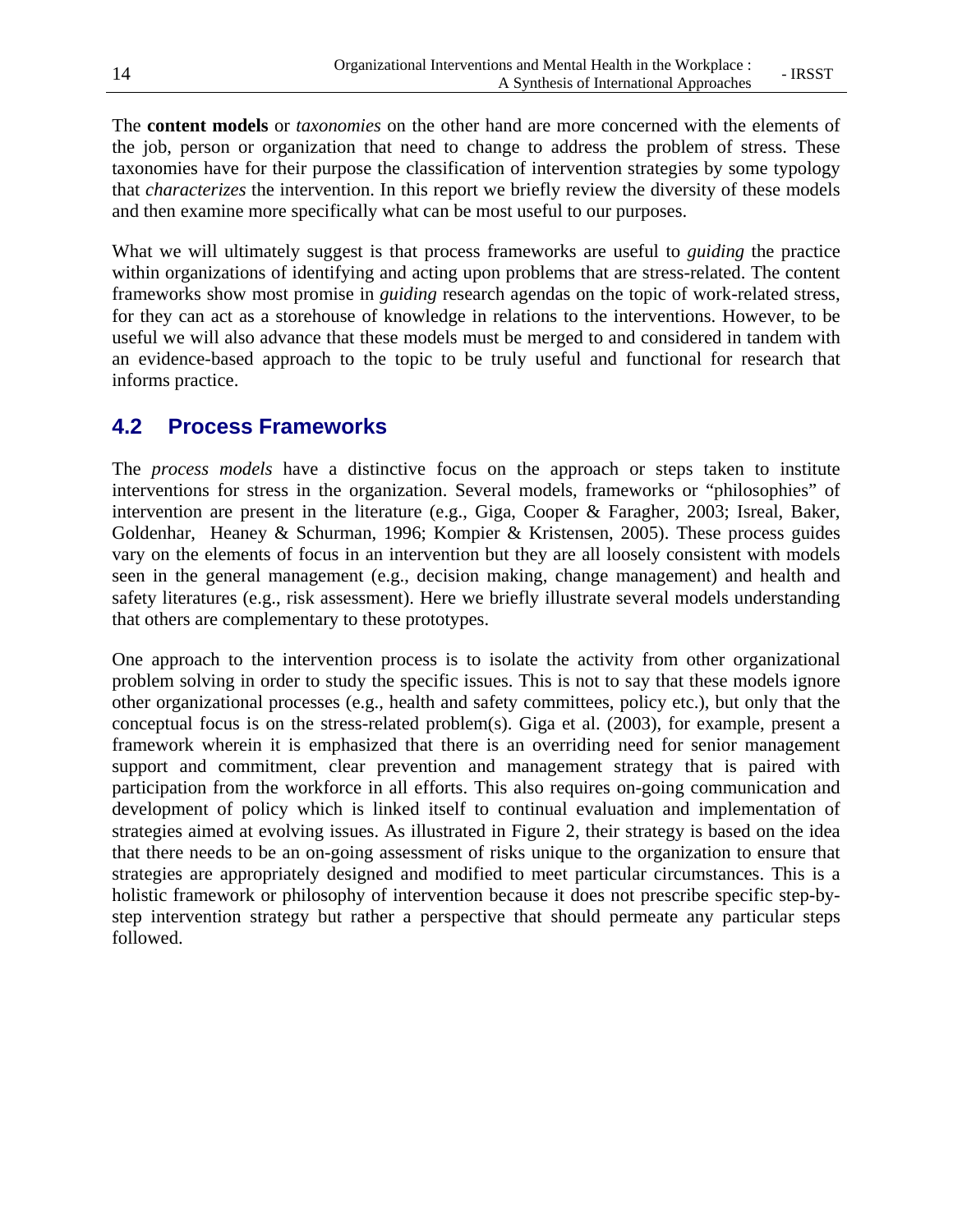The **content models** or *taxonomies* on the other hand are more concerned with the elements of the job, person or organization that need to change to address the problem of stress. These taxonomies have for their purpose the classification of intervention strategies by some typology that *characterizes* the intervention. In this report we briefly review the diversity of these models and then examine more specifically what can be most useful to our purposes.

What we will ultimately suggest is that process frameworks are useful to *guiding* the practice within organizations of identifying and acting upon problems that are stress-related. The content frameworks show most promise in *guiding* research agendas on the topic of work-related stress, for they can act as a storehouse of knowledge in relations to the interventions. However, to be useful we will also advance that these models must be merged to and considered in tandem with an evidence-based approach to the topic to be truly useful and functional for research that informs practice.

## 4.2 Process Frameworks

The *process models* have a distinctive focus on the approach or steps taken to institute interventions for stress in the organization. Several models, frameworks or "philosophies" of intervention are present in the literature (e.g., Giga, Cooper & Faragher, 2003; Isreal, Baker, Goldenhar, Heaney & Schurman, 1996; Kompier & Kristensen, 2005). These process guides vary on the elements of focus in an intervention but they are all loosely consistent with models seen in the general management (e.g., decision making, change management) and health and safety literatures (e.g., risk assessment). Here we briefly illustrate several models understanding that others are complementary to these prototypes.

One approach to the intervention process is to isolate the activity from other organizational problem solving in order to study the specific issues. This is not to say that these models ignore other organizational processes (e.g., health and safety committees, policy etc.), but only that the conceptual focus is on the stress-related problem(s). Giga et al. (2003), for example, present a framework wherein it is emphasized that there is an overriding need for senior management support and commitment, clear prevention and management strategy that is paired with participation from the workforce in all efforts. This also requires on-going communication and development of policy which is linked itself to continual evaluation and implementation of strategies aimed at evolving issues. As illustrated in Figure 2, their strategy is based on the idea that there needs to be an on-going assessment of risks unique to the organization to ensure that strategies are appropriately designed and modified to meet particular circumstances. This is a holistic framework or philosophy of intervention because it does not prescribe specific step-by-step intervention strategy but rather a perspective that should permeate any particular steps followed.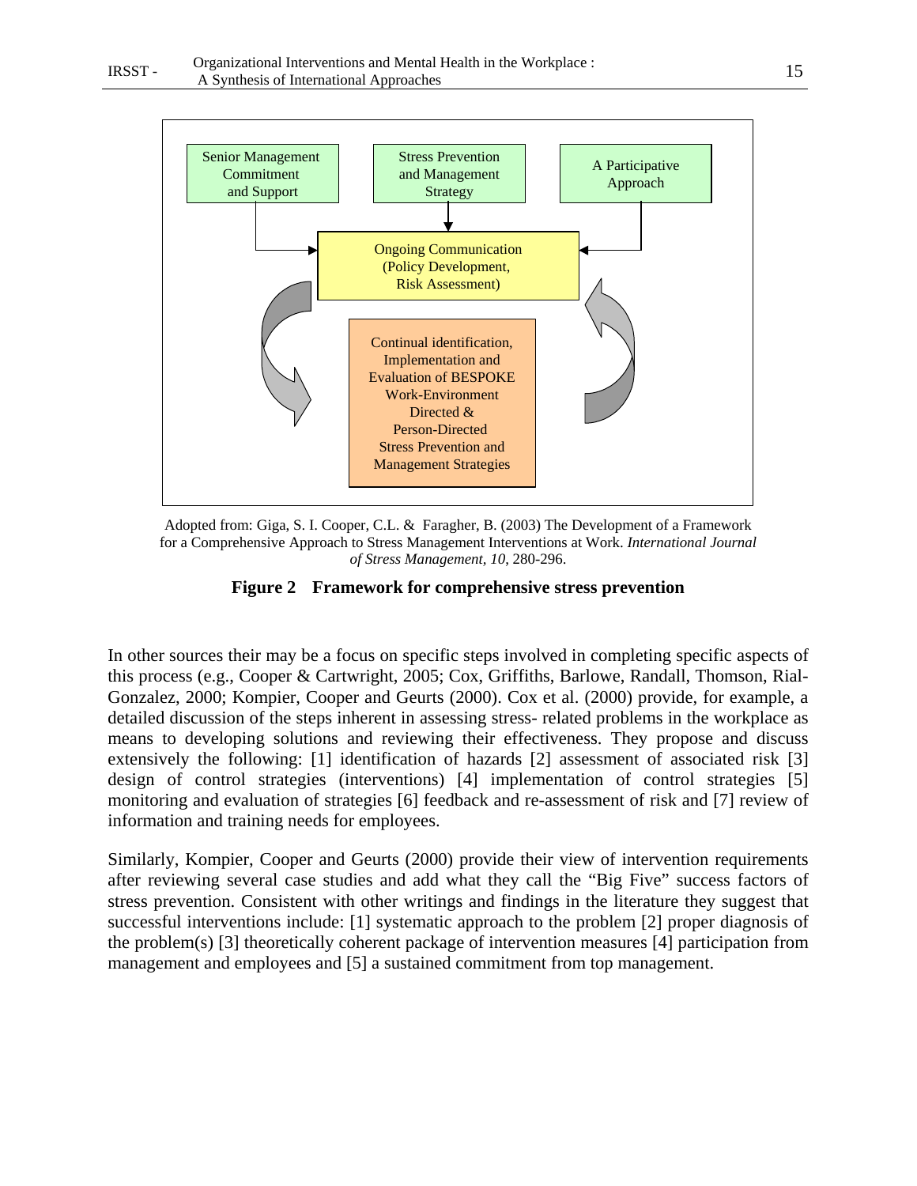Senior Management Commitment and Support

Stress Prevention and Management Strategy

A Participative Approach

Ongoing Communication (Policy Development, Risk Assessment)

Continual identification, Implementation and Evaluation of BESPOKE Work-Environment Directed & Person-Directed Stress Prevention and Management Strategies

Adopted from: Giga, S. I. Cooper, C.L. & Faragher, B. (2003) The Development of a Framework for a Comprehensive Approach to Stress Management Interventions at Work. *International Journal of Stress Management, 10*, 280-296.

**Figure 2 Framework for comprehensive stress prevention**

In other sources their may be a focus on specific steps involved in completing specific aspects of this process (e.g., Cooper & Cartwright, 2005; Cox, Griffiths, Barlowe, Randall, Thomson, Rial-Gonzalez, 2000; Kompier, Cooper and Geurts (2000). Cox et al. (2000) provide, for example, a detailed discussion of the steps inherent in assessing stress- related problems in the workplace as means to developing solutions and reviewing their effectiveness. They propose and discuss extensively the following: [1] identification of hazards [2] assessment of associated risk [3] design of control strategies (interventions) [4] implementation of control strategies [5] monitoring and evaluation of strategies [6] feedback and re-assessment of risk and [7] review of information and training needs for employees.

Similarly, Kompier, Cooper and Geurts (2000) provide their view of intervention requirements after reviewing several case studies and add what they call the "Big Five" success factors of stress prevention. Consistent with other writings and findings in the literature they suggest that successful interventions include: [1] systematic approach to the problem [2] proper diagnosis of the problem(s) [3] theoretically coherent package of intervention measures [4] participation from management and employees and [5] a sustained commitment from top management.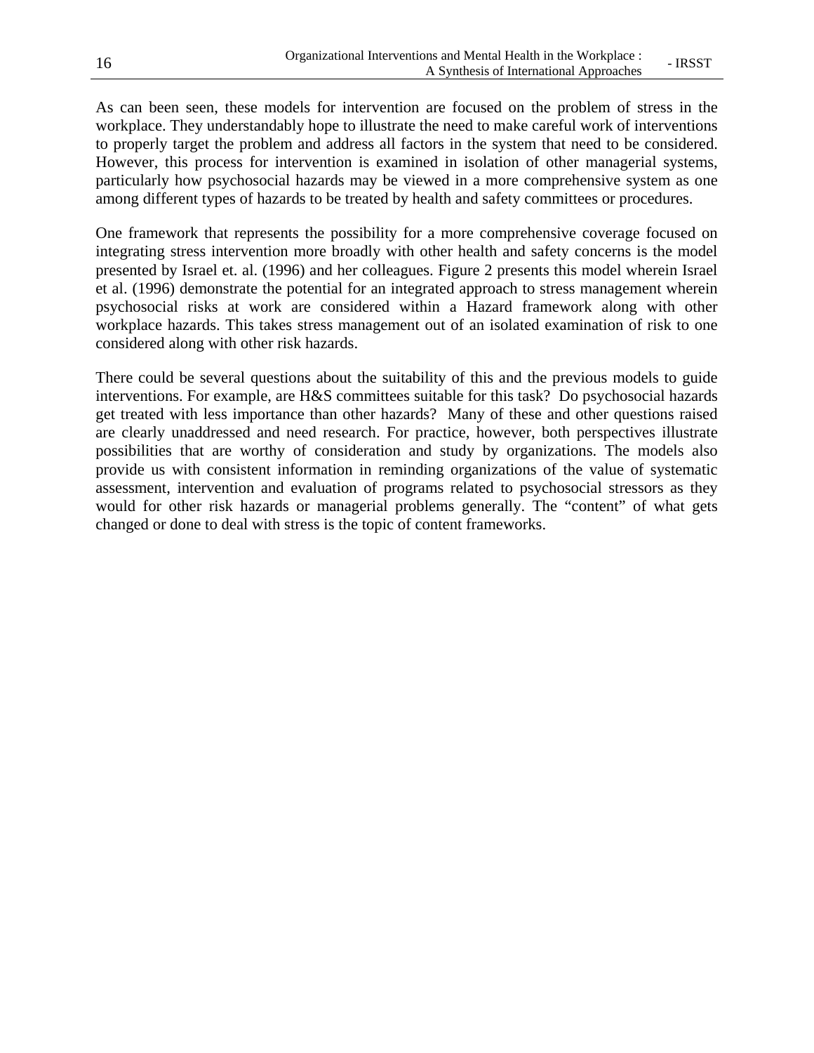As can been seen, these models for intervention are focused on the problem of stress in the workplace. They understandably hope to illustrate the need to make careful work of interventions to properly target the problem and address all factors in the system that need to be considered. However, this process for intervention is examined in isolation of other managerial systems, particularly how psychosocial hazards may be viewed in a more comprehensive system as one among different types of hazards to be treated by health and safety committees or procedures.

One framework that represents the possibility for a more comprehensive coverage focused on integrating stress intervention more broadly with other health and safety concerns is the model presented by Israel et. al. (1996) and her colleagues. Figure 2 presents this model wherein Israel et al. (1996) demonstrate the potential for an integrated approach to stress management wherein psychosocial risks at work are considered within a Hazard framework along with other workplace hazards. This takes stress management out of an isolated examination of risk to one considered along with other risk hazards.

There could be several questions about the suitability of this and the previous models to guide interventions. For example, are H&S committees suitable for this task? Do psychosocial hazards get treated with less importance than other hazards? Many of these and other questions raised are clearly unaddressed and need research. For practice, however, both perspectives illustrate possibilities that are worthy of consideration and study by organizations. The models also provide us with consistent information in reminding organizations of the value of systematic assessment, intervention and evaluation of programs related to psychosocial stressors as they would for other risk hazards or managerial problems generally. The "content" of what gets changed or done to deal with stress is the topic of content frameworks.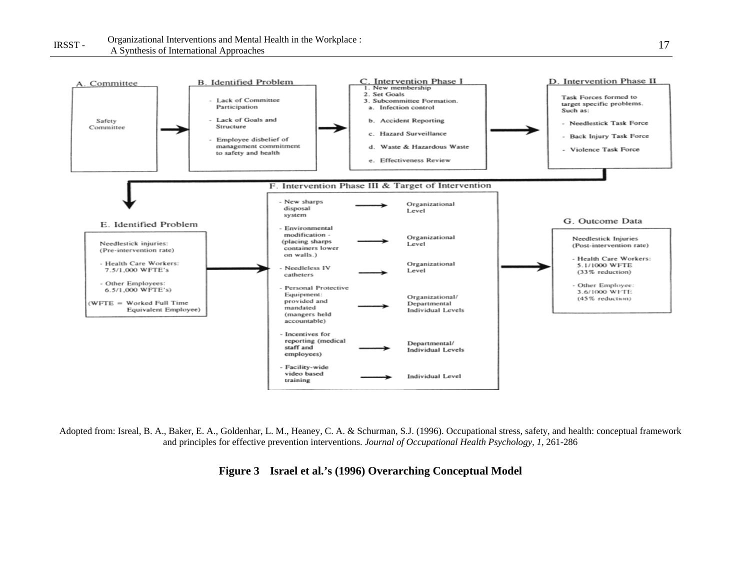**A. Committee**

Safety Committee

**B. Identified Problem**

- Lack of Committee Participation
- Lack of Goals and Structure
- Employee disbelief of management commitment to safety and health

**C. Intervention Phase I**

1. New membership
2. Set Goals
3. Subcommittee Formation.
   a. Infection control
   b. Accident Reporting
   c. Hazard Surveillance
   d. Waste & Hazardous Waste
   e. Effectiveness Review

**D. Intervention Phase II**

Task Forces formed to target specific problems. Such as:

- Needlestick Task Force
- Back Injury Task Force
- Violence Task Force

**E. Identified Problem**

Needlestick injuries: (Pre-intervention rate)

- Health Care Workers: 7.5/1,000 WFTE's
- Other Employees: 6.5/1,000 WFTE's)

(WFTE = Worked Full Time Equivalent Employee)

**F. Intervention Phase III & Target of Intervention**

| Intervention | Target |
| --- | --- |
| - New sharps disposal system | Organizational Level |
| - Environmental modification - (placing sharps containers lower on walls.) | Organizational Level |
| - Needleless IV catheters | Organizational Level |
| - Personal Protective Equipment: provided and mandated (mangers held accountable) | Organizational/ Departmental Individual Levels |
| - Incentives for reporting (medical staff and employees) | Departmental/ Individual Levels |
| - Facility-wide video based training | Individual Level |

**G. Outcome Data**

Needlestick Injuries (Post-intervention rate)

- Health Care Workers: 5.1/1000 WFTE (33% reduction)
- Other Employee: 3.6/1000 WFTE (45% reduction)

Adopted from: Isreal, B. A., Baker, E. A., Goldenhar, L. M., Heaney, C. A. & Schurman, S.J. (1996). Occupational stress, safety, and health: conceptual framework and principles for effective prevention interventions. *Journal of Occupational Health Psychology, 1*, 261-286

**Figure 3 Israel et al.'s (1996) Overarching Conceptual Model**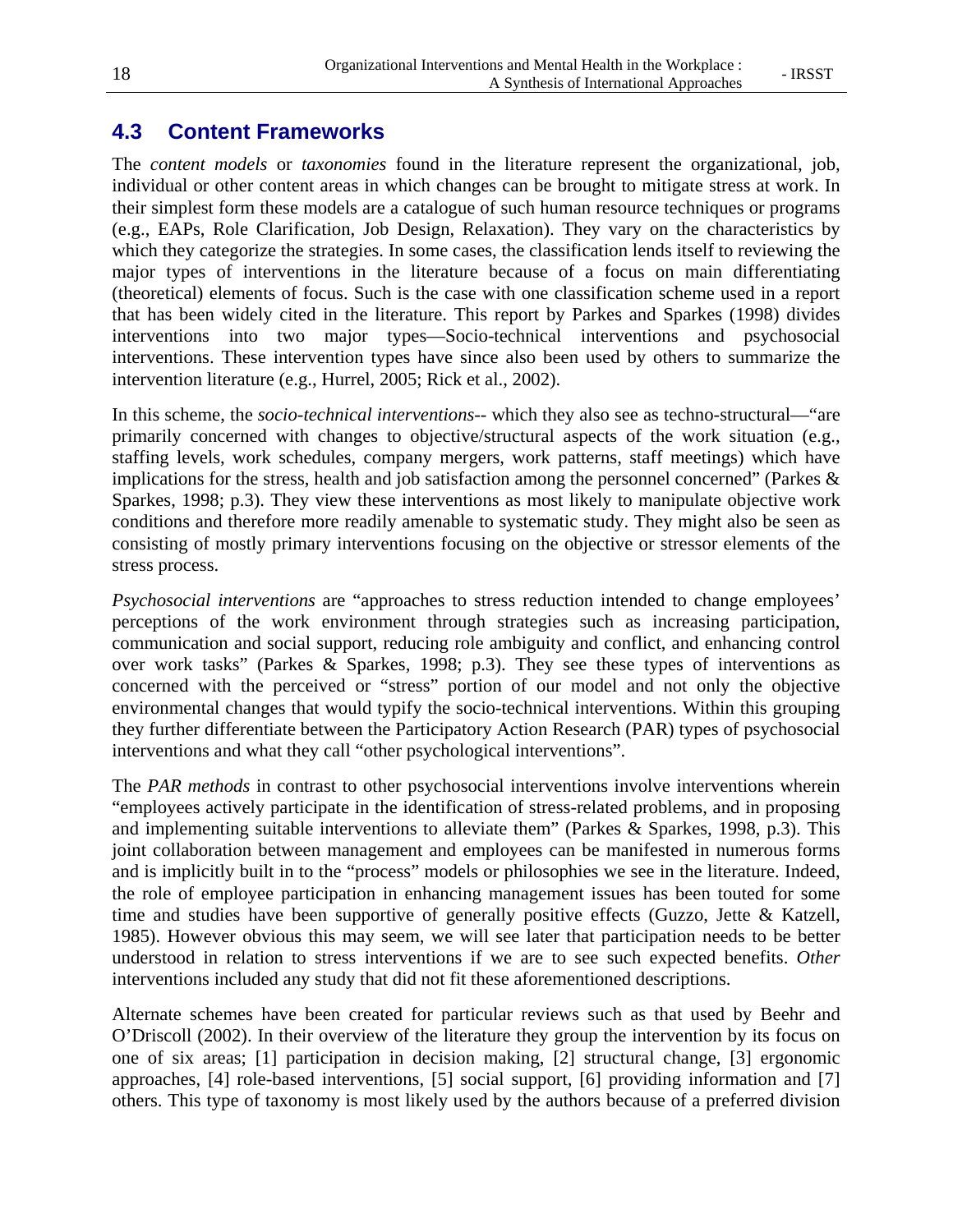## 4.3 Content Frameworks

The *content models* or *taxonomies* found in the literature represent the organizational, job, individual or other content areas in which changes can be brought to mitigate stress at work. In their simplest form these models are a catalogue of such human resource techniques or programs (e.g., EAPs, Role Clarification, Job Design, Relaxation). They vary on the characteristics by which they categorize the strategies. In some cases, the classification lends itself to reviewing the major types of interventions in the literature because of a focus on main differentiating (theoretical) elements of focus. Such is the case with one classification scheme used in a report that has been widely cited in the literature. This report by Parkes and Sparkes (1998) divides interventions into two major types—Socio-technical interventions and psychosocial interventions. These intervention types have since also been used by others to summarize the intervention literature (e.g., Hurrel, 2005; Rick et al., 2002).

In this scheme, the *socio-technical interventions*-- which they also see as techno-structural—"are primarily concerned with changes to objective/structural aspects of the work situation (e.g., staffing levels, work schedules, company mergers, work patterns, staff meetings) which have implications for the stress, health and job satisfaction among the personnel concerned" (Parkes & Sparkes, 1998; p.3). They view these interventions as most likely to manipulate objective work conditions and therefore more readily amenable to systematic study. They might also be seen as consisting of mostly primary interventions focusing on the objective or stressor elements of the stress process.

*Psychosocial interventions* are "approaches to stress reduction intended to change employees' perceptions of the work environment through strategies such as increasing participation, communication and social support, reducing role ambiguity and conflict, and enhancing control over work tasks" (Parkes & Sparkes, 1998; p.3). They see these types of interventions as concerned with the perceived or "stress" portion of our model and not only the objective environmental changes that would typify the socio-technical interventions. Within this grouping they further differentiate between the Participatory Action Research (PAR) types of psychosocial interventions and what they call "other psychological interventions".

The *PAR methods* in contrast to other psychosocial interventions involve interventions wherein "employees actively participate in the identification of stress-related problems, and in proposing and implementing suitable interventions to alleviate them" (Parkes & Sparkes, 1998, p.3). This joint collaboration between management and employees can be manifested in numerous forms and is implicitly built in to the "process" models or philosophies we see in the literature. Indeed, the role of employee participation in enhancing management issues has been touted for some time and studies have been supportive of generally positive effects (Guzzo, Jette & Katzell, 1985). However obvious this may seem, we will see later that participation needs to be better understood in relation to stress interventions if we are to see such expected benefits. *Other* interventions included any study that did not fit these aforementioned descriptions.

Alternate schemes have been created for particular reviews such as that used by Beehr and O'Driscoll (2002). In their overview of the literature they group the intervention by its focus on one of six areas; [1] participation in decision making, [2] structural change, [3] ergonomic approaches, [4] role-based interventions, [5] social support, [6] providing information and [7] others. This type of taxonomy is most likely used by the authors because of a preferred division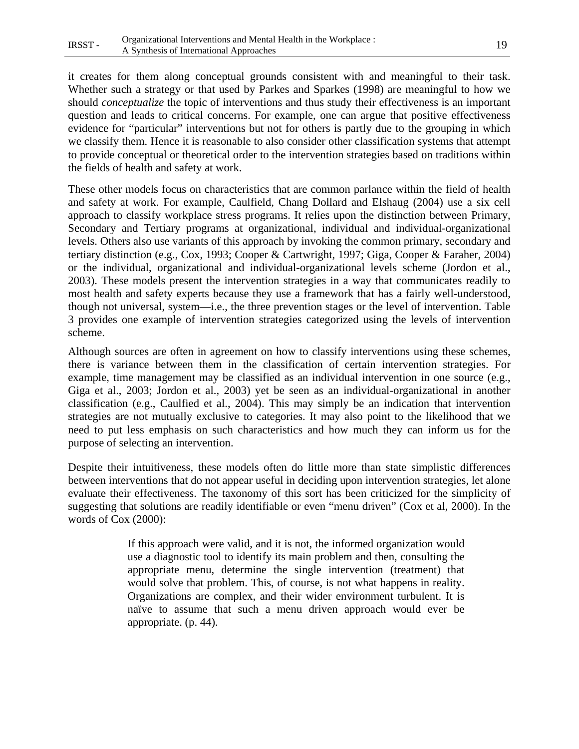it creates for them along conceptual grounds consistent with and meaningful to their task. Whether such a strategy or that used by Parkes and Sparkes (1998) are meaningful to how we should *conceptualize* the topic of interventions and thus study their effectiveness is an important question and leads to critical concerns. For example, one can argue that positive effectiveness evidence for "particular" interventions but not for others is partly due to the grouping in which we classify them. Hence it is reasonable to also consider other classification systems that attempt to provide conceptual or theoretical order to the intervention strategies based on traditions within the fields of health and safety at work.

These other models focus on characteristics that are common parlance within the field of health and safety at work. For example, Caulfield, Chang Dollard and Elshaug (2004) use a six cell approach to classify workplace stress programs. It relies upon the distinction between Primary, Secondary and Tertiary programs at organizational, individual and individual-organizational levels. Others also use variants of this approach by invoking the common primary, secondary and tertiary distinction (e.g., Cox, 1993; Cooper & Cartwright, 1997; Giga, Cooper & Faraher, 2004) or the individual, organizational and individual-organizational levels scheme (Jordon et al., 2003). These models present the intervention strategies in a way that communicates readily to most health and safety experts because they use a framework that has a fairly well-understood, though not universal, system—i.e., the three prevention stages or the level of intervention. Table 3 provides one example of intervention strategies categorized using the levels of intervention scheme.

Although sources are often in agreement on how to classify interventions using these schemes, there is variance between them in the classification of certain intervention strategies. For example, time management may be classified as an individual intervention in one source (e.g., Giga et al., 2003; Jordon et al., 2003) yet be seen as an individual-organizational in another classification (e.g., Caulfied et al., 2004). This may simply be an indication that intervention strategies are not mutually exclusive to categories. It may also point to the likelihood that we need to put less emphasis on such characteristics and how much they can inform us for the purpose of selecting an intervention.

Despite their intuitiveness, these models often do little more than state simplistic differences between interventions that do not appear useful in deciding upon intervention strategies, let alone evaluate their effectiveness. The taxonomy of this sort has been criticized for the simplicity of suggesting that solutions are readily identifiable or even "menu driven" (Cox et al, 2000). In the words of Cox (2000):

> If this approach were valid, and it is not, the informed organization would use a diagnostic tool to identify its main problem and then, consulting the appropriate menu, determine the single intervention (treatment) that would solve that problem. This, of course, is not what happens in reality. Organizations are complex, and their wider environment turbulent. It is naïve to assume that such a menu driven approach would ever be appropriate. (p. 44).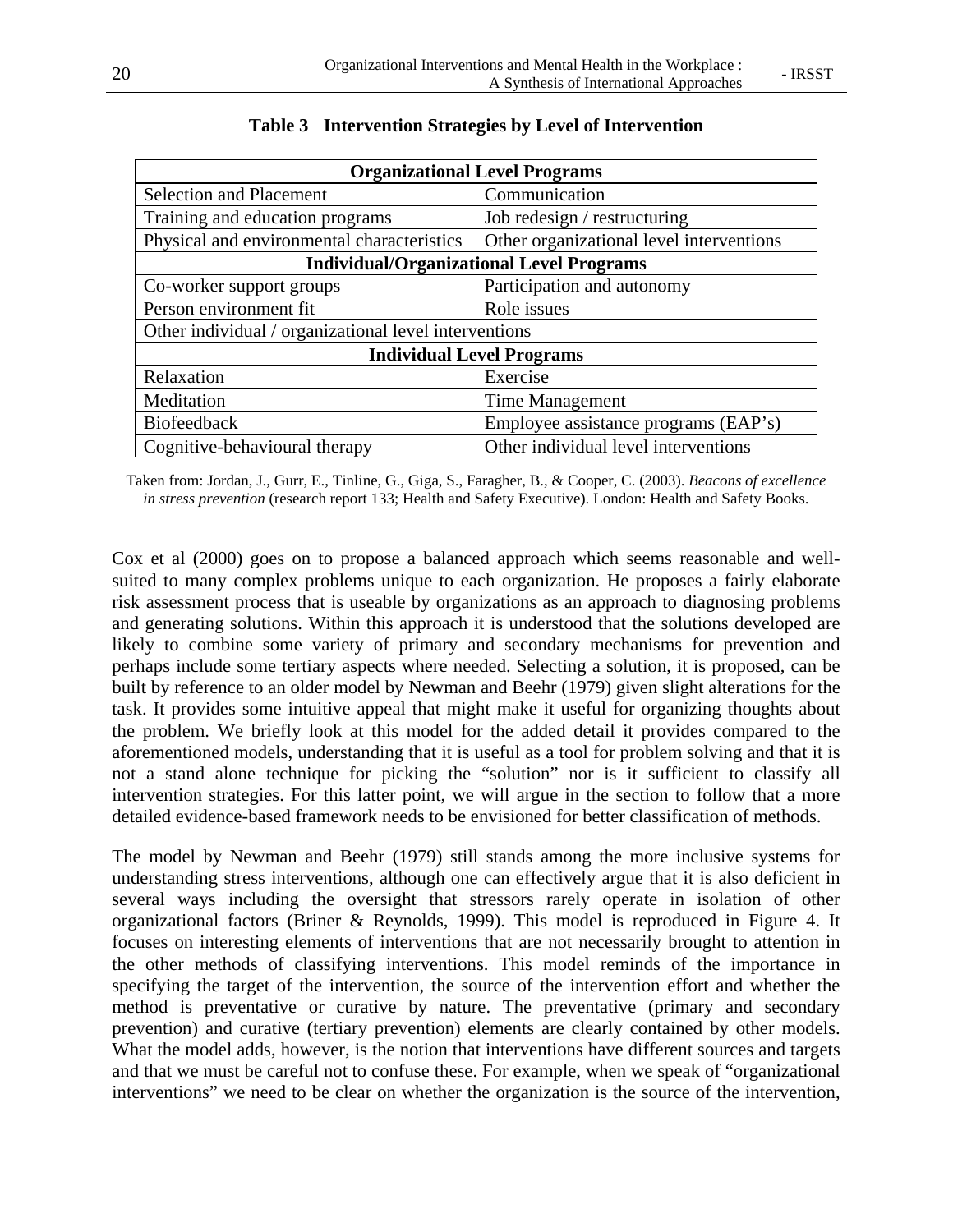**Table 3 Intervention Strategies by Level of Intervention**

| Organizational Level Programs | |
|---|---|
| Selection and Placement | Communication |
| Training and education programs | Job redesign / restructuring |
| Physical and environmental characteristics | Other organizational level interventions |
| **Individual/Organizational Level Programs** | |
| Co-worker support groups | Participation and autonomy |
| Person environment fit | Role issues |
| Other individual / organizational level interventions | |
| **Individual Level Programs** | |
| Relaxation | Exercise |
| Meditation | Time Management |
| Biofeedback | Employee assistance programs (EAP's) |
| Cognitive-behavioural therapy | Other individual level interventions |

Taken from: Jordan, J., Gurr, E., Tinline, G., Giga, S., Faragher, B., & Cooper, C. (2003). *Beacons of excellence in stress prevention* (research report 133; Health and Safety Executive). London: Health and Safety Books.

Cox et al (2000) goes on to propose a balanced approach which seems reasonable and well-suited to many complex problems unique to each organization. He proposes a fairly elaborate risk assessment process that is useable by organizations as an approach to diagnosing problems and generating solutions. Within this approach it is understood that the solutions developed are likely to combine some variety of primary and secondary mechanisms for prevention and perhaps include some tertiary aspects where needed. Selecting a solution, it is proposed, can be built by reference to an older model by Newman and Beehr (1979) given slight alterations for the task. It provides some intuitive appeal that might make it useful for organizing thoughts about the problem. We briefly look at this model for the added detail it provides compared to the aforementioned models, understanding that it is useful as a tool for problem solving and that it is not a stand alone technique for picking the "solution" nor is it sufficient to classify all intervention strategies. For this latter point, we will argue in the section to follow that a more detailed evidence-based framework needs to be envisioned for better classification of methods.

The model by Newman and Beehr (1979) still stands among the more inclusive systems for understanding stress interventions, although one can effectively argue that it is also deficient in several ways including the oversight that stressors rarely operate in isolation of other organizational factors (Briner & Reynolds, 1999). This model is reproduced in Figure 4. It focuses on interesting elements of interventions that are not necessarily brought to attention in the other methods of classifying interventions. This model reminds of the importance in specifying the target of the intervention, the source of the intervention effort and whether the method is preventative or curative by nature. The preventative (primary and secondary prevention) and curative (tertiary prevention) elements are clearly contained by other models. What the model adds, however, is the notion that interventions have different sources and targets and that we must be careful not to confuse these. For example, when we speak of "organizational interventions" we need to be clear on whether the organization is the source of the intervention,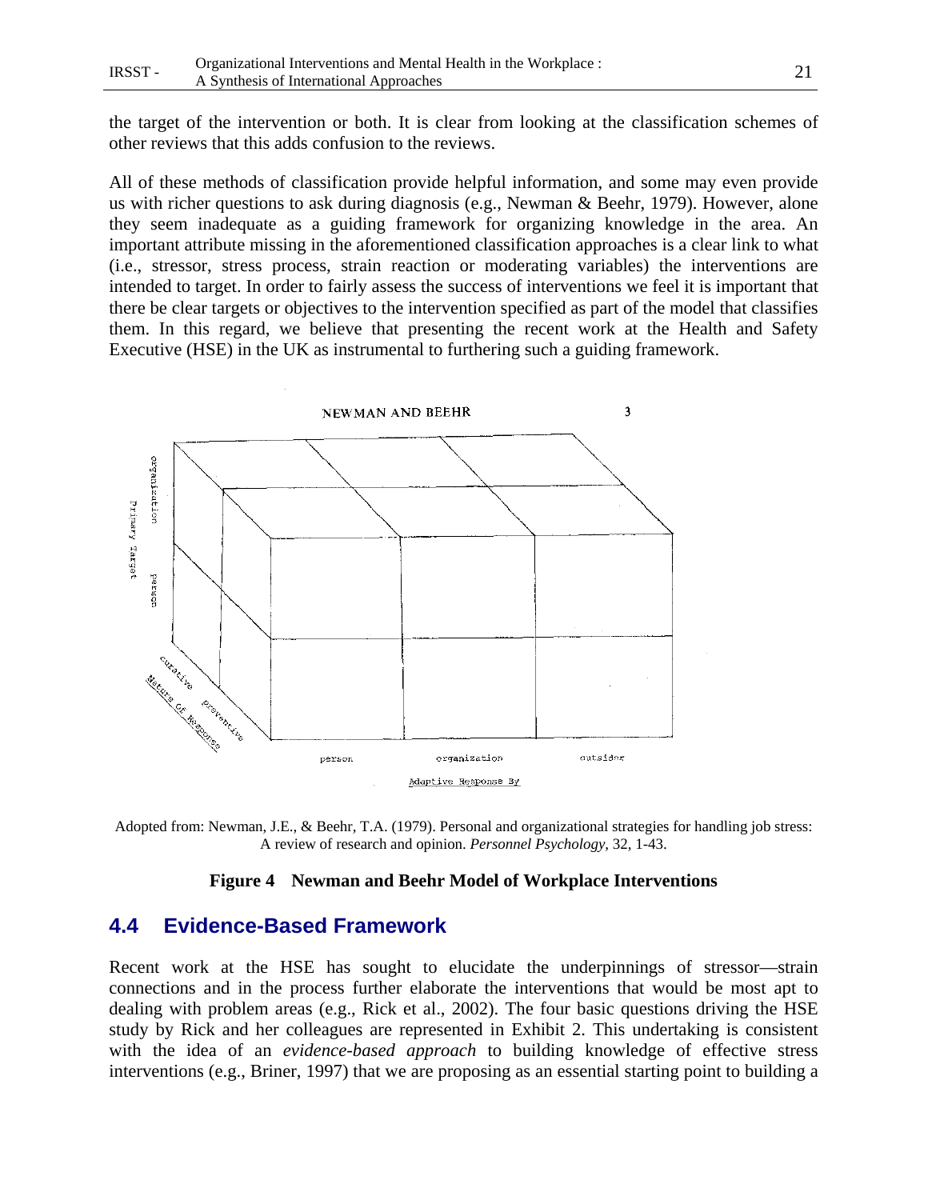the target of the intervention or both. It is clear from looking at the classification schemes of other reviews that this adds confusion to the reviews.

All of these methods of classification provide helpful information, and some may even provide us with richer questions to ask during diagnosis (e.g., Newman & Beehr, 1979). However, alone they seem inadequate as a guiding framework for organizing knowledge in the area. An important attribute missing in the aforementioned classification approaches is a clear link to what (i.e., stressor, stress process, strain reaction or moderating variables) the interventions are intended to target. In order to fairly assess the success of interventions we feel it is important that there be clear targets or objectives to the intervention specified as part of the model that classifies them. In this regard, we believe that presenting the recent work at the Health and Safety Executive (HSE) in the UK as instrumental to furthering such a guiding framework.

Adopted from: Newman, J.E., & Beehr, T.A. (1979). Personal and organizational strategies for handling job stress: A review of research and opinion. *Personnel Psychology*, 32, 1-43.

**Figure 4 Newman and Beehr Model of Workplace Interventions**

## 4.4 Evidence-Based Framework

Recent work at the HSE has sought to elucidate the underpinnings of stressor—strain connections and in the process further elaborate the interventions that would be most apt to dealing with problem areas (e.g., Rick et al., 2002). The four basic questions driving the HSE study by Rick and her colleagues are represented in Exhibit 2. This undertaking is consistent with the idea of an *evidence-based approach* to building knowledge of effective stress interventions (e.g., Briner, 1997) that we are proposing as an essential starting point to building a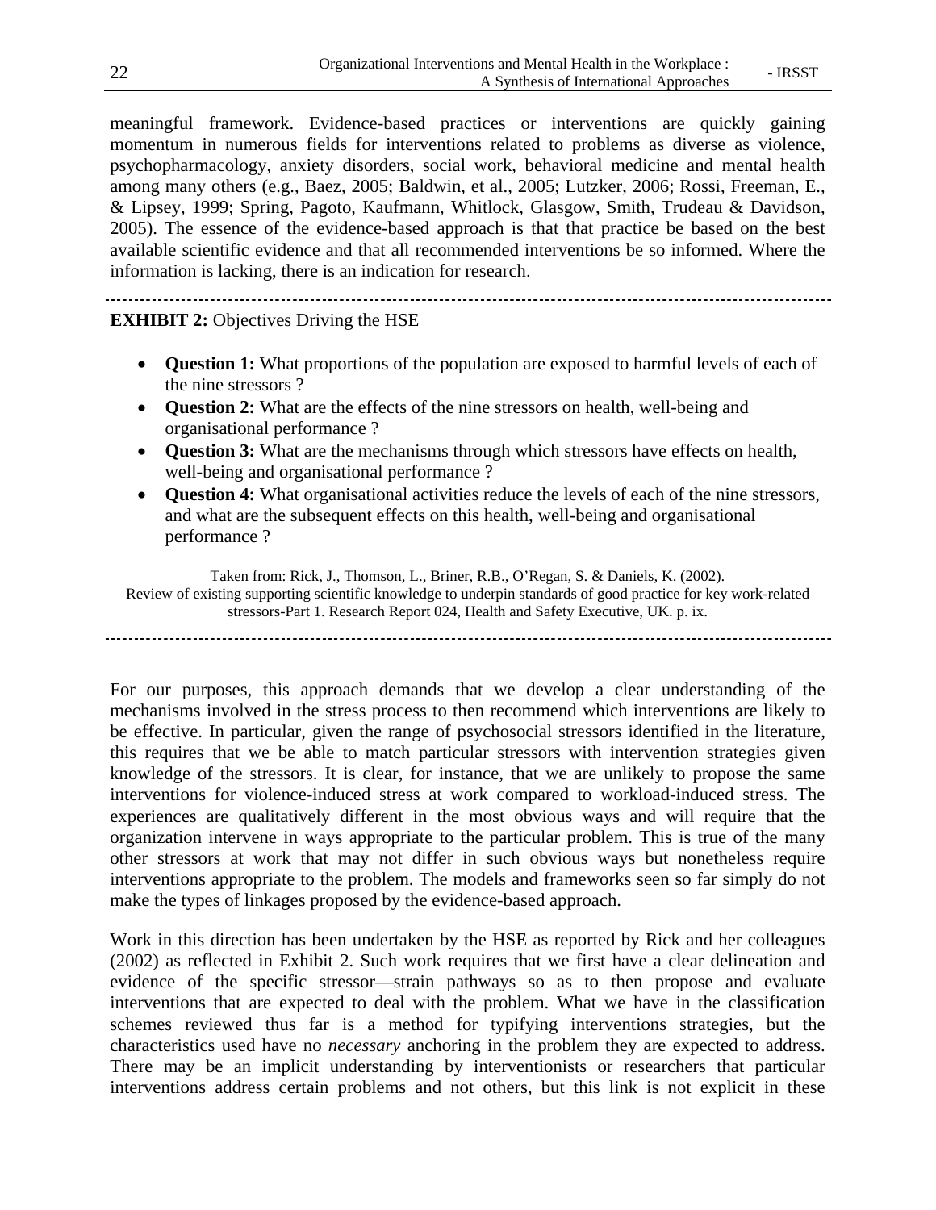meaningful framework. Evidence-based practices or interventions are quickly gaining momentum in numerous fields for interventions related to problems as diverse as violence, psychopharmacology, anxiety disorders, social work, behavioral medicine and mental health among many others (e.g., Baez, 2005; Baldwin, et al., 2005; Lutzker, 2006; Rossi, Freeman, E., & Lipsey, 1999; Spring, Pagoto, Kaufmann, Whitlock, Glasgow, Smith, Trudeau & Davidson, 2005). The essence of the evidence-based approach is that that practice be based on the best available scientific evidence and that all recommended interventions be so informed. Where the information is lacking, there is an indication for research.

---

**EXHIBIT 2:** Objectives Driving the HSE

- **Question 1:** What proportions of the population are exposed to harmful levels of each of the nine stressors ?
- **Question 2:** What are the effects of the nine stressors on health, well-being and organisational performance ?
- **Question 3:** What are the mechanisms through which stressors have effects on health, well-being and organisational performance ?
- **Question 4:** What organisational activities reduce the levels of each of the nine stressors, and what are the subsequent effects on this health, well-being and organisational performance ?

Taken from: Rick, J., Thomson, L., Briner, R.B., O'Regan, S. & Daniels, K. (2002). Review of existing supporting scientific knowledge to underpin standards of good practice for key work-related stressors-Part 1. Research Report 024, Health and Safety Executive, UK. p. ix.

---

For our purposes, this approach demands that we develop a clear understanding of the mechanisms involved in the stress process to then recommend which interventions are likely to be effective. In particular, given the range of psychosocial stressors identified in the literature, this requires that we be able to match particular stressors with intervention strategies given knowledge of the stressors. It is clear, for instance, that we are unlikely to propose the same interventions for violence-induced stress at work compared to workload-induced stress. The experiences are qualitatively different in the most obvious ways and will require that the organization intervene in ways appropriate to the particular problem. This is true of the many other stressors at work that may not differ in such obvious ways but nonetheless require interventions appropriate to the problem. The models and frameworks seen so far simply do not make the types of linkages proposed by the evidence-based approach.

Work in this direction has been undertaken by the HSE as reported by Rick and her colleagues (2002) as reflected in Exhibit 2. Such work requires that we first have a clear delineation and evidence of the specific stressor—strain pathways so as to then propose and evaluate interventions that are expected to deal with the problem. What we have in the classification schemes reviewed thus far is a method for typifying interventions strategies, but the characteristics used have no *necessary* anchoring in the problem they are expected to address. There may be an implicit understanding by interventionists or researchers that particular interventions address certain problems and not others, but this link is not explicit in these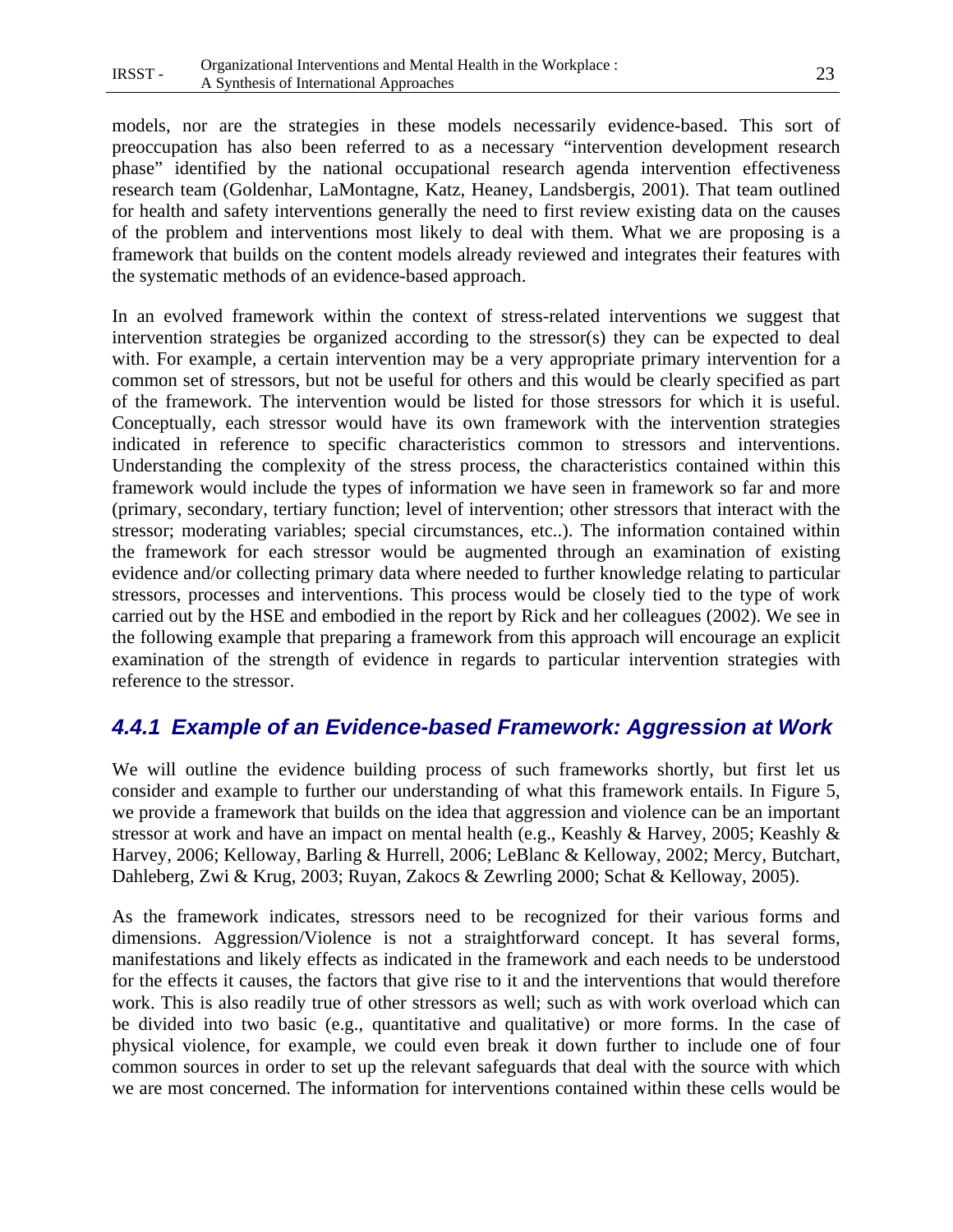models, nor are the strategies in these models necessarily evidence-based. This sort of preoccupation has also been referred to as a necessary "intervention development research phase" identified by the national occupational research agenda intervention effectiveness research team (Goldenhar, LaMontagne, Katz, Heaney, Landsbergis, 2001). That team outlined for health and safety interventions generally the need to first review existing data on the causes of the problem and interventions most likely to deal with them. What we are proposing is a framework that builds on the content models already reviewed and integrates their features with the systematic methods of an evidence-based approach.

In an evolved framework within the context of stress-related interventions we suggest that intervention strategies be organized according to the stressor(s) they can be expected to deal with. For example, a certain intervention may be a very appropriate primary intervention for a common set of stressors, but not be useful for others and this would be clearly specified as part of the framework. The intervention would be listed for those stressors for which it is useful. Conceptually, each stressor would have its own framework with the intervention strategies indicated in reference to specific characteristics common to stressors and interventions. Understanding the complexity of the stress process, the characteristics contained within this framework would include the types of information we have seen in framework so far and more (primary, secondary, tertiary function; level of intervention; other stressors that interact with the stressor; moderating variables; special circumstances, etc..). The information contained within the framework for each stressor would be augmented through an examination of existing evidence and/or collecting primary data where needed to further knowledge relating to particular stressors, processes and interventions. This process would be closely tied to the type of work carried out by the HSE and embodied in the report by Rick and her colleagues (2002). We see in the following example that preparing a framework from this approach will encourage an explicit examination of the strength of evidence in regards to particular intervention strategies with reference to the stressor.

### *4.4.1 Example of an Evidence-based Framework: Aggression at Work*

We will outline the evidence building process of such frameworks shortly, but first let us consider and example to further our understanding of what this framework entails. In Figure 5, we provide a framework that builds on the idea that aggression and violence can be an important stressor at work and have an impact on mental health (e.g., Keashly & Harvey, 2005; Keashly & Harvey, 2006; Kelloway, Barling & Hurrell, 2006; LeBlanc & Kelloway, 2002; Mercy, Butchart, Dahleberg, Zwi & Krug, 2003; Ruyan, Zakocs & Zewrling 2000; Schat & Kelloway, 2005).

As the framework indicates, stressors need to be recognized for their various forms and dimensions. Aggression/Violence is not a straightforward concept. It has several forms, manifestations and likely effects as indicated in the framework and each needs to be understood for the effects it causes, the factors that give rise to it and the interventions that would therefore work. This is also readily true of other stressors as well; such as with work overload which can be divided into two basic (e.g., quantitative and qualitative) or more forms. In the case of physical violence, for example, we could even break it down further to include one of four common sources in order to set up the relevant safeguards that deal with the source with which we are most concerned. The information for interventions contained within these cells would be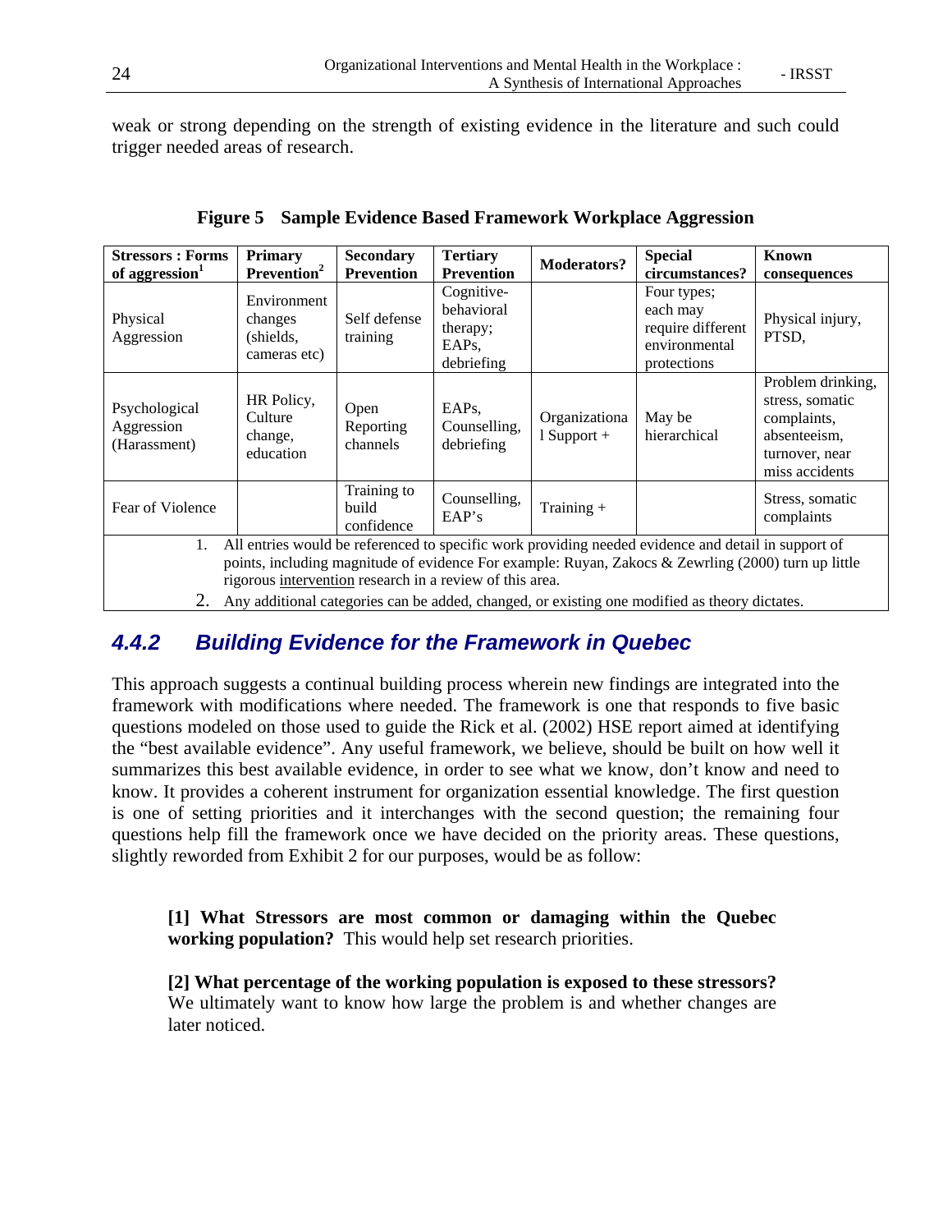weak or strong depending on the strength of existing evidence in the literature and such could trigger needed areas of research.

**Figure 5 Sample Evidence Based Framework Workplace Aggression**

| Stressors : Forms of aggression[1] | Primary Prevention[2] | Secondary Prevention | Tertiary Prevention | Moderators? | Special circumstances? | Known consequences |
|---|---|---|---|---|---|---|
| Physical Aggression | Environment changes (shields, cameras etc) | Self defense training | Cognitive-behavioral therapy; EAPs, debriefing | | Four types; each may require different environmental protections | Physical injury, PTSD, |
| Psychological Aggression (Harassment) | HR Policy, Culture change, education | Open Reporting channels | EAPs, Counselling, debriefing | Organizational Support + | May be hierarchical | Problem drinking, stress, somatic complaints, absenteeism, turnover, near miss accidents |
| Fear of Violence | | Training to build confidence | Counselling, EAP's | Training + | | Stress, somatic complaints |

1. All entries would be referenced to specific work providing needed evidence and detail in support of points, including magnitude of evidence For example: Ruyan, Zakocs & Zewrling (2000) turn up little rigorous intervention research in a review of this area.
2. Any additional categories can be added, changed, or existing one modified as theory dictates.

### *4.4.2 Building Evidence for the Framework in Quebec*

This approach suggests a continual building process wherein new findings are integrated into the framework with modifications where needed. The framework is one that responds to five basic questions modeled on those used to guide the Rick et al. (2002) HSE report aimed at identifying the "best available evidence". Any useful framework, we believe, should be built on how well it summarizes this best available evidence, in order to see what we know, don't know and need to know. It provides a coherent instrument for organization essential knowledge. The first question is one of setting priorities and it interchanges with the second question; the remaining four questions help fill the framework once we have decided on the priority areas. These questions, slightly reworded from Exhibit 2 for our purposes, would be as follow:

> **[1] What Stressors are most common or damaging within the Quebec working population?** This would help set research priorities.
>
> **[2] What percentage of the working population is exposed to these stressors?** We ultimately want to know how large the problem is and whether changes are later noticed.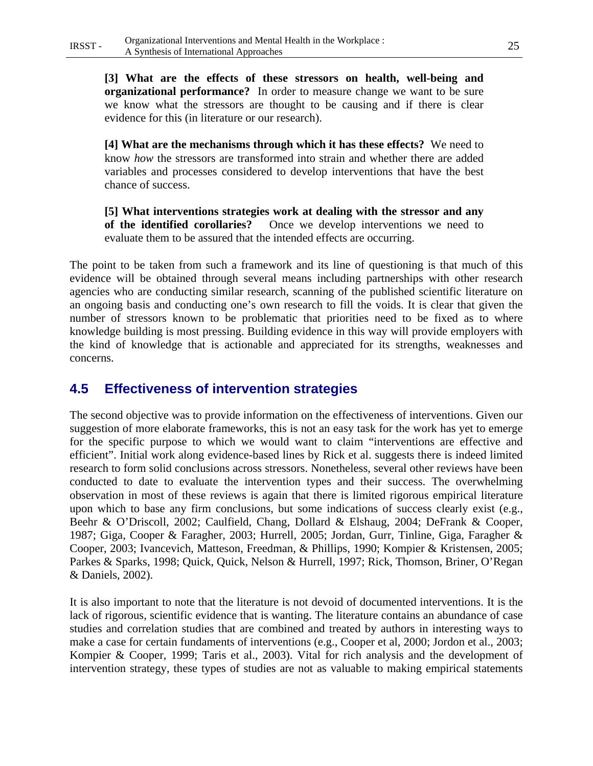**[3] What are the effects of these stressors on health, well-being and organizational performance?** In order to measure change we want to be sure we know what the stressors are thought to be causing and if there is clear evidence for this (in literature or our research).

**[4] What are the mechanisms through which it has these effects?** We need to know *how* the stressors are transformed into strain and whether there are added variables and processes considered to develop interventions that have the best chance of success.

**[5] What interventions strategies work at dealing with the stressor and any of the identified corollaries?** Once we develop interventions we need to evaluate them to be assured that the intended effects are occurring.

The point to be taken from such a framework and its line of questioning is that much of this evidence will be obtained through several means including partnerships with other research agencies who are conducting similar research, scanning of the published scientific literature on an ongoing basis and conducting one's own research to fill the voids. It is clear that given the number of stressors known to be problematic that priorities need to be fixed as to where knowledge building is most pressing. Building evidence in this way will provide employers with the kind of knowledge that is actionable and appreciated for its strengths, weaknesses and concerns.

## 4.5 Effectiveness of intervention strategies

The second objective was to provide information on the effectiveness of interventions. Given our suggestion of more elaborate frameworks, this is not an easy task for the work has yet to emerge for the specific purpose to which we would want to claim "interventions are effective and efficient". Initial work along evidence-based lines by Rick et al. suggests there is indeed limited research to form solid conclusions across stressors. Nonetheless, several other reviews have been conducted to date to evaluate the intervention types and their success. The overwhelming observation in most of these reviews is again that there is limited rigorous empirical literature upon which to base any firm conclusions, but some indications of success clearly exist (e.g., Beehr & O'Driscoll, 2002; Caulfield, Chang, Dollard & Elshaug, 2004; DeFrank & Cooper, 1987; Giga, Cooper & Faragher, 2003; Hurrell, 2005; Jordan, Gurr, Tinline, Giga, Faragher & Cooper, 2003; Ivancevich, Matteson, Freedman, & Phillips, 1990; Kompier & Kristensen, 2005; Parkes & Sparks, 1998; Quick, Quick, Nelson & Hurrell, 1997; Rick, Thomson, Briner, O'Regan & Daniels, 2002).

It is also important to note that the literature is not devoid of documented interventions. It is the lack of rigorous, scientific evidence that is wanting. The literature contains an abundance of case studies and correlation studies that are combined and treated by authors in interesting ways to make a case for certain fundaments of interventions (e.g., Cooper et al, 2000; Jordon et al., 2003; Kompier & Cooper, 1999; Taris et al., 2003). Vital for rich analysis and the development of intervention strategy, these types of studies are not as valuable to making empirical statements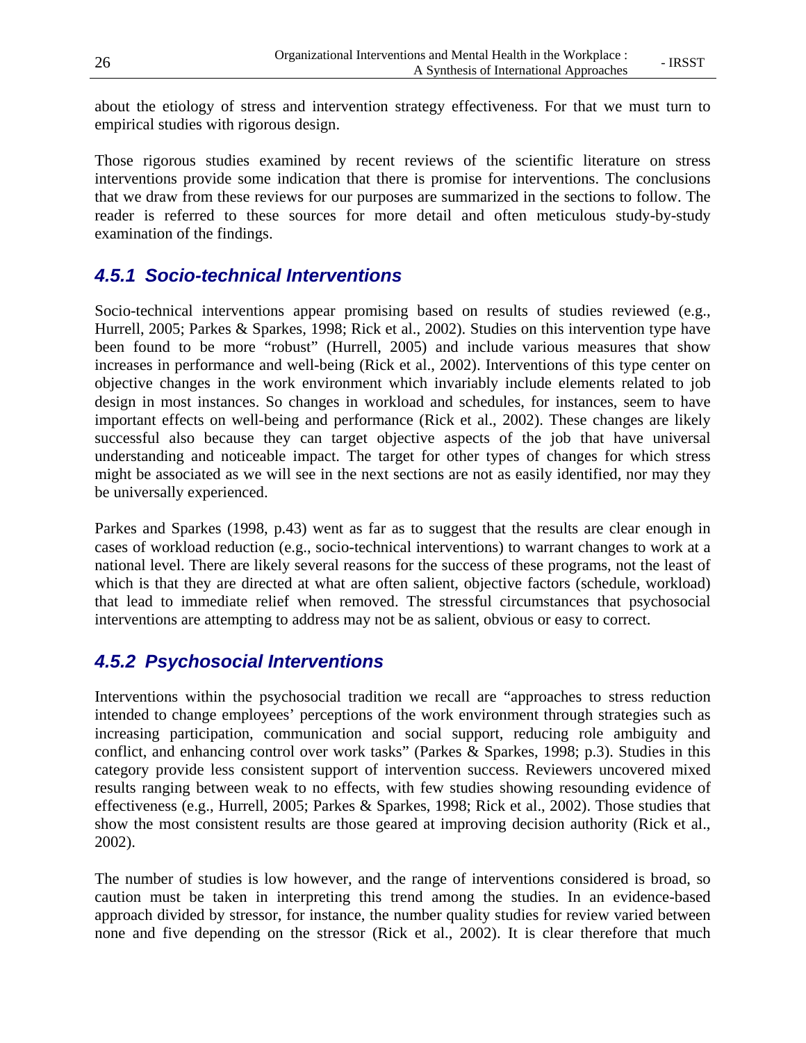about the etiology of stress and intervention strategy effectiveness. For that we must turn to empirical studies with rigorous design.

Those rigorous studies examined by recent reviews of the scientific literature on stress interventions provide some indication that there is promise for interventions. The conclusions that we draw from these reviews for our purposes are summarized in the sections to follow. The reader is referred to these sources for more detail and often meticulous study-by-study examination of the findings.

### *4.5.1 Socio-technical Interventions*

Socio-technical interventions appear promising based on results of studies reviewed (e.g., Hurrell, 2005; Parkes & Sparkes, 1998; Rick et al., 2002). Studies on this intervention type have been found to be more "robust" (Hurrell, 2005) and include various measures that show increases in performance and well-being (Rick et al., 2002). Interventions of this type center on objective changes in the work environment which invariably include elements related to job design in most instances. So changes in workload and schedules, for instances, seem to have important effects on well-being and performance (Rick et al., 2002). These changes are likely successful also because they can target objective aspects of the job that have universal understanding and noticeable impact. The target for other types of changes for which stress might be associated as we will see in the next sections are not as easily identified, nor may they be universally experienced.

Parkes and Sparkes (1998, p.43) went as far as to suggest that the results are clear enough in cases of workload reduction (e.g., socio-technical interventions) to warrant changes to work at a national level. There are likely several reasons for the success of these programs, not the least of which is that they are directed at what are often salient, objective factors (schedule, workload) that lead to immediate relief when removed. The stressful circumstances that psychosocial interventions are attempting to address may not be as salient, obvious or easy to correct.

### *4.5.2 Psychosocial Interventions*

Interventions within the psychosocial tradition we recall are "approaches to stress reduction intended to change employees' perceptions of the work environment through strategies such as increasing participation, communication and social support, reducing role ambiguity and conflict, and enhancing control over work tasks" (Parkes & Sparkes, 1998; p.3). Studies in this category provide less consistent support of intervention success. Reviewers uncovered mixed results ranging between weak to no effects, with few studies showing resounding evidence of effectiveness (e.g., Hurrell, 2005; Parkes & Sparkes, 1998; Rick et al., 2002). Those studies that show the most consistent results are those geared at improving decision authority (Rick et al., 2002).

The number of studies is low however, and the range of interventions considered is broad, so caution must be taken in interpreting this trend among the studies. In an evidence-based approach divided by stressor, for instance, the number quality studies for review varied between none and five depending on the stressor (Rick et al., 2002). It is clear therefore that much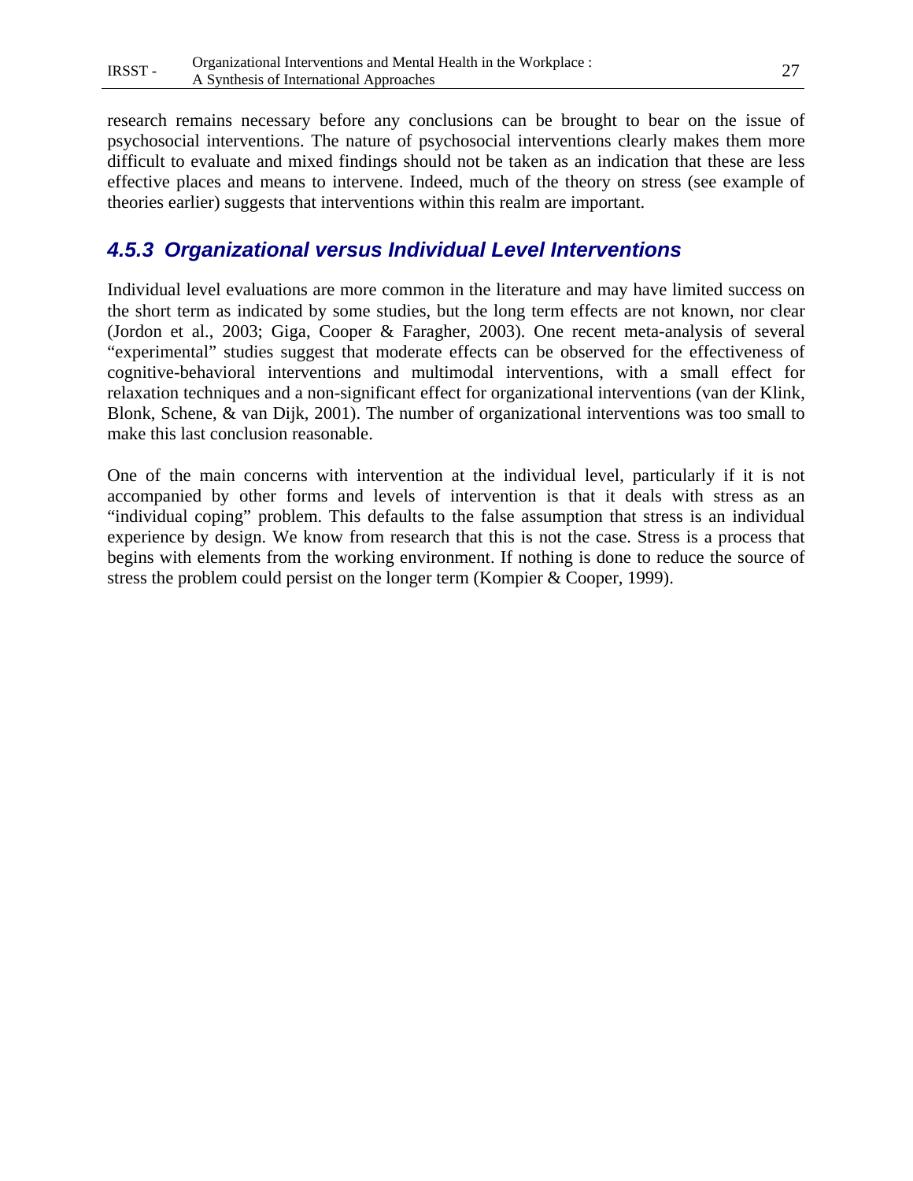research remains necessary before any conclusions can be brought to bear on the issue of psychosocial interventions. The nature of psychosocial interventions clearly makes them more difficult to evaluate and mixed findings should not be taken as an indication that these are less effective places and means to intervene. Indeed, much of the theory on stress (see example of theories earlier) suggests that interventions within this realm are important.

### *4.5.3 Organizational versus Individual Level Interventions*

Individual level evaluations are more common in the literature and may have limited success on the short term as indicated by some studies, but the long term effects are not known, nor clear (Jordon et al., 2003; Giga, Cooper & Faragher, 2003). One recent meta-analysis of several "experimental" studies suggest that moderate effects can be observed for the effectiveness of cognitive-behavioral interventions and multimodal interventions, with a small effect for relaxation techniques and a non-significant effect for organizational interventions (van der Klink, Blonk, Schene, & van Dijk, 2001). The number of organizational interventions was too small to make this last conclusion reasonable.

One of the main concerns with intervention at the individual level, particularly if it is not accompanied by other forms and levels of intervention is that it deals with stress as an "individual coping" problem. This defaults to the false assumption that stress is an individual experience by design. We know from research that this is not the case. Stress is a process that begins with elements from the working environment. If nothing is done to reduce the source of stress the problem could persist on the longer term (Kompier & Cooper, 1999).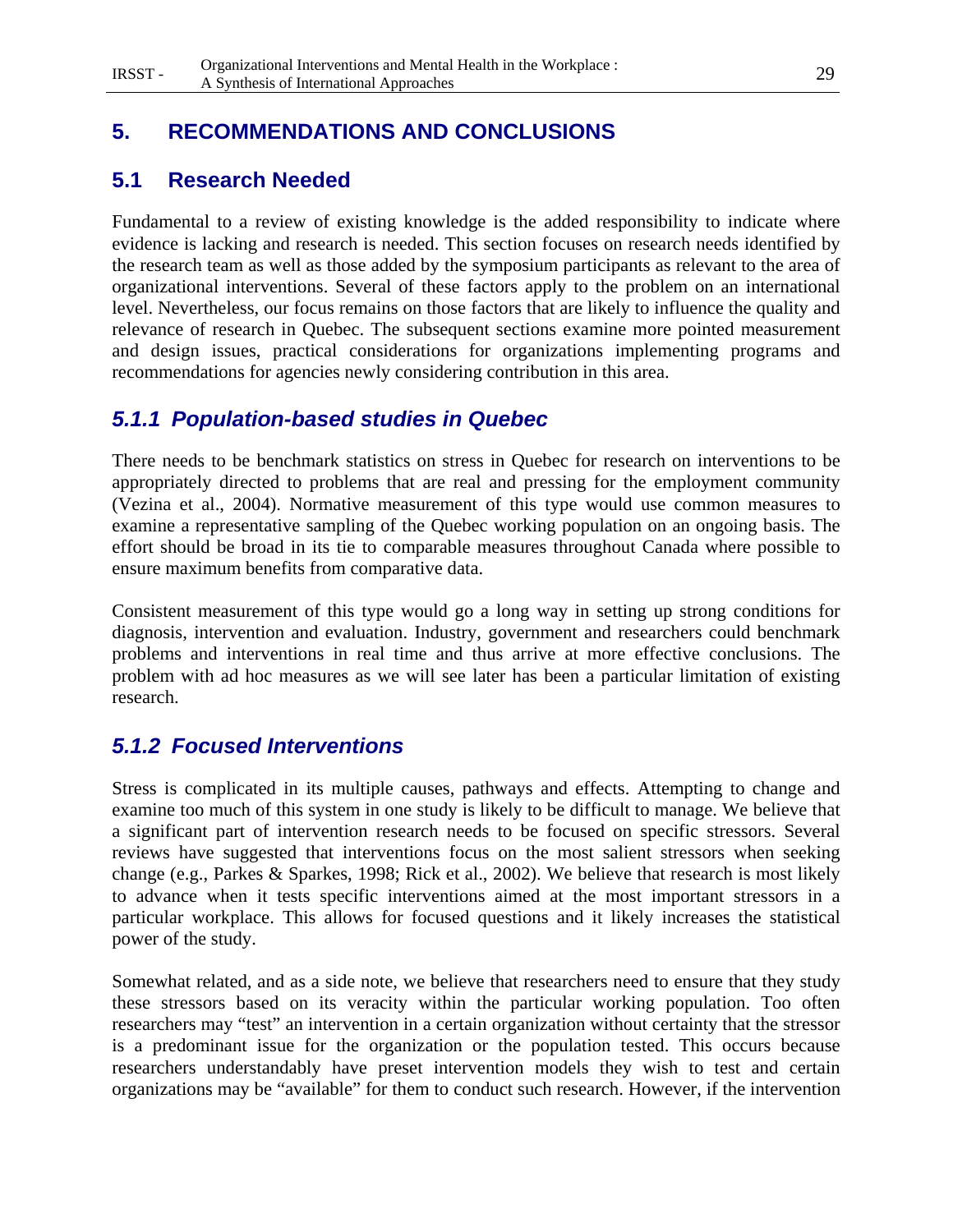# 5. RECOMMENDATIONS AND CONCLUSIONS

## 5.1 Research Needed

Fundamental to a review of existing knowledge is the added responsibility to indicate where evidence is lacking and research is needed. This section focuses on research needs identified by the research team as well as those added by the symposium participants as relevant to the area of organizational interventions. Several of these factors apply to the problem on an international level. Nevertheless, our focus remains on those factors that are likely to influence the quality and relevance of research in Quebec. The subsequent sections examine more pointed measurement and design issues, practical considerations for organizations implementing programs and recommendations for agencies newly considering contribution in this area.

### *5.1.1 Population-based studies in Quebec*

There needs to be benchmark statistics on stress in Quebec for research on interventions to be appropriately directed to problems that are real and pressing for the employment community (Vezina et al., 2004). Normative measurement of this type would use common measures to examine a representative sampling of the Quebec working population on an ongoing basis. The effort should be broad in its tie to comparable measures throughout Canada where possible to ensure maximum benefits from comparative data.

Consistent measurement of this type would go a long way in setting up strong conditions for diagnosis, intervention and evaluation. Industry, government and researchers could benchmark problems and interventions in real time and thus arrive at more effective conclusions. The problem with ad hoc measures as we will see later has been a particular limitation of existing research.

### *5.1.2 Focused Interventions*

Stress is complicated in its multiple causes, pathways and effects. Attempting to change and examine too much of this system in one study is likely to be difficult to manage. We believe that a significant part of intervention research needs to be focused on specific stressors. Several reviews have suggested that interventions focus on the most salient stressors when seeking change (e.g., Parkes & Sparkes, 1998; Rick et al., 2002). We believe that research is most likely to advance when it tests specific interventions aimed at the most important stressors in a particular workplace. This allows for focused questions and it likely increases the statistical power of the study.

Somewhat related, and as a side note, we believe that researchers need to ensure that they study these stressors based on its veracity within the particular working population. Too often researchers may "test" an intervention in a certain organization without certainty that the stressor is a predominant issue for the organization or the population tested. This occurs because researchers understandably have preset intervention models they wish to test and certain organizations may be "available" for them to conduct such research. However, if the intervention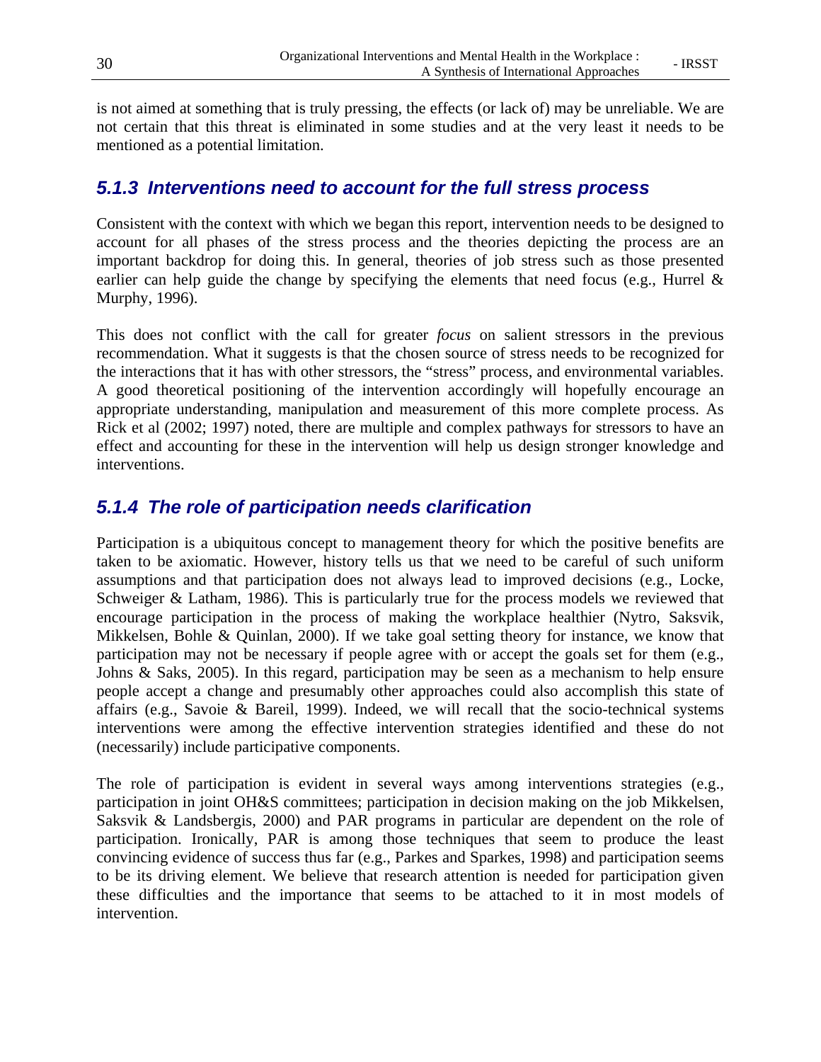is not aimed at something that is truly pressing, the effects (or lack of) may be unreliable. We are not certain that this threat is eliminated in some studies and at the very least it needs to be mentioned as a potential limitation.

### *5.1.3 Interventions need to account for the full stress process*

Consistent with the context with which we began this report, intervention needs to be designed to account for all phases of the stress process and the theories depicting the process are an important backdrop for doing this. In general, theories of job stress such as those presented earlier can help guide the change by specifying the elements that need focus (e.g., Hurrel & Murphy, 1996).

This does not conflict with the call for greater *focus* on salient stressors in the previous recommendation. What it suggests is that the chosen source of stress needs to be recognized for the interactions that it has with other stressors, the "stress" process, and environmental variables. A good theoretical positioning of the intervention accordingly will hopefully encourage an appropriate understanding, manipulation and measurement of this more complete process. As Rick et al (2002; 1997) noted, there are multiple and complex pathways for stressors to have an effect and accounting for these in the intervention will help us design stronger knowledge and interventions.

### *5.1.4 The role of participation needs clarification*

Participation is a ubiquitous concept to management theory for which the positive benefits are taken to be axiomatic. However, history tells us that we need to be careful of such uniform assumptions and that participation does not always lead to improved decisions (e.g., Locke, Schweiger & Latham, 1986). This is particularly true for the process models we reviewed that encourage participation in the process of making the workplace healthier (Nytro, Saksvik, Mikkelsen, Bohle & Quinlan, 2000). If we take goal setting theory for instance, we know that participation may not be necessary if people agree with or accept the goals set for them (e.g., Johns & Saks, 2005). In this regard, participation may be seen as a mechanism to help ensure people accept a change and presumably other approaches could also accomplish this state of affairs (e.g., Savoie & Bareil, 1999). Indeed, we will recall that the socio-technical systems interventions were among the effective intervention strategies identified and these do not (necessarily) include participative components.

The role of participation is evident in several ways among interventions strategies (e.g., participation in joint OH&S committees; participation in decision making on the job Mikkelsen, Saksvik & Landsbergis, 2000) and PAR programs in particular are dependent on the role of participation. Ironically, PAR is among those techniques that seem to produce the least convincing evidence of success thus far (e.g., Parkes and Sparkes, 1998) and participation seems to be its driving element. We believe that research attention is needed for participation given these difficulties and the importance that seems to be attached to it in most models of intervention.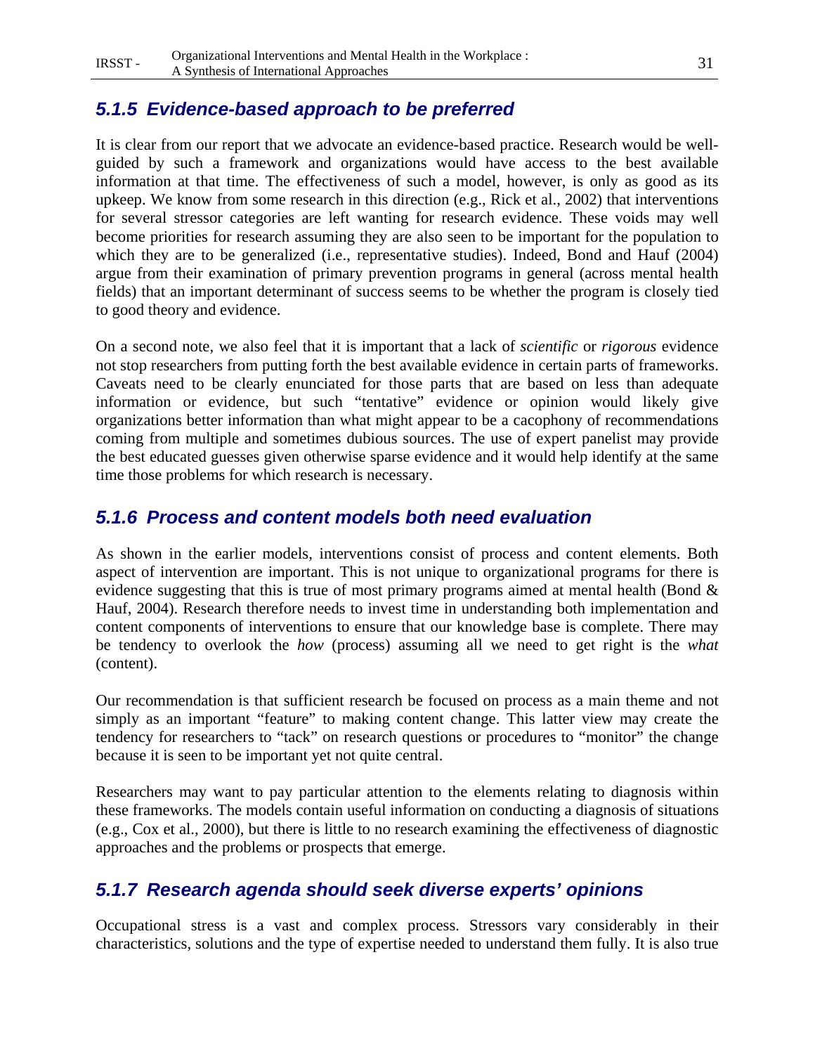### 5.1.5 Evidence-based approach to be preferred

It is clear from our report that we advocate an evidence-based practice. Research would be well-guided by such a framework and organizations would have access to the best available information at that time. The effectiveness of such a model, however, is only as good as its upkeep. We know from some research in this direction (e.g., Rick et al., 2002) that interventions for several stressor categories are left wanting for research evidence. These voids may well become priorities for research assuming they are also seen to be important for the population to which they are to be generalized (i.e., representative studies). Indeed, Bond and Hauf (2004) argue from their examination of primary prevention programs in general (across mental health fields) that an important determinant of success seems to be whether the program is closely tied to good theory and evidence.

On a second note, we also feel that it is important that a lack of *scientific* or *rigorous* evidence not stop researchers from putting forth the best available evidence in certain parts of frameworks. Caveats need to be clearly enunciated for those parts that are based on less than adequate information or evidence, but such "tentative" evidence or opinion would likely give organizations better information than what might appear to be a cacophony of recommendations coming from multiple and sometimes dubious sources. The use of expert panelist may provide the best educated guesses given otherwise sparse evidence and it would help identify at the same time those problems for which research is necessary.

### 5.1.6 Process and content models both need evaluation

As shown in the earlier models, interventions consist of process and content elements. Both aspect of intervention are important. This is not unique to organizational programs for there is evidence suggesting that this is true of most primary programs aimed at mental health (Bond & Hauf, 2004). Research therefore needs to invest time in understanding both implementation and content components of interventions to ensure that our knowledge base is complete. There may be tendency to overlook the *how* (process) assuming all we need to get right is the *what* (content).

Our recommendation is that sufficient research be focused on process as a main theme and not simply as an important "feature" to making content change. This latter view may create the tendency for researchers to "tack" on research questions or procedures to "monitor" the change because it is seen to be important yet not quite central.

Researchers may want to pay particular attention to the elements relating to diagnosis within these frameworks. The models contain useful information on conducting a diagnosis of situations (e.g., Cox et al., 2000), but there is little to no research examining the effectiveness of diagnostic approaches and the problems or prospects that emerge.

### 5.1.7 Research agenda should seek diverse experts' opinions

Occupational stress is a vast and complex process. Stressors vary considerably in their characteristics, solutions and the type of expertise needed to understand them fully. It is also true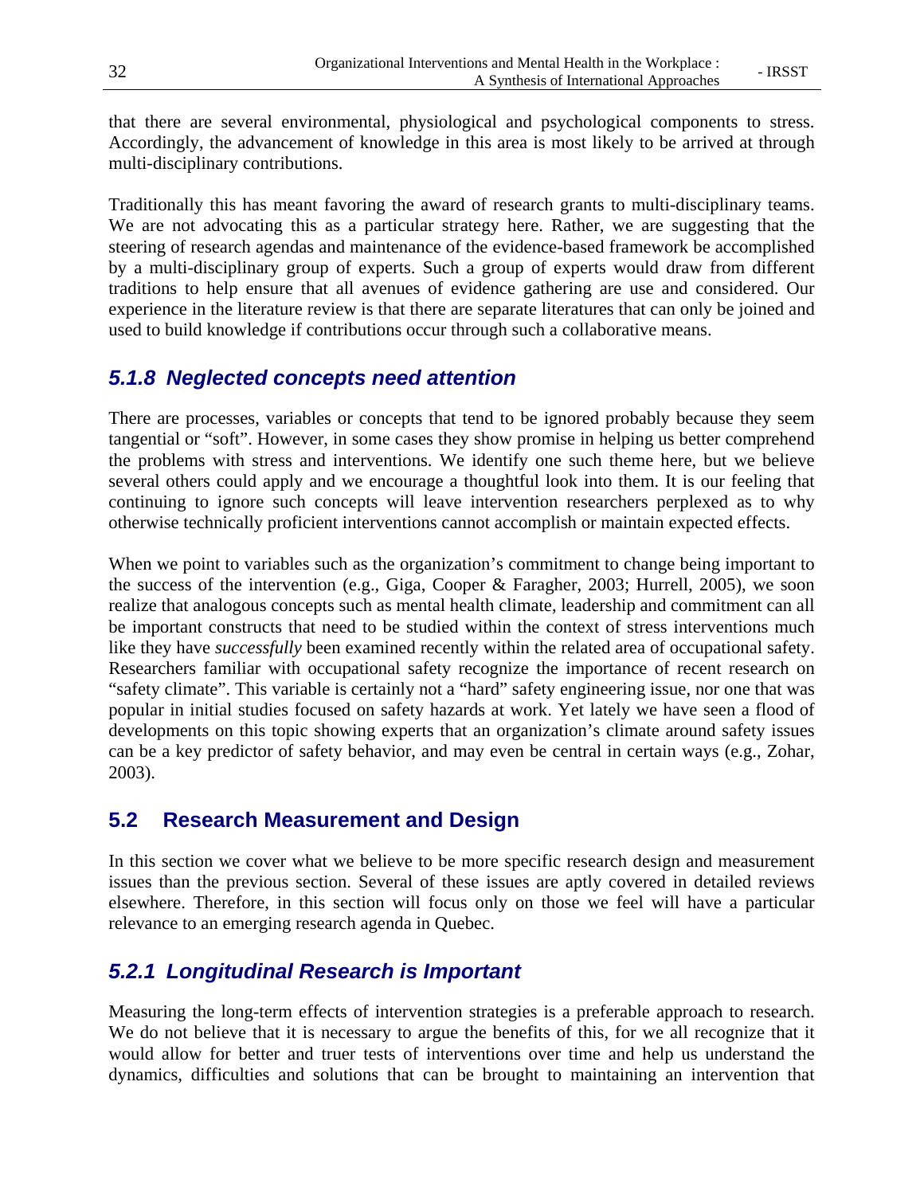that there are several environmental, physiological and psychological components to stress. Accordingly, the advancement of knowledge in this area is most likely to be arrived at through multi-disciplinary contributions.

Traditionally this has meant favoring the award of research grants to multi-disciplinary teams. We are not advocating this as a particular strategy here. Rather, we are suggesting that the steering of research agendas and maintenance of the evidence-based framework be accomplished by a multi-disciplinary group of experts. Such a group of experts would draw from different traditions to help ensure that all avenues of evidence gathering are use and considered. Our experience in the literature review is that there are separate literatures that can only be joined and used to build knowledge if contributions occur through such a collaborative means.

### *5.1.8 Neglected concepts need attention*

There are processes, variables or concepts that tend to be ignored probably because they seem tangential or "soft". However, in some cases they show promise in helping us better comprehend the problems with stress and interventions. We identify one such theme here, but we believe several others could apply and we encourage a thoughtful look into them. It is our feeling that continuing to ignore such concepts will leave intervention researchers perplexed as to why otherwise technically proficient interventions cannot accomplish or maintain expected effects.

When we point to variables such as the organization's commitment to change being important to the success of the intervention (e.g., Giga, Cooper & Faragher, 2003; Hurrell, 2005), we soon realize that analogous concepts such as mental health climate, leadership and commitment can all be important constructs that need to be studied within the context of stress interventions much like they have *successfully* been examined recently within the related area of occupational safety. Researchers familiar with occupational safety recognize the importance of recent research on "safety climate". This variable is certainly not a "hard" safety engineering issue, nor one that was popular in initial studies focused on safety hazards at work. Yet lately we have seen a flood of developments on this topic showing experts that an organization's climate around safety issues can be a key predictor of safety behavior, and may even be central in certain ways (e.g., Zohar, 2003).

## 5.2 Research Measurement and Design

In this section we cover what we believe to be more specific research design and measurement issues than the previous section. Several of these issues are aptly covered in detailed reviews elsewhere. Therefore, in this section will focus only on those we feel will have a particular relevance to an emerging research agenda in Quebec.

### *5.2.1 Longitudinal Research is Important*

Measuring the long-term effects of intervention strategies is a preferable approach to research. We do not believe that it is necessary to argue the benefits of this, for we all recognize that it would allow for better and truer tests of interventions over time and help us understand the dynamics, difficulties and solutions that can be brought to maintaining an intervention that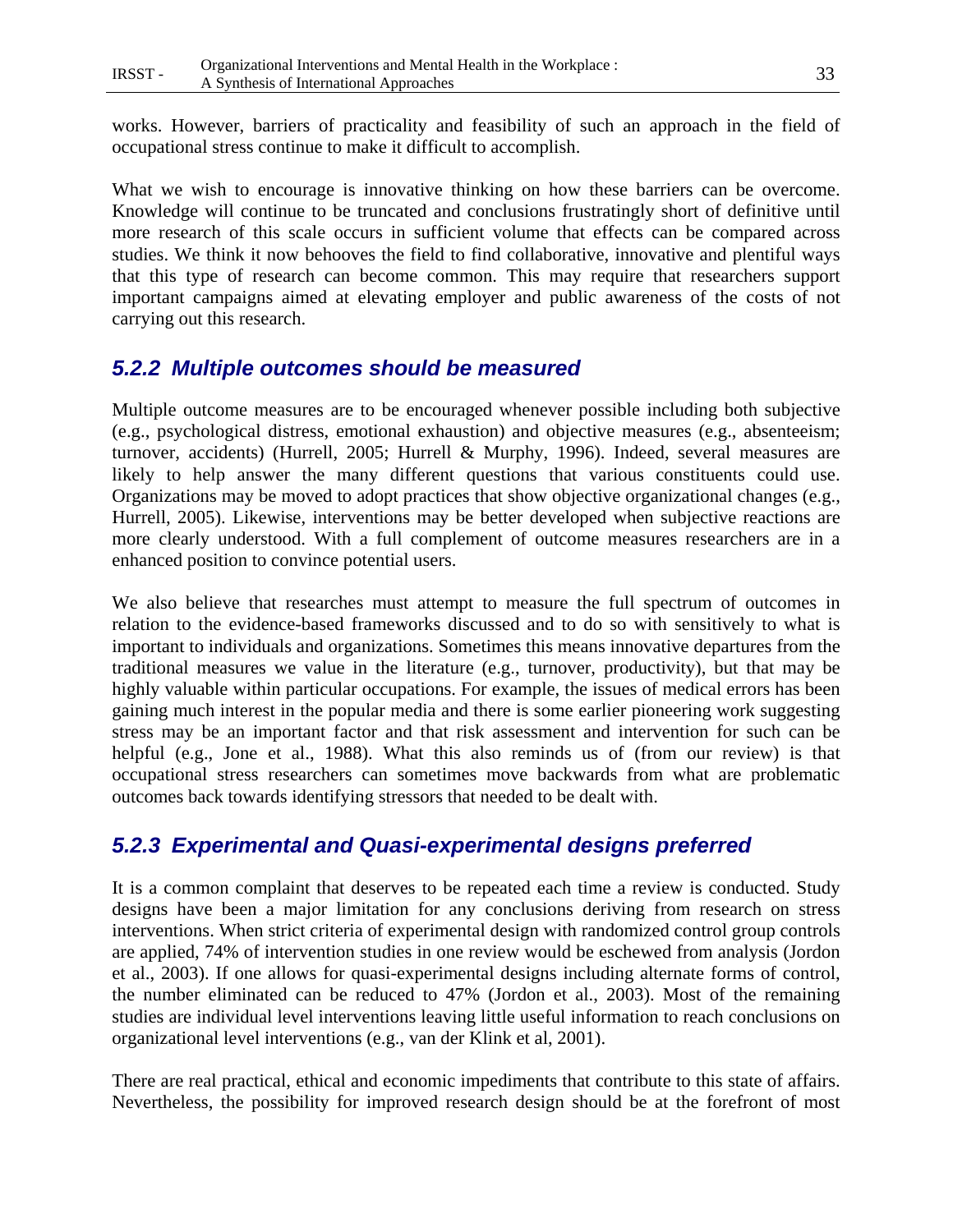works. However, barriers of practicality and feasibility of such an approach in the field of occupational stress continue to make it difficult to accomplish.

What we wish to encourage is innovative thinking on how these barriers can be overcome. Knowledge will continue to be truncated and conclusions frustratingly short of definitive until more research of this scale occurs in sufficient volume that effects can be compared across studies. We think it now behooves the field to find collaborative, innovative and plentiful ways that this type of research can become common. This may require that researchers support important campaigns aimed at elevating employer and public awareness of the costs of not carrying out this research.

### *5.2.2 Multiple outcomes should be measured*

Multiple outcome measures are to be encouraged whenever possible including both subjective (e.g., psychological distress, emotional exhaustion) and objective measures (e.g., absenteeism; turnover, accidents) (Hurrell, 2005; Hurrell & Murphy, 1996). Indeed, several measures are likely to help answer the many different questions that various constituents could use. Organizations may be moved to adopt practices that show objective organizational changes (e.g., Hurrell, 2005). Likewise, interventions may be better developed when subjective reactions are more clearly understood. With a full complement of outcome measures researchers are in a enhanced position to convince potential users.

We also believe that researches must attempt to measure the full spectrum of outcomes in relation to the evidence-based frameworks discussed and to do so with sensitively to what is important to individuals and organizations. Sometimes this means innovative departures from the traditional measures we value in the literature (e.g., turnover, productivity), but that may be highly valuable within particular occupations. For example, the issues of medical errors has been gaining much interest in the popular media and there is some earlier pioneering work suggesting stress may be an important factor and that risk assessment and intervention for such can be helpful (e.g., Jone et al., 1988). What this also reminds us of (from our review) is that occupational stress researchers can sometimes move backwards from what are problematic outcomes back towards identifying stressors that needed to be dealt with.

### *5.2.3 Experimental and Quasi-experimental designs preferred*

It is a common complaint that deserves to be repeated each time a review is conducted. Study designs have been a major limitation for any conclusions deriving from research on stress interventions. When strict criteria of experimental design with randomized control group controls are applied, 74% of intervention studies in one review would be eschewed from analysis (Jordon et al., 2003). If one allows for quasi-experimental designs including alternate forms of control, the number eliminated can be reduced to 47% (Jordon et al., 2003). Most of the remaining studies are individual level interventions leaving little useful information to reach conclusions on organizational level interventions (e.g., van der Klink et al, 2001).

There are real practical, ethical and economic impediments that contribute to this state of affairs. Nevertheless, the possibility for improved research design should be at the forefront of most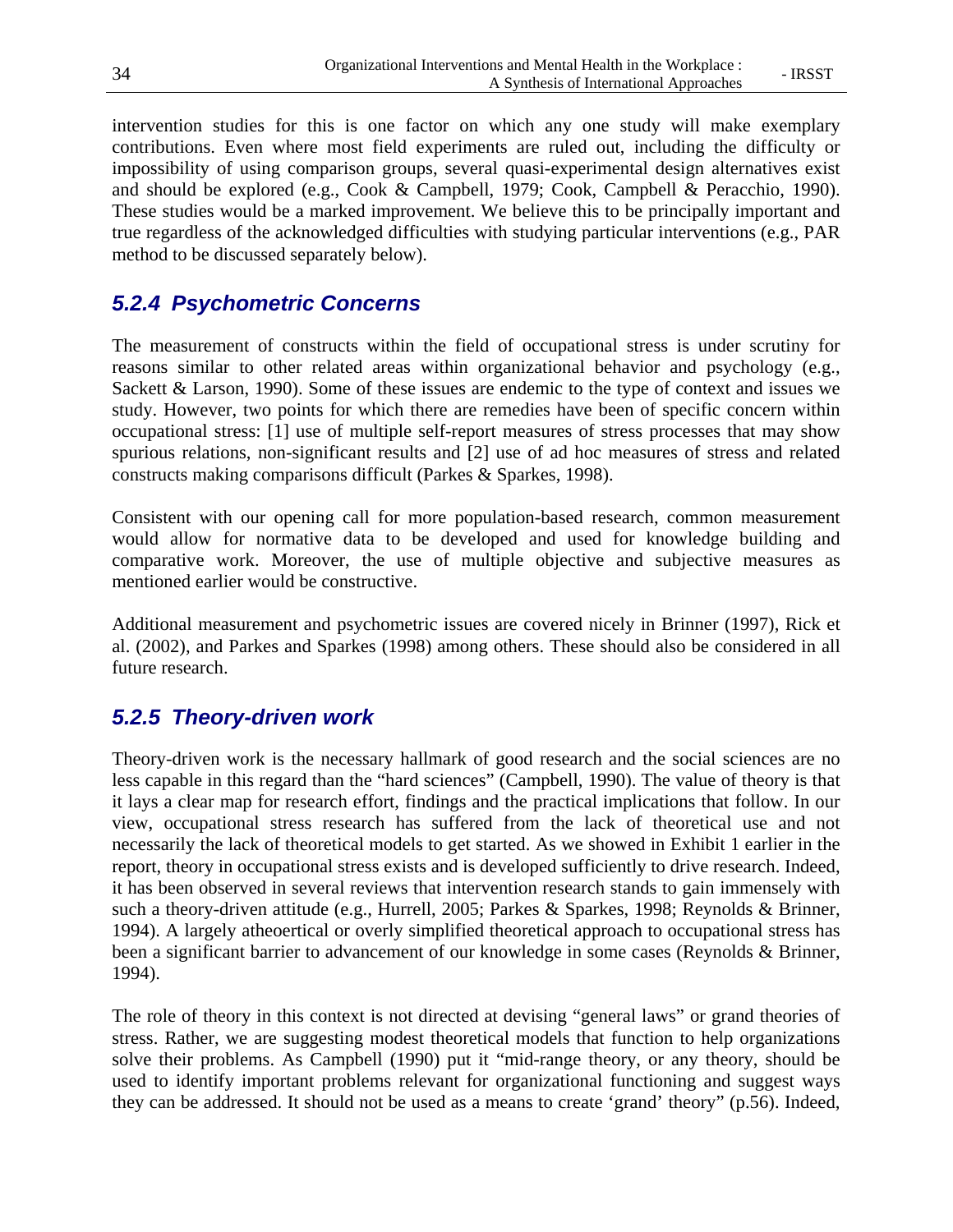intervention studies for this is one factor on which any one study will make exemplary contributions. Even where most field experiments are ruled out, including the difficulty or impossibility of using comparison groups, several quasi-experimental design alternatives exist and should be explored (e.g., Cook & Campbell, 1979; Cook, Campbell & Peracchio, 1990). These studies would be a marked improvement. We believe this to be principally important and true regardless of the acknowledged difficulties with studying particular interventions (e.g., PAR method to be discussed separately below).

### 5.2.4 Psychometric Concerns

The measurement of constructs within the field of occupational stress is under scrutiny for reasons similar to other related areas within organizational behavior and psychology (e.g., Sackett & Larson, 1990). Some of these issues are endemic to the type of context and issues we study. However, two points for which there are remedies have been of specific concern within occupational stress: [1] use of multiple self-report measures of stress processes that may show spurious relations, non-significant results and [2] use of ad hoc measures of stress and related constructs making comparisons difficult (Parkes & Sparkes, 1998).

Consistent with our opening call for more population-based research, common measurement would allow for normative data to be developed and used for knowledge building and comparative work. Moreover, the use of multiple objective and subjective measures as mentioned earlier would be constructive.

Additional measurement and psychometric issues are covered nicely in Brinner (1997), Rick et al. (2002), and Parkes and Sparkes (1998) among others. These should also be considered in all future research.

### 5.2.5 Theory-driven work

Theory-driven work is the necessary hallmark of good research and the social sciences are no less capable in this regard than the "hard sciences" (Campbell, 1990). The value of theory is that it lays a clear map for research effort, findings and the practical implications that follow. In our view, occupational stress research has suffered from the lack of theoretical use and not necessarily the lack of theoretical models to get started. As we showed in Exhibit 1 earlier in the report, theory in occupational stress exists and is developed sufficiently to drive research. Indeed, it has been observed in several reviews that intervention research stands to gain immensely with such a theory-driven attitude (e.g., Hurrell, 2005; Parkes & Sparkes, 1998; Reynolds & Brinner, 1994). A largely atheoertical or overly simplified theoretical approach to occupational stress has been a significant barrier to advancement of our knowledge in some cases (Reynolds & Brinner, 1994).

The role of theory in this context is not directed at devising "general laws" or grand theories of stress. Rather, we are suggesting modest theoretical models that function to help organizations solve their problems. As Campbell (1990) put it "mid-range theory, or any theory, should be used to identify important problems relevant for organizational functioning and suggest ways they can be addressed. It should not be used as a means to create 'grand' theory" (p.56). Indeed,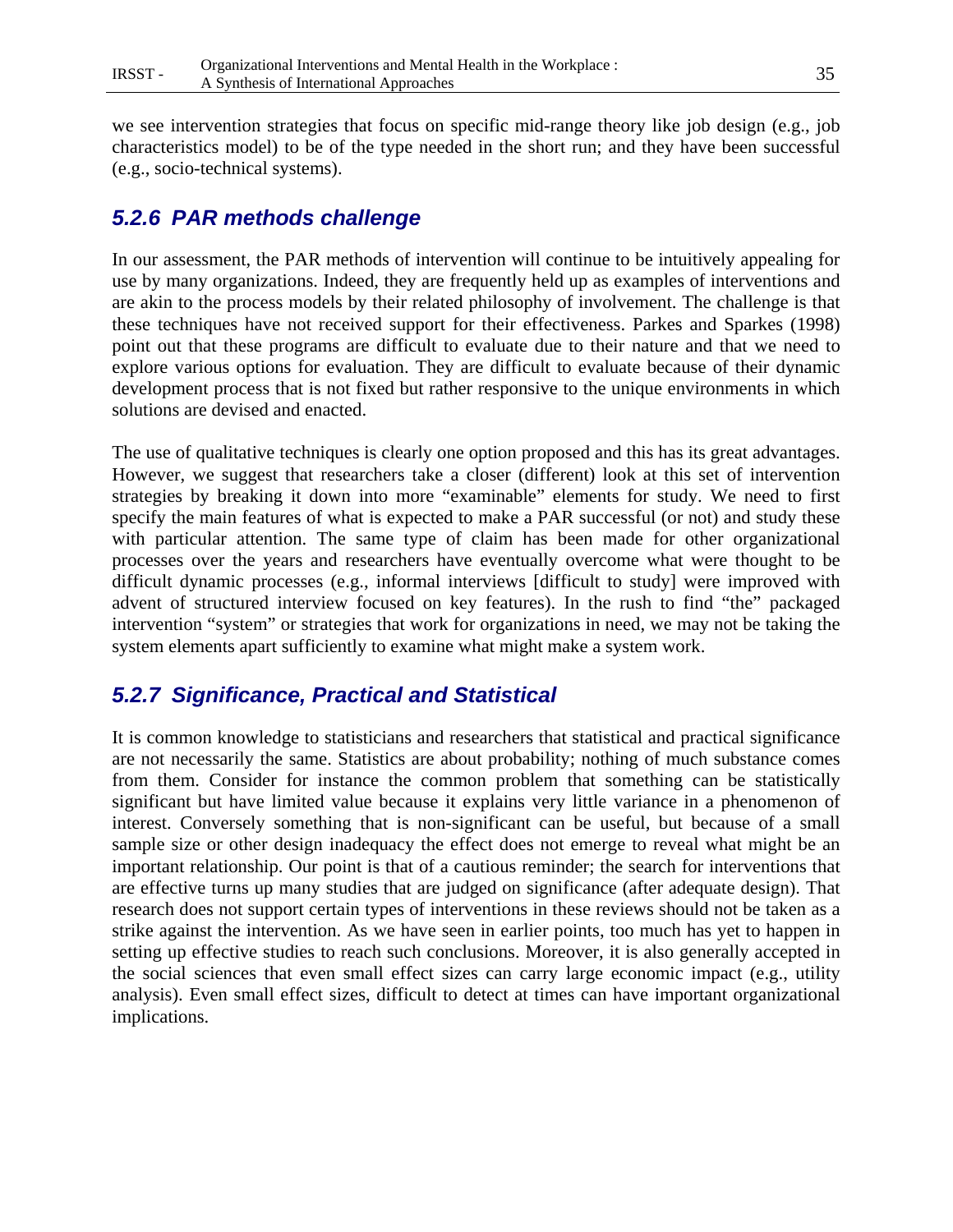we see intervention strategies that focus on specific mid-range theory like job design (e.g., job characteristics model) to be of the type needed in the short run; and they have been successful (e.g., socio-technical systems).

### *5.2.6 PAR methods challenge*

In our assessment, the PAR methods of intervention will continue to be intuitively appealing for use by many organizations. Indeed, they are frequently held up as examples of interventions and are akin to the process models by their related philosophy of involvement. The challenge is that these techniques have not received support for their effectiveness. Parkes and Sparkes (1998) point out that these programs are difficult to evaluate due to their nature and that we need to explore various options for evaluation. They are difficult to evaluate because of their dynamic development process that is not fixed but rather responsive to the unique environments in which solutions are devised and enacted.

The use of qualitative techniques is clearly one option proposed and this has its great advantages. However, we suggest that researchers take a closer (different) look at this set of intervention strategies by breaking it down into more "examinable" elements for study. We need to first specify the main features of what is expected to make a PAR successful (or not) and study these with particular attention. The same type of claim has been made for other organizational processes over the years and researchers have eventually overcome what were thought to be difficult dynamic processes (e.g., informal interviews [difficult to study] were improved with advent of structured interview focused on key features). In the rush to find "the" packaged intervention "system" or strategies that work for organizations in need, we may not be taking the system elements apart sufficiently to examine what might make a system work.

### *5.2.7 Significance, Practical and Statistical*

It is common knowledge to statisticians and researchers that statistical and practical significance are not necessarily the same. Statistics are about probability; nothing of much substance comes from them. Consider for instance the common problem that something can be statistically significant but have limited value because it explains very little variance in a phenomenon of interest. Conversely something that is non-significant can be useful, but because of a small sample size or other design inadequacy the effect does not emerge to reveal what might be an important relationship. Our point is that of a cautious reminder; the search for interventions that are effective turns up many studies that are judged on significance (after adequate design). That research does not support certain types of interventions in these reviews should not be taken as a strike against the intervention. As we have seen in earlier points, too much has yet to happen in setting up effective studies to reach such conclusions. Moreover, it is also generally accepted in the social sciences that even small effect sizes can carry large economic impact (e.g., utility analysis). Even small effect sizes, difficult to detect at times can have important organizational implications.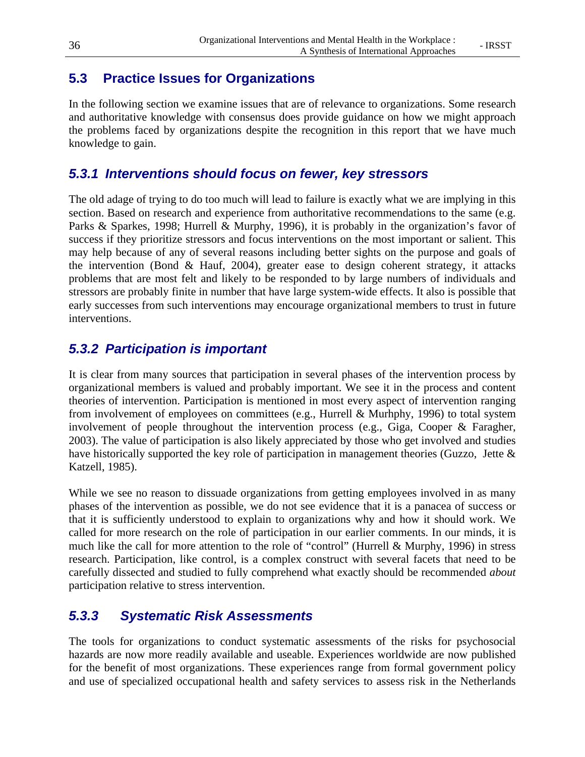## 5.3 Practice Issues for Organizations

In the following section we examine issues that are of relevance to organizations. Some research and authoritative knowledge with consensus does provide guidance on how we might approach the problems faced by organizations despite the recognition in this report that we have much knowledge to gain.

### *5.3.1 Interventions should focus on fewer, key stressors*

The old adage of trying to do too much will lead to failure is exactly what we are implying in this section. Based on research and experience from authoritative recommendations to the same (e.g. Parks & Sparkes, 1998; Hurrell & Murphy, 1996), it is probably in the organization's favor of success if they prioritize stressors and focus interventions on the most important or salient. This may help because of any of several reasons including better sights on the purpose and goals of the intervention (Bond & Hauf, 2004), greater ease to design coherent strategy, it attacks problems that are most felt and likely to be responded to by large numbers of individuals and stressors are probably finite in number that have large system-wide effects. It also is possible that early successes from such interventions may encourage organizational members to trust in future interventions.

### *5.3.2 Participation is important*

It is clear from many sources that participation in several phases of the intervention process by organizational members is valued and probably important. We see it in the process and content theories of intervention. Participation is mentioned in most every aspect of intervention ranging from involvement of employees on committees (e.g., Hurrell & Murhphy, 1996) to total system involvement of people throughout the intervention process (e.g., Giga, Cooper & Faragher, 2003). The value of participation is also likely appreciated by those who get involved and studies have historically supported the key role of participation in management theories (Guzzo, Jette & Katzell, 1985).

While we see no reason to dissuade organizations from getting employees involved in as many phases of the intervention as possible, we do not see evidence that it is a panacea of success or that it is sufficiently understood to explain to organizations why and how it should work. We called for more research on the role of participation in our earlier comments. In our minds, it is much like the call for more attention to the role of "control" (Hurrell & Murphy, 1996) in stress research. Participation, like control, is a complex construct with several facets that need to be carefully dissected and studied to fully comprehend what exactly should be recommended *about* participation relative to stress intervention.

### *5.3.3 Systematic Risk Assessments*

The tools for organizations to conduct systematic assessments of the risks for psychosocial hazards are now more readily available and useable. Experiences worldwide are now published for the benefit of most organizations. These experiences range from formal government policy and use of specialized occupational health and safety services to assess risk in the Netherlands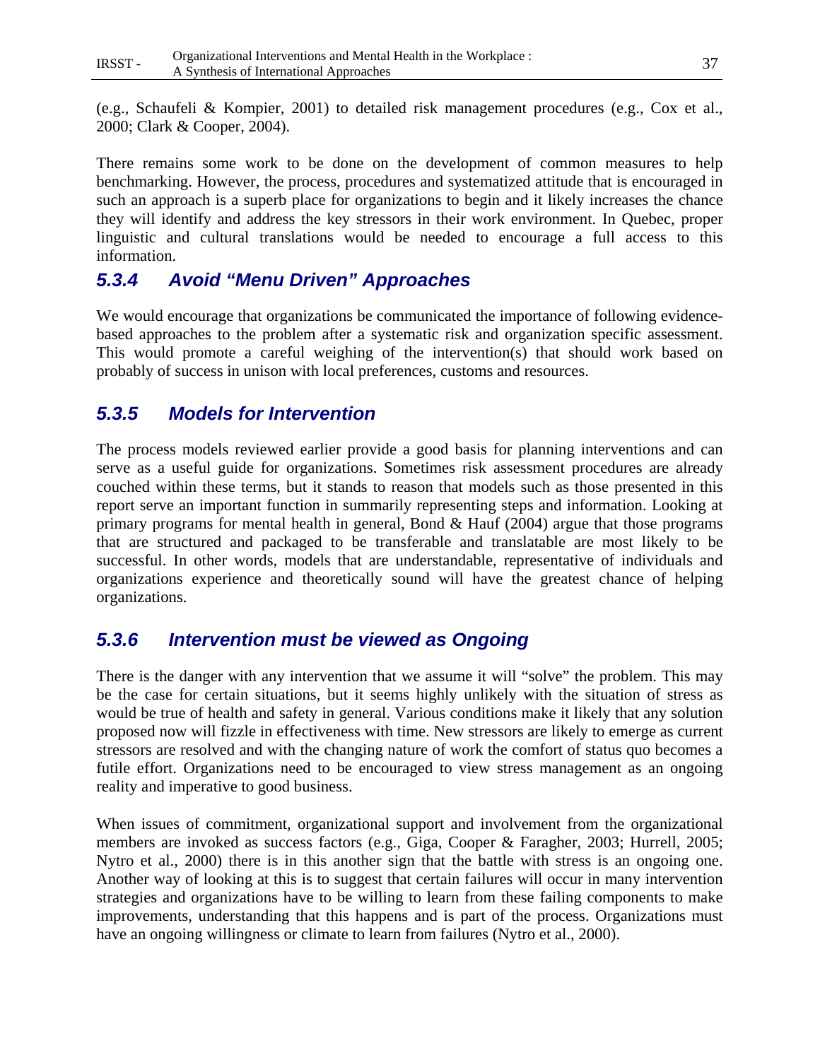(e.g., Schaufeli & Kompier, 2001) to detailed risk management procedures (e.g., Cox et al., 2000; Clark & Cooper, 2004).

There remains some work to be done on the development of common measures to help benchmarking. However, the process, procedures and systematized attitude that is encouraged in such an approach is a superb place for organizations to begin and it likely increases the chance they will identify and address the key stressors in their work environment. In Quebec, proper linguistic and cultural translations would be needed to encourage a full access to this information.

### *5.3.4 Avoid "Menu Driven" Approaches*

We would encourage that organizations be communicated the importance of following evidence-based approaches to the problem after a systematic risk and organization specific assessment. This would promote a careful weighing of the intervention(s) that should work based on probably of success in unison with local preferences, customs and resources.

### *5.3.5 Models for Intervention*

The process models reviewed earlier provide a good basis for planning interventions and can serve as a useful guide for organizations. Sometimes risk assessment procedures are already couched within these terms, but it stands to reason that models such as those presented in this report serve an important function in summarily representing steps and information. Looking at primary programs for mental health in general, Bond & Hauf (2004) argue that those programs that are structured and packaged to be transferable and translatable are most likely to be successful. In other words, models that are understandable, representative of individuals and organizations experience and theoretically sound will have the greatest chance of helping organizations.

### *5.3.6 Intervention must be viewed as Ongoing*

There is the danger with any intervention that we assume it will "solve" the problem. This may be the case for certain situations, but it seems highly unlikely with the situation of stress as would be true of health and safety in general. Various conditions make it likely that any solution proposed now will fizzle in effectiveness with time. New stressors are likely to emerge as current stressors are resolved and with the changing nature of work the comfort of status quo becomes a futile effort. Organizations need to be encouraged to view stress management as an ongoing reality and imperative to good business.

When issues of commitment, organizational support and involvement from the organizational members are invoked as success factors (e.g., Giga, Cooper & Faragher, 2003; Hurrell, 2005; Nytro et al., 2000) there is in this another sign that the battle with stress is an ongoing one. Another way of looking at this is to suggest that certain failures will occur in many intervention strategies and organizations have to be willing to learn from these failing components to make improvements, understanding that this happens and is part of the process. Organizations must have an ongoing willingness or climate to learn from failures (Nytro et al., 2000).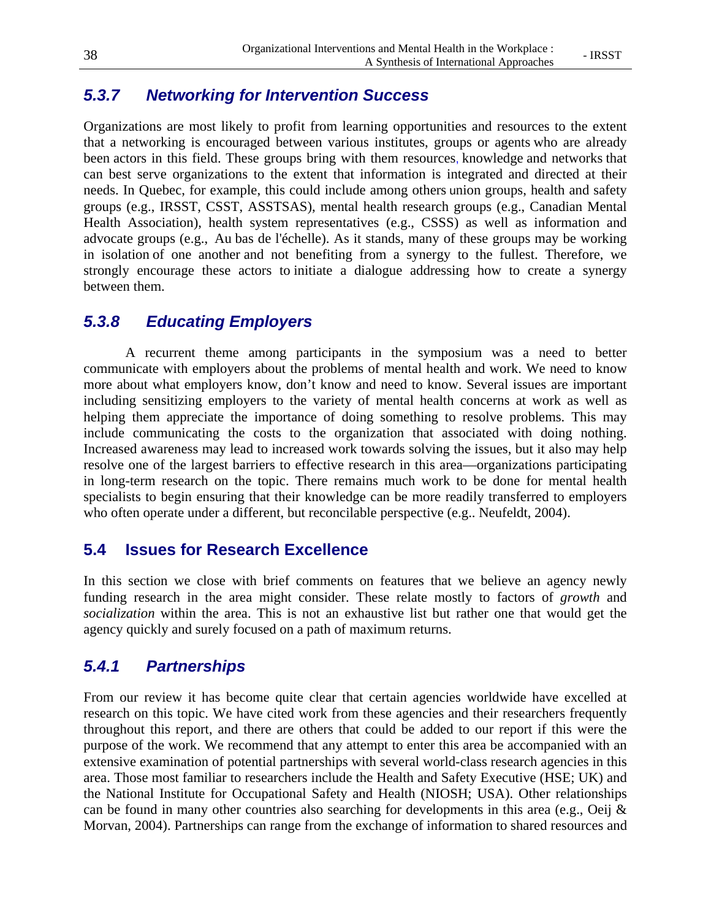### *5.3.7 Networking for Intervention Success*

Organizations are most likely to profit from learning opportunities and resources to the extent that a networking is encouraged between various institutes, groups or agents who are already been actors in this field. These groups bring with them resources, knowledge and networks that can best serve organizations to the extent that information is integrated and directed at their needs. In Quebec, for example, this could include among others union groups, health and safety groups (e.g., IRSST, CSST, ASSTSAS), mental health research groups (e.g., Canadian Mental Health Association), health system representatives (e.g., CSSS) as well as information and advocate groups (e.g., Au bas de l'échelle). As it stands, many of these groups may be working in isolation of one another and not benefiting from a synergy to the fullest. Therefore, we strongly encourage these actors to initiate a dialogue addressing how to create a synergy between them.

### *5.3.8 Educating Employers*

A recurrent theme among participants in the symposium was a need to better communicate with employers about the problems of mental health and work. We need to know more about what employers know, don't know and need to know. Several issues are important including sensitizing employers to the variety of mental health concerns at work as well as helping them appreciate the importance of doing something to resolve problems. This may include communicating the costs to the organization that associated with doing nothing. Increased awareness may lead to increased work towards solving the issues, but it also may help resolve one of the largest barriers to effective research in this area—organizations participating in long-term research on the topic. There remains much work to be done for mental health specialists to begin ensuring that their knowledge can be more readily transferred to employers who often operate under a different, but reconcilable perspective (e.g.. Neufeldt, 2004).

## 5.4 Issues for Research Excellence

In this section we close with brief comments on features that we believe an agency newly funding research in the area might consider. These relate mostly to factors of *growth* and *socialization* within the area. This is not an exhaustive list but rather one that would get the agency quickly and surely focused on a path of maximum returns.

### *5.4.1 Partnerships*

From our review it has become quite clear that certain agencies worldwide have excelled at research on this topic. We have cited work from these agencies and their researchers frequently throughout this report, and there are others that could be added to our report if this were the purpose of the work. We recommend that any attempt to enter this area be accompanied with an extensive examination of potential partnerships with several world-class research agencies in this area. Those most familiar to researchers include the Health and Safety Executive (HSE; UK) and the National Institute for Occupational Safety and Health (NIOSH; USA). Other relationships can be found in many other countries also searching for developments in this area (e.g., Oeij & Morvan, 2004). Partnerships can range from the exchange of information to shared resources and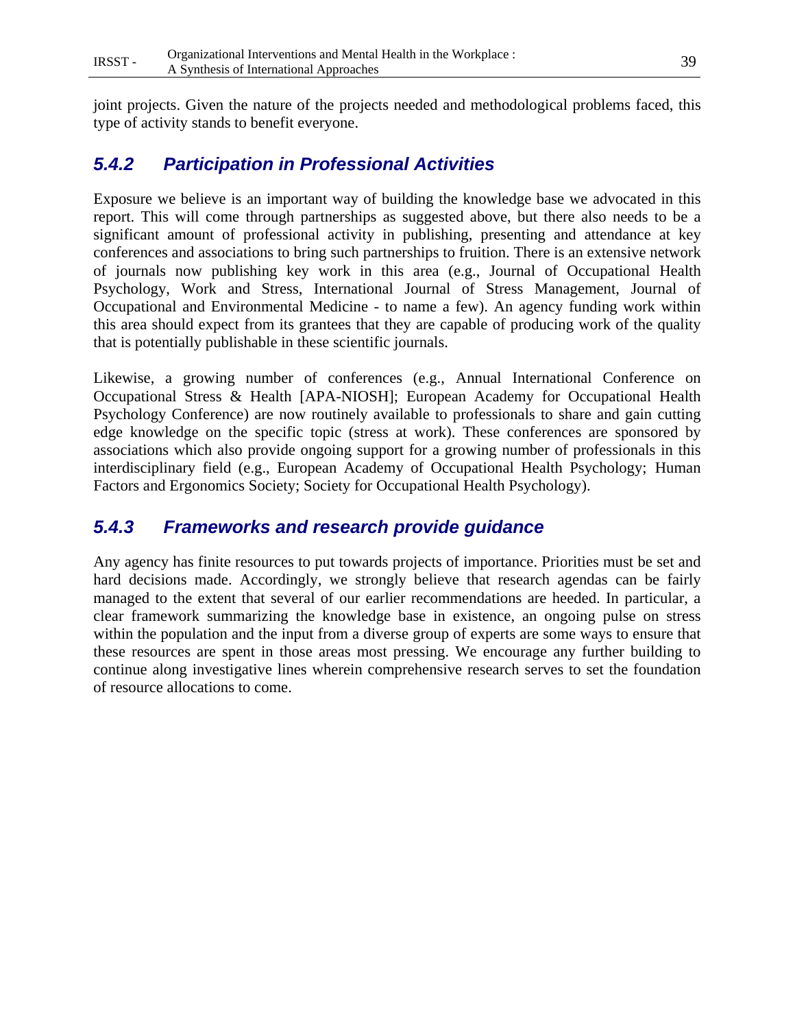joint projects. Given the nature of the projects needed and methodological problems faced, this type of activity stands to benefit everyone.

### *5.4.2 Participation in Professional Activities*

Exposure we believe is an important way of building the knowledge base we advocated in this report. This will come through partnerships as suggested above, but there also needs to be a significant amount of professional activity in publishing, presenting and attendance at key conferences and associations to bring such partnerships to fruition. There is an extensive network of journals now publishing key work in this area (e.g., Journal of Occupational Health Psychology, Work and Stress, International Journal of Stress Management, Journal of Occupational and Environmental Medicine - to name a few). An agency funding work within this area should expect from its grantees that they are capable of producing work of the quality that is potentially publishable in these scientific journals.

Likewise, a growing number of conferences (e.g., Annual International Conference on Occupational Stress & Health [APA-NIOSH]; European Academy for Occupational Health Psychology Conference) are now routinely available to professionals to share and gain cutting edge knowledge on the specific topic (stress at work). These conferences are sponsored by associations which also provide ongoing support for a growing number of professionals in this interdisciplinary field (e.g., European Academy of Occupational Health Psychology; Human Factors and Ergonomics Society; Society for Occupational Health Psychology).

### *5.4.3 Frameworks and research provide guidance*

Any agency has finite resources to put towards projects of importance. Priorities must be set and hard decisions made. Accordingly, we strongly believe that research agendas can be fairly managed to the extent that several of our earlier recommendations are heeded. In particular, a clear framework summarizing the knowledge base in existence, an ongoing pulse on stress within the population and the input from a diverse group of experts are some ways to ensure that these resources are spent in those areas most pressing. We encourage any further building to continue along investigative lines wherein comprehensive research serves to set the foundation of resource allocations to come.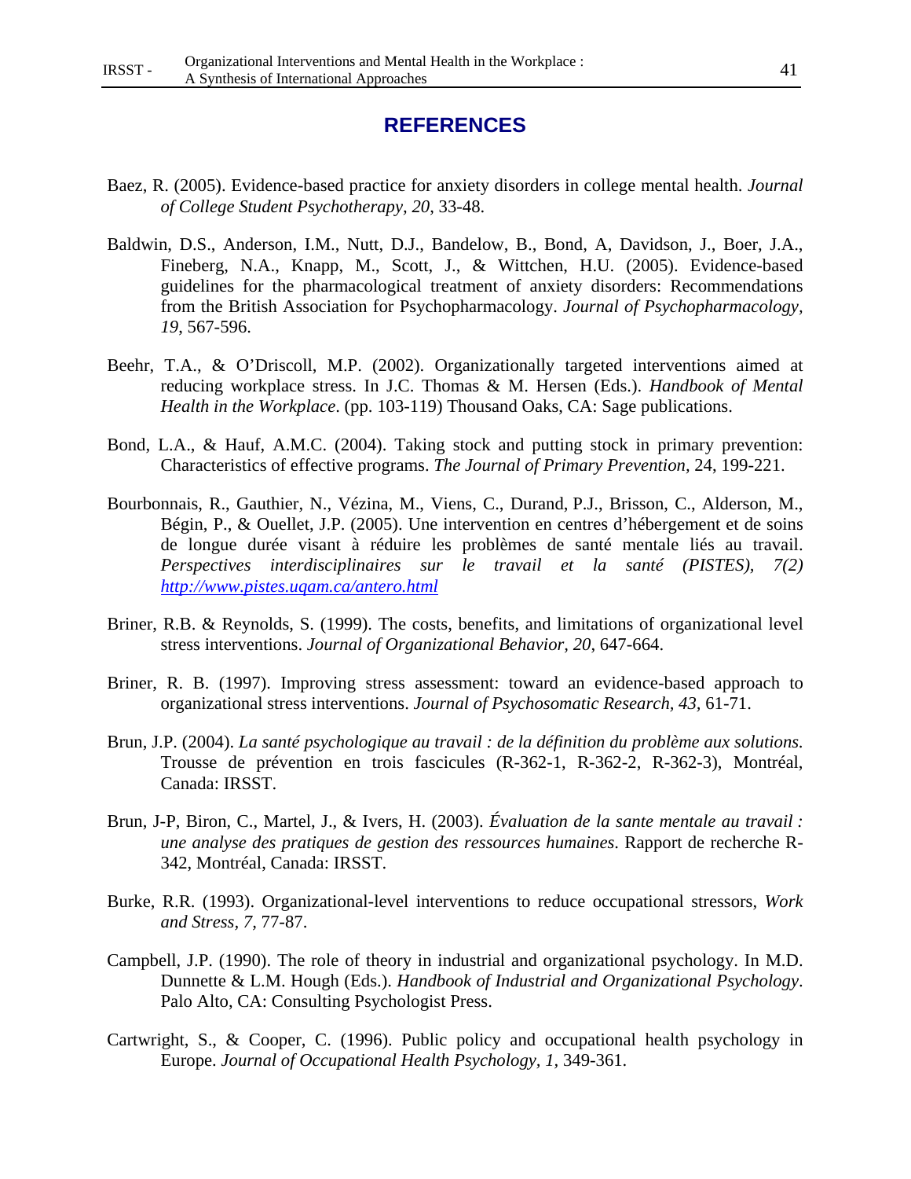## REFERENCES

Baez, R. (2005). Evidence-based practice for anxiety disorders in college mental health. *Journal of College Student Psychotherapy, 20*, 33-48.

Baldwin, D.S., Anderson, I.M., Nutt, D.J., Bandelow, B., Bond, A, Davidson, J., Boer, J.A., Fineberg, N.A., Knapp, M., Scott, J., & Wittchen, H.U. (2005). Evidence-based guidelines for the pharmacological treatment of anxiety disorders: Recommendations from the British Association for Psychopharmacology. *Journal of Psychopharmacology, 19*, 567-596.

Beehr, T.A., & O'Driscoll, M.P. (2002). Organizationally targeted interventions aimed at reducing workplace stress. In J.C. Thomas & M. Hersen (Eds.). *Handbook of Mental Health in the Workplace*. (pp. 103-119) Thousand Oaks, CA: Sage publications.

Bond, L.A., & Hauf, A.M.C. (2004). Taking stock and putting stock in primary prevention: Characteristics of effective programs. *The Journal of Primary Prevention,* 24, 199-221.

Bourbonnais, R., Gauthier, N., Vézina, M., Viens, C., Durand, P.J., Brisson, C., Alderson, M., Bégin, P., & Ouellet, J.P. (2005). Une intervention en centres d'hébergement et de soins de longue durée visant à réduire les problèmes de santé mentale liés au travail. *Perspectives interdisciplinaires sur le travail et la santé (PISTES), 7(2)* *http://www.pistes.uqam.ca/antero.html*

Briner, R.B. & Reynolds, S. (1999). The costs, benefits, and limitations of organizational level stress interventions. *Journal of Organizational Behavior, 20*, 647-664.

Briner, R. B. (1997). Improving stress assessment: toward an evidence-based approach to organizational stress interventions. *Journal of Psychosomatic Research, 43,* 61-71.

Brun, J.P. (2004). *La santé psychologique au travail : de la définition du problème aux solutions.* Trousse de prévention en trois fascicules (R-362-1, R-362-2, R-362-3), Montréal, Canada: IRSST.

Brun, J-P, Biron, C., Martel, J., & Ivers, H. (2003). *Évaluation de la sante mentale au travail : une analyse des pratiques de gestion des ressources humaines*. Rapport de recherche R-342, Montréal, Canada: IRSST.

Burke, R.R. (1993). Organizational-level interventions to reduce occupational stressors, *Work and Stress, 7,* 77-87.

Campbell, J.P. (1990). The role of theory in industrial and organizational psychology. In M.D. Dunnette & L.M. Hough (Eds.). *Handbook of Industrial and Organizational Psychology*. Palo Alto, CA: Consulting Psychologist Press.

Cartwright, S., & Cooper, C. (1996). Public policy and occupational health psychology in Europe. *Journal of Occupational Health Psychology, 1*, 349-361.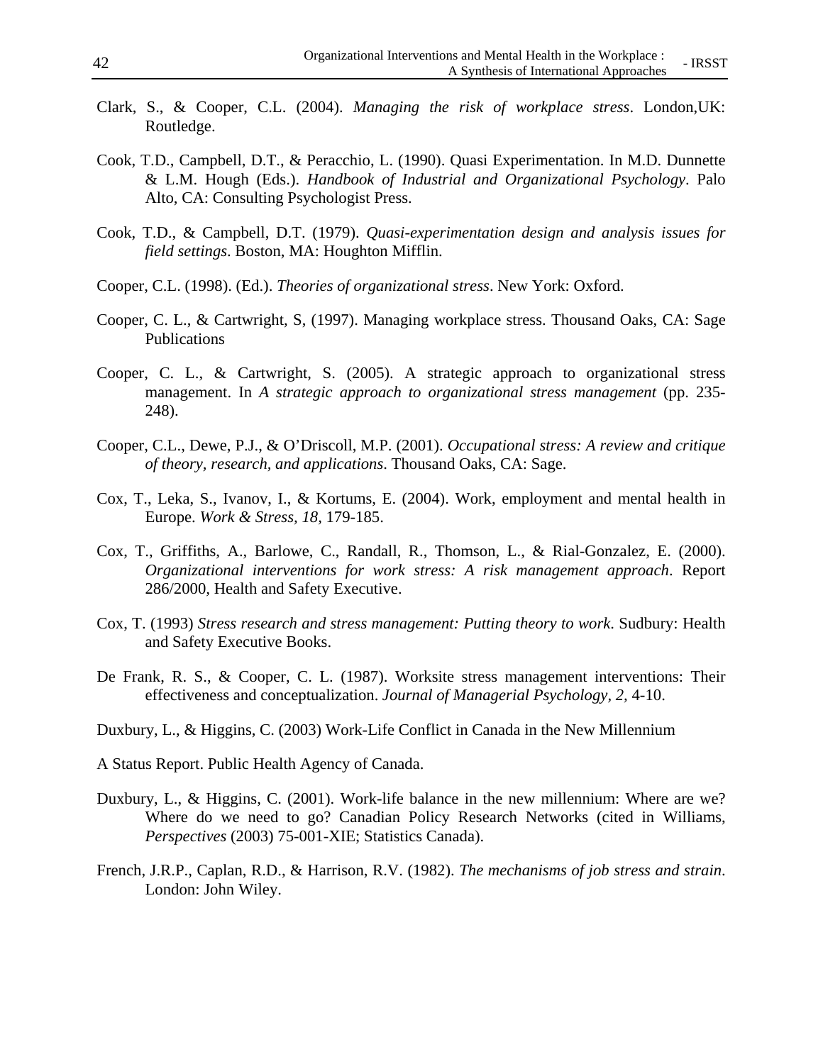Clark, S., & Cooper, C.L. (2004). *Managing the risk of workplace stress*. London,UK: Routledge.

Cook, T.D., Campbell, D.T., & Peracchio, L. (1990). Quasi Experimentation. In M.D. Dunnette & L.M. Hough (Eds.). *Handbook of Industrial and Organizational Psychology*. Palo Alto, CA: Consulting Psychologist Press.

Cook, T.D., & Campbell, D.T. (1979). *Quasi-experimentation design and analysis issues for field settings*. Boston, MA: Houghton Mifflin.

Cooper, C.L. (1998). (Ed.). *Theories of organizational stress*. New York: Oxford.

Cooper, C. L., & Cartwright, S, (1997). Managing workplace stress. Thousand Oaks, CA: Sage Publications

Cooper, C. L., & Cartwright, S. (2005). A strategic approach to organizational stress management. In *A strategic approach to organizational stress management* (pp. 235-248).

Cooper, C.L., Dewe, P.J., & O'Driscoll, M.P. (2001). *Occupational stress: A review and critique of theory, research, and applications*. Thousand Oaks, CA: Sage.

Cox, T., Leka, S., Ivanov, I., & Kortums, E. (2004). Work, employment and mental health in Europe. *Work & Stress, 18*, 179-185.

Cox, T., Griffiths, A., Barlowe, C., Randall, R., Thomson, L., & Rial-Gonzalez, E. (2000). *Organizational interventions for work stress: A risk management approach*. Report 286/2000, Health and Safety Executive.

Cox, T. (1993) *Stress research and stress management: Putting theory to work*. Sudbury: Health and Safety Executive Books.

De Frank, R. S., & Cooper, C. L. (1987). Worksite stress management interventions: Their effectiveness and conceptualization. *Journal of Managerial Psychology, 2*, 4-10.

Duxbury, L., & Higgins, C. (2003) Work-Life Conflict in Canada in the New Millennium

A Status Report. Public Health Agency of Canada.

Duxbury, L., & Higgins, C. (2001). Work-life balance in the new millennium: Where are we? Where do we need to go? Canadian Policy Research Networks (cited in Williams, *Perspectives* (2003) 75-001-XIE; Statistics Canada).

French, J.R.P., Caplan, R.D., & Harrison, R.V. (1982). *The mechanisms of job stress and strain*. London: John Wiley.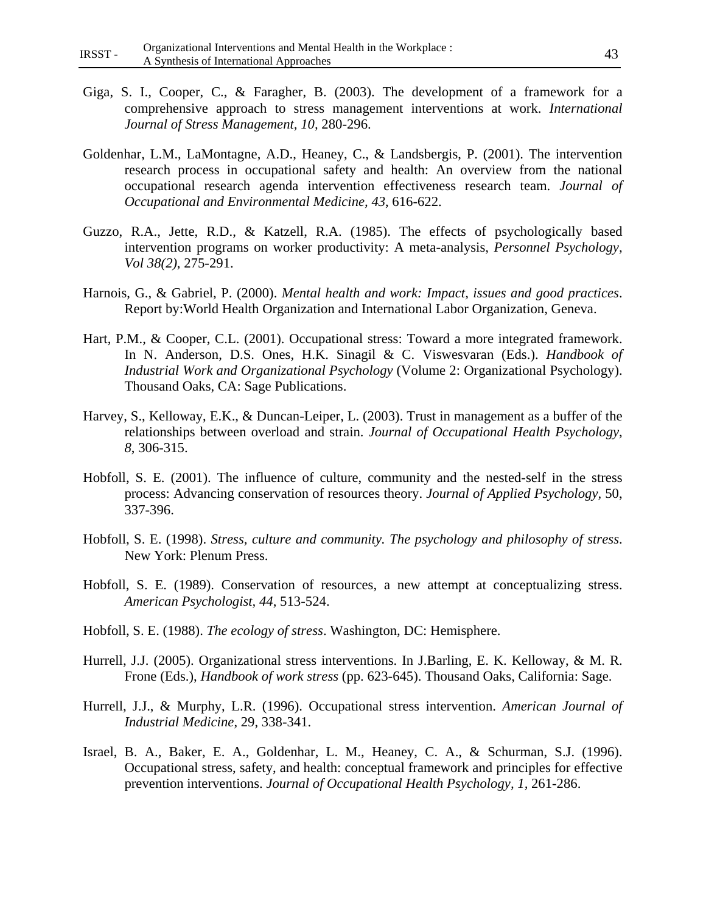Giga, S. I., Cooper, C., & Faragher, B. (2003). The development of a framework for a comprehensive approach to stress management interventions at work. *International Journal of Stress Management, 10*, 280-296.

Goldenhar, L.M., LaMontagne, A.D., Heaney, C., & Landsbergis, P. (2001). The intervention research process in occupational safety and health: An overview from the national occupational research agenda intervention effectiveness research team. *Journal of Occupational and Environmental Medicine, 43*, 616-622.

Guzzo, R.A., Jette, R.D., & Katzell, R.A. (1985). The effects of psychologically based intervention programs on worker productivity: A meta-analysis, *Personnel Psychology, Vol 38(2)*, 275-291.

Harnois, G., & Gabriel, P. (2000). *Mental health and work: Impact, issues and good practices*. Report by:World Health Organization and International Labor Organization, Geneva.

Hart, P.M., & Cooper, C.L. (2001). Occupational stress: Toward a more integrated framework. In N. Anderson, D.S. Ones, H.K. Sinagil & C. Viswesvaran (Eds.). *Handbook of Industrial Work and Organizational Psychology* (Volume 2: Organizational Psychology). Thousand Oaks, CA: Sage Publications.

Harvey, S., Kelloway, E.K., & Duncan-Leiper, L. (2003). Trust in management as a buffer of the relationships between overload and strain. *Journal of Occupational Health Psychology*, *8*, 306-315.

Hobfoll, S. E. (2001). The influence of culture, community and the nested-self in the stress process: Advancing conservation of resources theory. *Journal of Applied Psychology,* 50, 337-396.

Hobfoll, S. E. (1998). *Stress, culture and community. The psychology and philosophy of stress*. New York: Plenum Press.

Hobfoll, S. E. (1989). Conservation of resources, a new attempt at conceptualizing stress. *American Psychologist, 44*, 513-524.

Hobfoll, S. E. (1988). *The ecology of stress*. Washington, DC: Hemisphere.

Hurrell, J.J. (2005). Organizational stress interventions. In J.Barling, E. K. Kelloway, & M. R. Frone (Eds.), *Handbook of work stress* (pp. 623-645). Thousand Oaks, California: Sage.

Hurrell, J.J., & Murphy, L.R. (1996). Occupational stress intervention. *American Journal of Industrial Medicine*, 29, 338-341.

Israel, B. A., Baker, E. A., Goldenhar, L. M., Heaney, C. A., & Schurman, S.J. (1996). Occupational stress, safety, and health: conceptual framework and principles for effective prevention interventions. *Journal of Occupational Health Psychology, 1,* 261-286.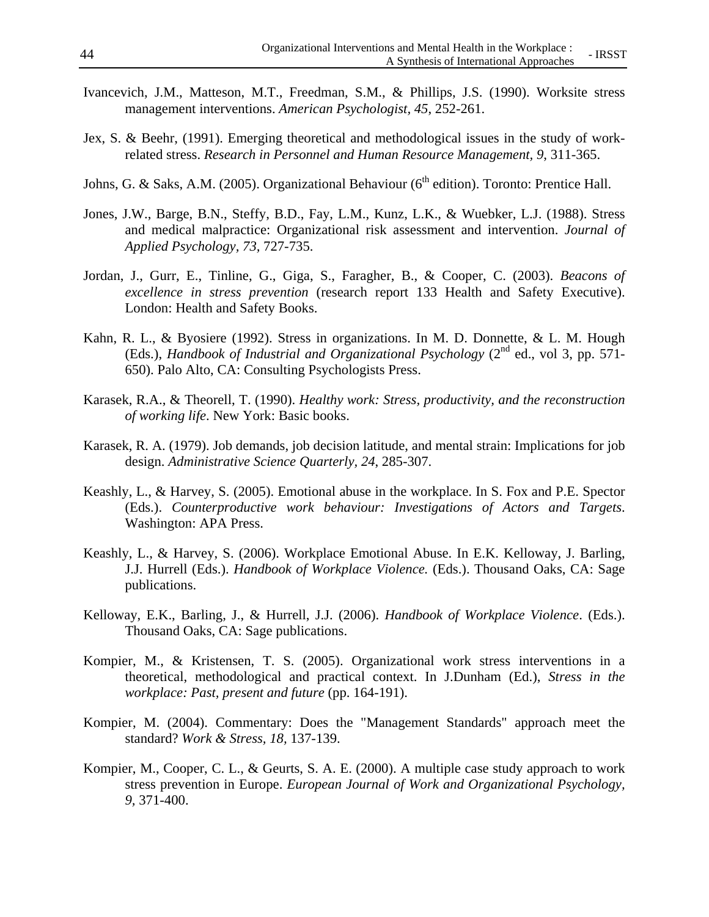Ivancevich, J.M., Matteson, M.T., Freedman, S.M., & Phillips, J.S. (1990). Worksite stress management interventions. *American Psychologist*, *45*, 252-261.

Jex, S. & Beehr, (1991). Emerging theoretical and methodological issues in the study of work-related stress. *Research in Personnel and Human Resource Management*, *9*, 311-365.

Johns, G. & Saks, A.M. (2005). Organizational Behaviour (6th edition). Toronto: Prentice Hall.

Jones, J.W., Barge, B.N., Steffy, B.D., Fay, L.M., Kunz, L.K., & Wuebker, L.J. (1988). Stress and medical malpractice: Organizational risk assessment and intervention. *Journal of Applied Psychology, 73*, 727-735.

Jordan, J., Gurr, E., Tinline, G., Giga, S., Faragher, B., & Cooper, C. (2003). *Beacons of excellence in stress prevention* (research report 133 Health and Safety Executive). London: Health and Safety Books.

Kahn, R. L., & Byosiere (1992). Stress in organizations. In M. D. Donnette, & L. M. Hough (Eds.), *Handbook of Industrial and Organizational Psychology* (2nd ed., vol 3, pp. 571-650). Palo Alto, CA: Consulting Psychologists Press.

Karasek, R.A., & Theorell, T. (1990). *Healthy work: Stress, productivity, and the reconstruction of working life*. New York: Basic books.

Karasek, R. A. (1979). Job demands, job decision latitude, and mental strain: Implications for job design. *Administrative Science Quarterly*, *24*, 285-307.

Keashly, L., & Harvey, S. (2005). Emotional abuse in the workplace. In S. Fox and P.E. Spector (Eds.). *Counterproductive work behaviour: Investigations of Actors and Targets*. Washington: APA Press.

Keashly, L., & Harvey, S. (2006). Workplace Emotional Abuse. In E.K. Kelloway, J. Barling, J.J. Hurrell (Eds.). *Handbook of Workplace Violence.* (Eds.). Thousand Oaks, CA: Sage publications.

Kelloway, E.K., Barling, J., & Hurrell, J.J. (2006). *Handbook of Workplace Violence*. (Eds.). Thousand Oaks, CA: Sage publications.

Kompier, M., & Kristensen, T. S. (2005). Organizational work stress interventions in a theoretical, methodological and practical context. In J.Dunham (Ed.), *Stress in the workplace: Past, present and future* (pp. 164-191).

Kompier, M. (2004). Commentary: Does the "Management Standards" approach meet the standard? *Work & Stress, 18*, 137-139.

Kompier, M., Cooper, C. L., & Geurts, S. A. E. (2000). A multiple case study approach to work stress prevention in Europe. *European Journal of Work and Organizational Psychology*, *9*, 371-400.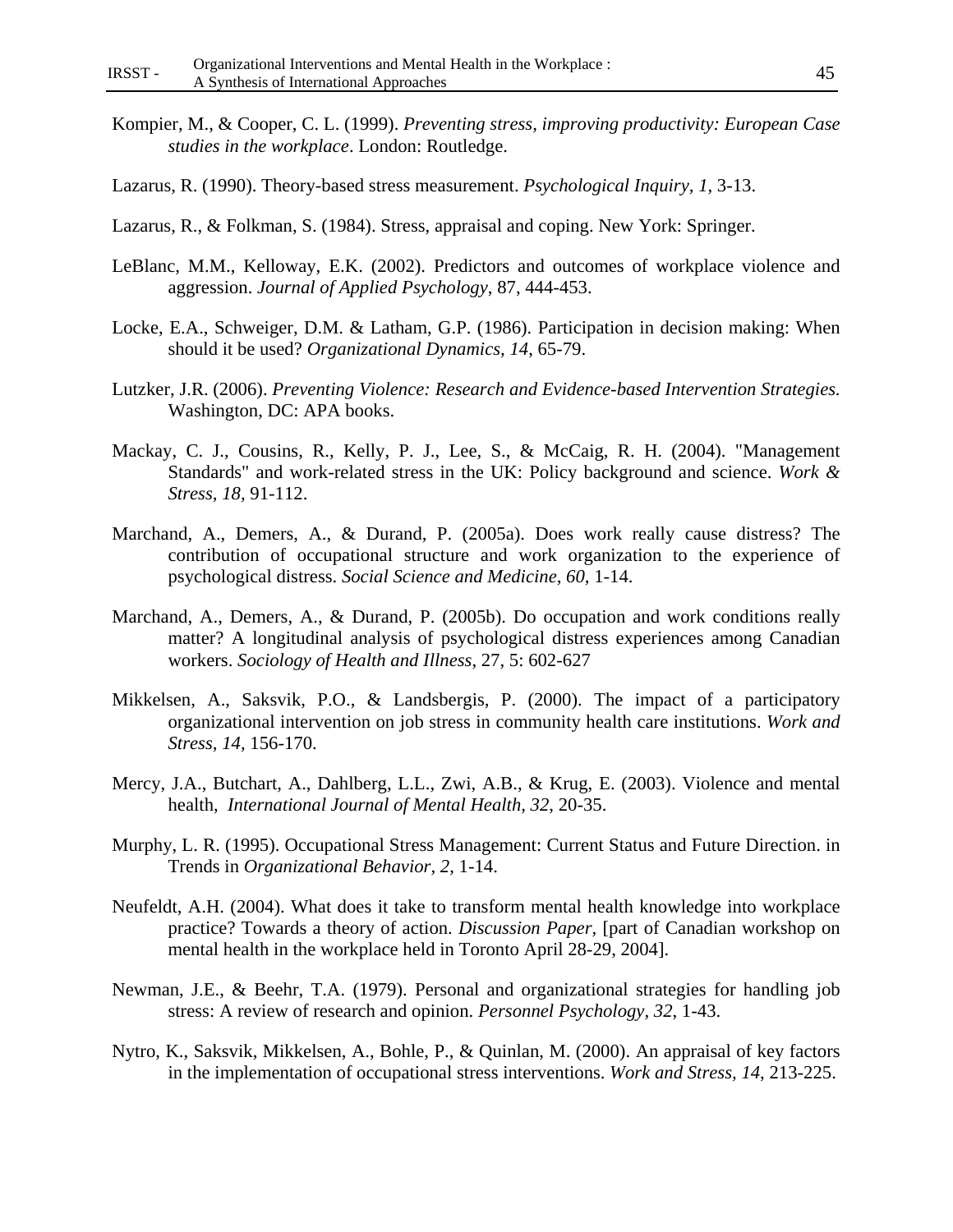Kompier, M., & Cooper, C. L. (1999). *Preventing stress, improving productivity: European Case studies in the workplace*. London: Routledge.

Lazarus, R. (1990). Theory-based stress measurement. *Psychological Inquiry, 1*, 3-13.

Lazarus, R., & Folkman, S. (1984). Stress, appraisal and coping. New York: Springer.

LeBlanc, M.M., Kelloway, E.K. (2002). Predictors and outcomes of workplace violence and aggression. *Journal of Applied Psychology*, 87, 444-453.

Locke, E.A., Schweiger, D.M. & Latham, G.P. (1986). Participation in decision making: When should it be used? *Organizational Dynamics, 14*, 65-79.

Lutzker, J.R. (2006). *Preventing Violence: Research and Evidence-based Intervention Strategies.* Washington, DC: APA books.

Mackay, C. J., Cousins, R., Kelly, P. J., Lee, S., & McCaig, R. H. (2004). "Management Standards" and work-related stress in the UK: Policy background and science. *Work & Stress, 18,* 91-112.

Marchand, A., Demers, A., & Durand, P. (2005a). Does work really cause distress? The contribution of occupational structure and work organization to the experience of psychological distress. *Social Science and Medicine*, *60*, 1-14.

Marchand, A., Demers, A., & Durand, P. (2005b). Do occupation and work conditions really matter? A longitudinal analysis of psychological distress experiences among Canadian workers. *Sociology of Health and Illness,* 27, 5: 602-627

Mikkelsen, A., Saksvik, P.O., & Landsbergis, P. (2000). The impact of a participatory organizational intervention on job stress in community health care institutions. *Work and Stress, 14,* 156-170.

Mercy, J.A., Butchart, A., Dahlberg, L.L., Zwi, A.B., & Krug, E. (2003). Violence and mental health, *International Journal of Mental Health, 32*, 20-35.

Murphy, L. R. (1995). Occupational Stress Management: Current Status and Future Direction. in Trends in *Organizational Behavior, 2*, 1-14.

Neufeldt, A.H. (2004). What does it take to transform mental health knowledge into workplace practice? Towards a theory of action. *Discussion Paper*, [part of Canadian workshop on mental health in the workplace held in Toronto April 28-29, 2004].

Newman, J.E., & Beehr, T.A. (1979). Personal and organizational strategies for handling job stress: A review of research and opinion. *Personnel Psychology, 32*, 1-43.

Nytro, K., Saksvik, Mikkelsen, A., Bohle, P., & Quinlan, M. (2000). An appraisal of key factors in the implementation of occupational stress interventions. *Work and Stress, 14*, 213-225.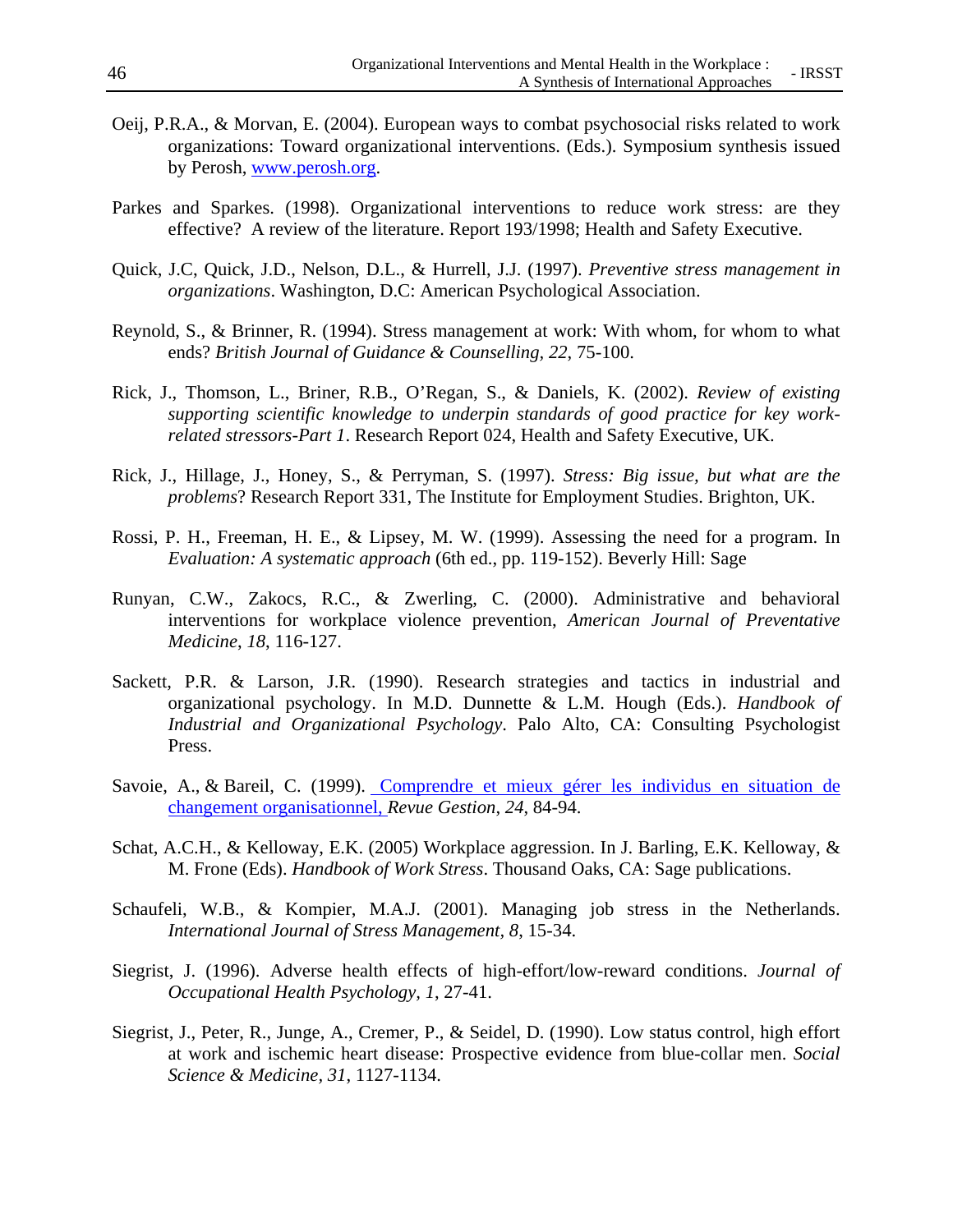Oeij, P.R.A., & Morvan, E. (2004). European ways to combat psychosocial risks related to work organizations: Toward organizational interventions. (Eds.). Symposium synthesis issued by Perosh, www.perosh.org.

Parkes and Sparkes. (1998). Organizational interventions to reduce work stress: are they effective? A review of the literature. Report 193/1998; Health and Safety Executive.

Quick, J.C, Quick, J.D., Nelson, D.L., & Hurrell, J.J. (1997). *Preventive stress management in organizations*. Washington, D.C: American Psychological Association.

Reynold, S., & Brinner, R. (1994). Stress management at work: With whom, for whom to what ends? *British Journal of Guidance & Counselling*, *22*, 75-100.

Rick, J., Thomson, L., Briner, R.B., O'Regan, S., & Daniels, K. (2002). *Review of existing supporting scientific knowledge to underpin standards of good practice for key work-related stressors-Part 1*. Research Report 024, Health and Safety Executive, UK.

Rick, J., Hillage, J., Honey, S., & Perryman, S. (1997). *Stress: Big issue, but what are the problems*? Research Report 331, The Institute for Employment Studies. Brighton, UK.

Rossi, P. H., Freeman, H. E., & Lipsey, M. W. (1999). Assessing the need for a program. In *Evaluation: A systematic approach* (6th ed., pp. 119-152). Beverly Hill: Sage

Runyan, C.W., Zakocs, R.C., & Zwerling, C. (2000). Administrative and behavioral interventions for workplace violence prevention, *American Journal of Preventative Medicine*, *18*, 116-127.

Sackett, P.R. & Larson, J.R. (1990). Research strategies and tactics in industrial and organizational psychology. In M.D. Dunnette & L.M. Hough (Eds.). *Handbook of Industrial and Organizational Psychology*. Palo Alto, CA: Consulting Psychologist Press.

Savoie, A., & Bareil, C. (1999). Comprendre et mieux gérer les individus en situation de changement organisationnel, *Revue Gestion*, *24*, 84-94.

Schat, A.C.H., & Kelloway, E.K. (2005) Workplace aggression. In J. Barling, E.K. Kelloway, & M. Frone (Eds). *Handbook of Work Stress*. Thousand Oaks, CA: Sage publications.

Schaufeli, W.B., & Kompier, M.A.J. (2001). Managing job stress in the Netherlands. *International Journal of Stress Management, 8*, 15-34.

Siegrist, J. (1996). Adverse health effects of high-effort/low-reward conditions. *Journal of Occupational Health Psychology, 1*, 27-41.

Siegrist, J., Peter, R., Junge, A., Cremer, P., & Seidel, D. (1990). Low status control, high effort at work and ischemic heart disease: Prospective evidence from blue-collar men. *Social Science & Medicine, 31*, 1127-1134.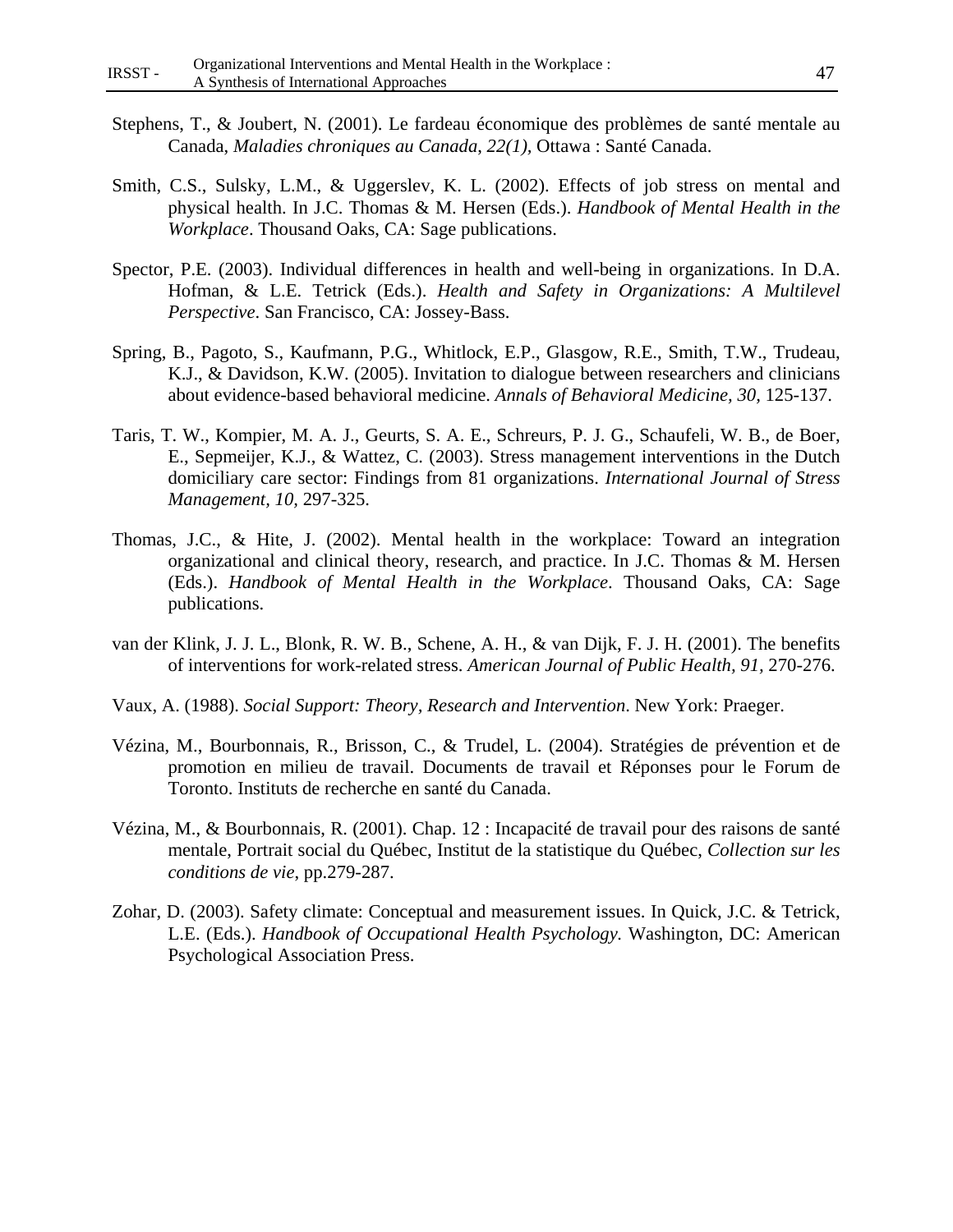Stephens, T., & Joubert, N. (2001). Le fardeau économique des problèmes de santé mentale au Canada, *Maladies chroniques au Canada, 22(1),* Ottawa : Santé Canada.

Smith, C.S., Sulsky, L.M., & Uggerslev, K. L. (2002). Effects of job stress on mental and physical health. In J.C. Thomas & M. Hersen (Eds.). *Handbook of Mental Health in the Workplace*. Thousand Oaks, CA: Sage publications.

Spector, P.E. (2003). Individual differences in health and well-being in organizations. In D.A. Hofman, & L.E. Tetrick (Eds.). *Health and Safety in Organizations: A Multilevel Perspective*. San Francisco, CA: Jossey-Bass.

Spring, B., Pagoto, S., Kaufmann, P.G., Whitlock, E.P., Glasgow, R.E., Smith, T.W., Trudeau, K.J., & Davidson, K.W. (2005). Invitation to dialogue between researchers and clinicians about evidence-based behavioral medicine. *Annals of Behavioral Medicine, 30,* 125-137.

Taris, T. W., Kompier, M. A. J., Geurts, S. A. E., Schreurs, P. J. G., Schaufeli, W. B., de Boer, E., Sepmeijer, K.J., & Wattez, C. (2003). Stress management interventions in the Dutch domiciliary care sector: Findings from 81 organizations. *International Journal of Stress Management, 10,* 297-325.

Thomas, J.C., & Hite, J. (2002). Mental health in the workplace: Toward an integration organizational and clinical theory, research, and practice. In J.C. Thomas & M. Hersen (Eds.). *Handbook of Mental Health in the Workplace*. Thousand Oaks, CA: Sage publications.

van der Klink, J. J. L., Blonk, R. W. B., Schene, A. H., & van Dijk, F. J. H. (2001). The benefits of interventions for work-related stress. *American Journal of Public Health, 91,* 270-276.

Vaux, A. (1988). *Social Support: Theory, Research and Intervention*. New York: Praeger.

Vézina, M., Bourbonnais, R., Brisson, C., & Trudel, L. (2004). Stratégies de prévention et de promotion en milieu de travail. Documents de travail et Réponses pour le Forum de Toronto. Instituts de recherche en santé du Canada.

Vézina, M., & Bourbonnais, R. (2001). Chap. 12 : Incapacité de travail pour des raisons de santé mentale, Portrait social du Québec, Institut de la statistique du Québec, *Collection sur les conditions de vie*, pp.279-287.

Zohar, D. (2003). Safety climate: Conceptual and measurement issues. In Quick, J.C. & Tetrick, L.E. (Eds.). *Handbook of Occupational Health Psychology.* Washington, DC: American Psychological Association Press.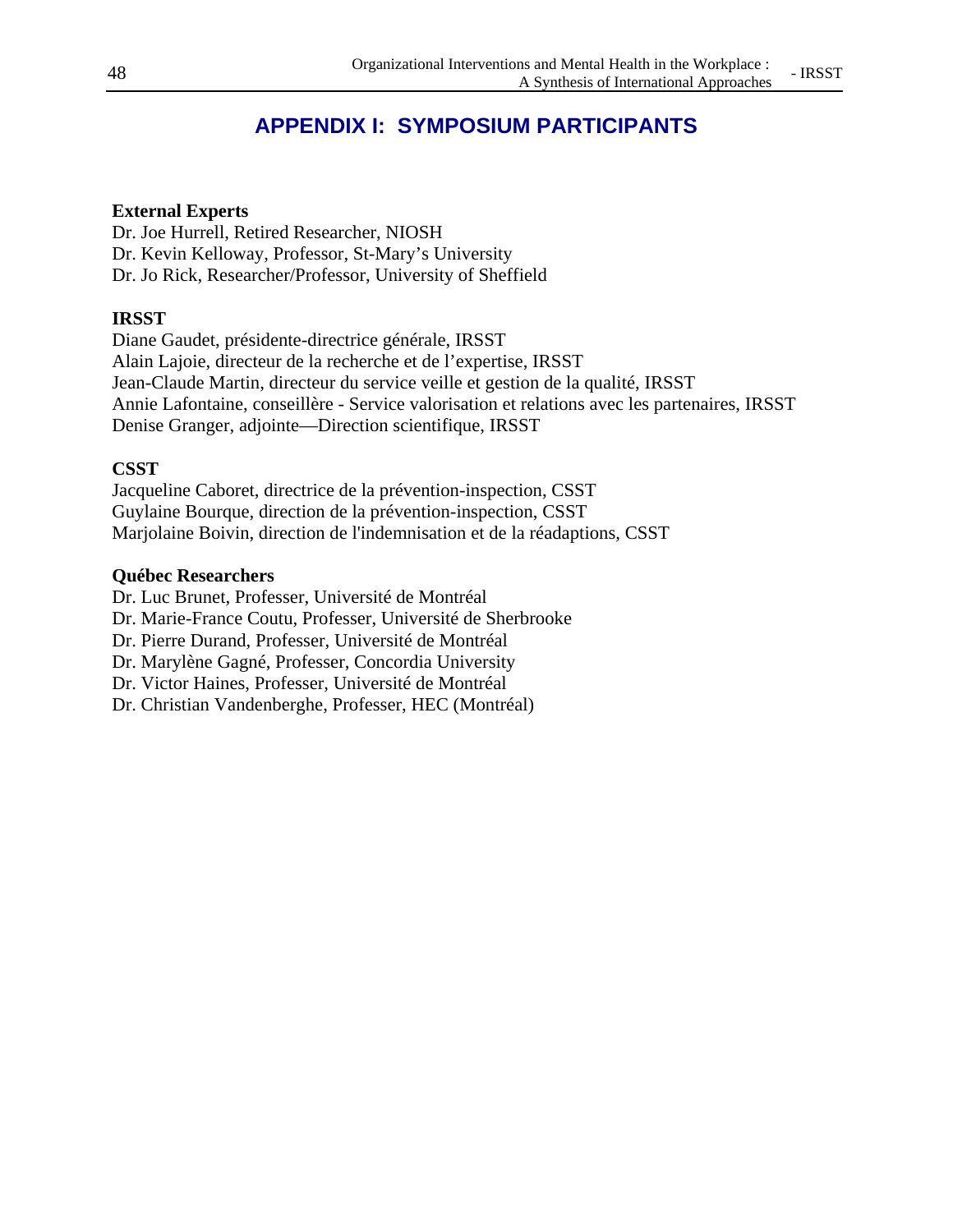# APPENDIX I: SYMPOSIUM PARTICIPANTS

**External Experts**
Dr. Joe Hurrell, Retired Researcher, NIOSH
Dr. Kevin Kelloway, Professor, St-Mary's University
Dr. Jo Rick, Researcher/Professor, University of Sheffield

**IRSST**
Diane Gaudet, présidente-directrice générale, IRSST
Alain Lajoie, directeur de la recherche et de l'expertise, IRSST
Jean-Claude Martin, directeur du service veille et gestion de la qualité, IRSST
Annie Lafontaine, conseillère - Service valorisation et relations avec les partenaires, IRSST
Denise Granger, adjointe—Direction scientifique, IRSST

**CSST**
Jacqueline Caboret, directrice de la prévention-inspection, CSST
Guylaine Bourque, direction de la prévention-inspection, CSST
Marjolaine Boivin, direction de l'indemnisation et de la réadaptions, CSST

**Québec Researchers**
Dr. Luc Brunet, Professer, Université de Montréal
Dr. Marie-France Coutu, Professer, Université de Sherbrooke
Dr. Pierre Durand, Professer, Université de Montréal
Dr. Marylène Gagné, Professer, Concordia University
Dr. Victor Haines, Professer, Université de Montréal
Dr. Christian Vandenberghe, Professer, HEC (Montréal)